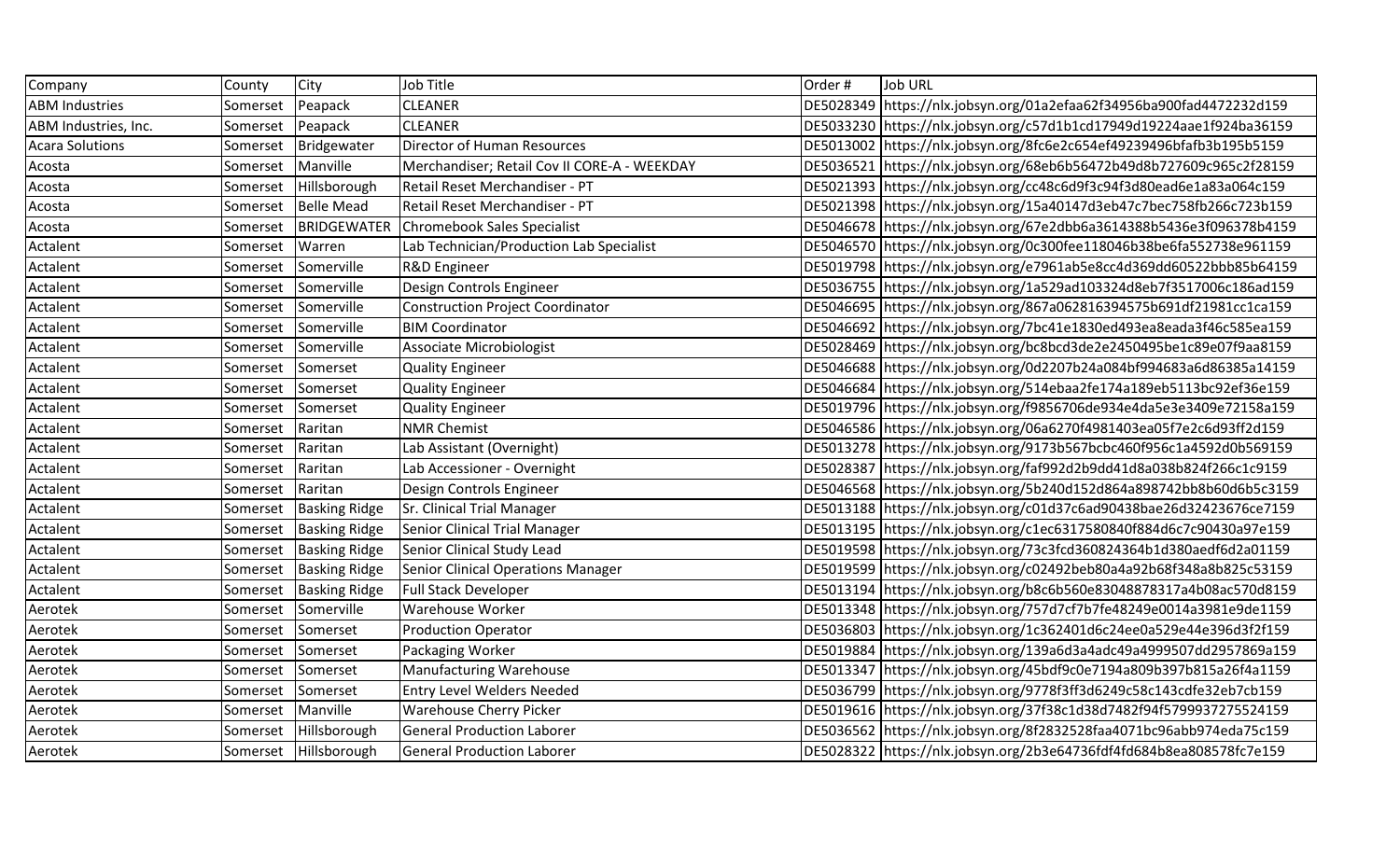| Company | County | City | Job Title | Order # | Job URL |
|---|---|---|---|---|---|
| ABM Industries | Somerset | Peapack | CLEANER | DE5028349 | https://nlx.jobsyn.org/01a2efaa62f34956ba900fad4472232d159 |
| ABM Industries, Inc. | Somerset | Peapack | CLEANER | DE5033230 | https://nlx.jobsyn.org/c57d1b1cd17949d19224aae1f924ba36159 |
| Acara Solutions | Somerset | Bridgewater | Director of Human Resources | DE5013002 | https://nlx.jobsyn.org/8fc6e2c654ef49239496bfafb3b195b5159 |
| Acosta | Somerset | Manville | Merchandiser; Retail Cov II CORE-A - WEEKDAY | DE5036521 | https://nlx.jobsyn.org/68eb6b56472b49d8b727609c965c2f28159 |
| Acosta | Somerset | Hillsborough | Retail Reset Merchandiser - PT | DE5021393 | https://nlx.jobsyn.org/cc48c6d9f3c94f3d80ead6e1a83a064c159 |
| Acosta | Somerset | Belle Mead | Retail Reset Merchandiser - PT | DE5021398 | https://nlx.jobsyn.org/15a40147d3eb47c7bec758fb266c723b159 |
| Acosta | Somerset | BRIDGEWATER | Chromebook Sales Specialist | DE5046678 | https://nlx.jobsyn.org/67e2dbb6a3614388b5436e3f096378b4159 |
| Actalent | Somerset | Warren | Lab Technician/Production Lab Specialist | DE5046570 | https://nlx.jobsyn.org/0c300fee118046b38be6fa552738e961159 |
| Actalent | Somerset | Somerville | R&D Engineer | DE5019798 | https://nlx.jobsyn.org/e7961ab5e8cc4d369dd60522bbb85b64159 |
| Actalent | Somerset | Somerville | Design Controls Engineer | DE5036755 | https://nlx.jobsyn.org/1a529ad103324d8eb7f3517006c186ad159 |
| Actalent | Somerset | Somerville | Construction Project Coordinator | DE5046695 | https://nlx.jobsyn.org/867a062816394575b691df21981cc1ca159 |
| Actalent | Somerset | Somerville | BIM Coordinator | DE5046692 | https://nlx.jobsyn.org/7bc41e1830ed493ea8eada3f46c585ea159 |
| Actalent | Somerset | Somerville | Associate Microbiologist | DE5028469 | https://nlx.jobsyn.org/bc8bcd3de2e2450495be1c89e07f9aa8159 |
| Actalent | Somerset | Somerset | Quality Engineer | DE5046688 | https://nlx.jobsyn.org/0d2207b24a084bf994683a6d86385a14159 |
| Actalent | Somerset | Somerset | Quality Engineer | DE5046684 | https://nlx.jobsyn.org/514ebaa2fe174a189eb5113bc92ef36e159 |
| Actalent | Somerset | Somerset | Quality Engineer | DE5019796 | https://nlx.jobsyn.org/f9856706de934e4da5e3e3409e72158a159 |
| Actalent | Somerset | Raritan | NMR Chemist | DE5046586 | https://nlx.jobsyn.org/06a6270f4981403ea05f7e2c6d93ff2d159 |
| Actalent | Somerset | Raritan | Lab Assistant (Overnight) | DE5013278 | https://nlx.jobsyn.org/9173b567bcbc460f956c1a4592d0b569159 |
| Actalent | Somerset | Raritan | Lab Accessioner - Overnight | DE5028387 | https://nlx.jobsyn.org/faf992d2b9dd41d8a038b824f266c1c9159 |
| Actalent | Somerset | Raritan | Design Controls Engineer | DE5046568 | https://nlx.jobsyn.org/5b240d152d864a898742bb8b60d6b5c3159 |
| Actalent | Somerset | Basking Ridge | Sr. Clinical Trial Manager | DE5013188 | https://nlx.jobsyn.org/c01d37c6ad90438bae26d32423676ce7159 |
| Actalent | Somerset | Basking Ridge | Senior Clinical Trial Manager | DE5013195 | https://nlx.jobsyn.org/c1ec6317580840f884d6c7c90430a97e159 |
| Actalent | Somerset | Basking Ridge | Senior Clinical Study Lead | DE5019598 | https://nlx.jobsyn.org/73c3fcd360824364b1d380aedf6d2a01159 |
| Actalent | Somerset | Basking Ridge | Senior Clinical Operations Manager | DE5019599 | https://nlx.jobsyn.org/c02492beb80a4a92b68f348a8b825c53159 |
| Actalent | Somerset | Basking Ridge | Full Stack Developer | DE5013194 | https://nlx.jobsyn.org/b8c6b560e83048878317a4b08ac570d8159 |
| Aerotek | Somerset | Somerville | Warehouse Worker | DE5013348 | https://nlx.jobsyn.org/757d7cf7b7fe48249e0014a3981e9de1159 |
| Aerotek | Somerset | Somerset | Production Operator | DE5036803 | https://nlx.jobsyn.org/1c362401d6c24ee0a529e44e396d3f2f159 |
| Aerotek | Somerset | Somerset | Packaging Worker | DE5019884 | https://nlx.jobsyn.org/139a6d3a4adc49a4999507dd2957869a159 |
| Aerotek | Somerset | Somerset | Manufacturing Warehouse | DE5013347 | https://nlx.jobsyn.org/45bdf9c0e7194a809b397b815a26f4a1159 |
| Aerotek | Somerset | Somerset | Entry Level Welders Needed | DE5036799 | https://nlx.jobsyn.org/9778f3ff3d6249c58c143cdfe32eb7cb159 |
| Aerotek | Somerset | Manville | Warehouse Cherry Picker | DE5019616 | https://nlx.jobsyn.org/37f38c1d38d7482f94f5799937275524159 |
| Aerotek | Somerset | Hillsborough | General Production Laborer | DE5036562 | https://nlx.jobsyn.org/8f2832528faa4071bc96abb974eda75c159 |
| Aerotek | Somerset | Hillsborough | General Production Laborer | DE5028322 | https://nlx.jobsyn.org/2b3e64736fdf4fd684b8ea808578fc7e159 |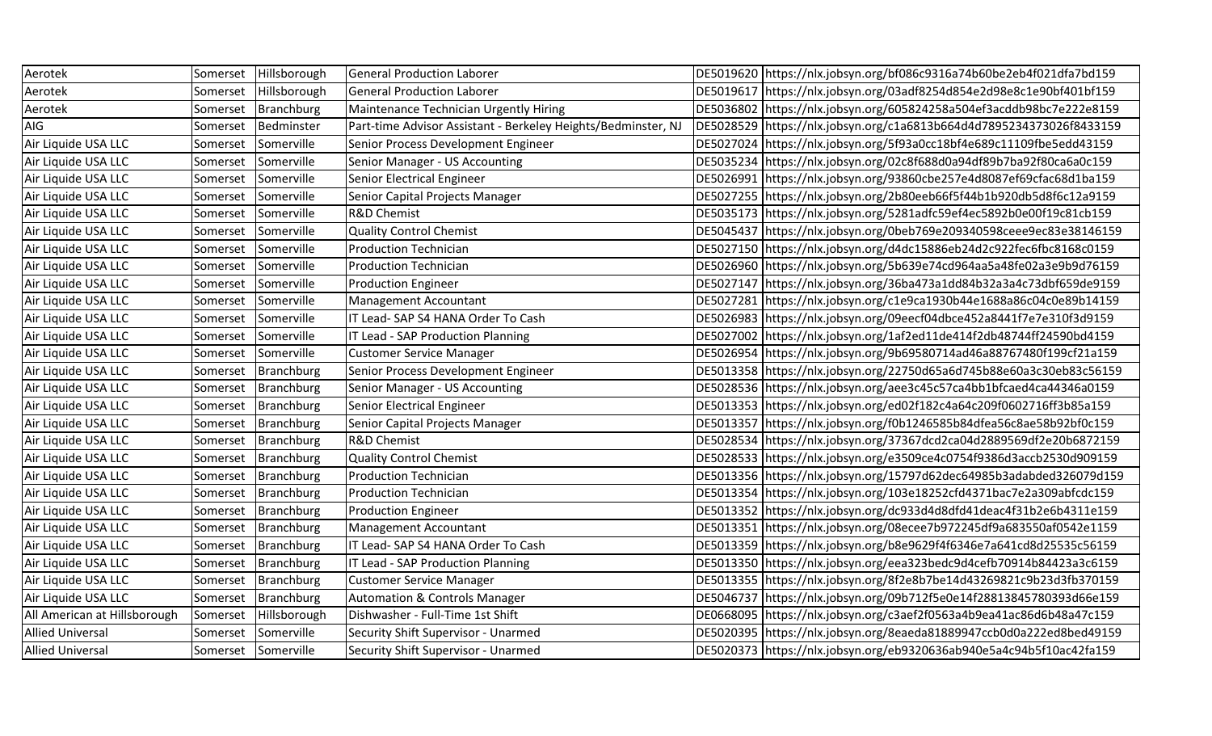| Aerotek | Somerset | Hillsborough | General Production Laborer | DE5019620 | https://nlx.jobsyn.org/bf086c9316a74b60be2eb4f021dfa7bd159 |
|---|---|---|---|---|---|
| Aerotek | Somerset | Hillsborough | General Production Laborer | DE5019617 | https://nlx.jobsyn.org/03adf8254d854e2d98e8c1e90bf401bf159 |
| Aerotek | Somerset | Branchburg | Maintenance Technician Urgently Hiring | DE5036802 | https://nlx.jobsyn.org/605824258a504ef3acddb98bc7e222e8159 |
| AIG | Somerset | Bedminster | Part-time Advisor Assistant - Berkeley Heights/Bedminster, NJ | DE5028529 | https://nlx.jobsyn.org/c1a6813b664d4d7895234373026f8433159 |
| Air Liquide USA LLC | Somerset | Somerville | Senior Process Development Engineer | DE5027024 | https://nlx.jobsyn.org/5f93a0cc18bf4e689c11109fbe5edd43159 |
| Air Liquide USA LLC | Somerset | Somerville | Senior Manager - US Accounting | DE5035234 | https://nlx.jobsyn.org/02c8f688d0a94df89b7ba92f80ca6a0c159 |
| Air Liquide USA LLC | Somerset | Somerville | Senior Electrical Engineer | DE5026991 | https://nlx.jobsyn.org/93860cbe257e4d8087ef69cfac68d1ba159 |
| Air Liquide USA LLC | Somerset | Somerville | Senior Capital Projects Manager | DE5027255 | https://nlx.jobsyn.org/2b80eeb66f5f44b1b920db5d8f6c12a9159 |
| Air Liquide USA LLC | Somerset | Somerville | R&D Chemist | DE5035173 | https://nlx.jobsyn.org/5281adfc59ef4ec5892b0e00f19c81cb159 |
| Air Liquide USA LLC | Somerset | Somerville | Quality Control Chemist | DE5045437 | https://nlx.jobsyn.org/0beb769e209340598ceee9ec83e38146159 |
| Air Liquide USA LLC | Somerset | Somerville | Production Technician | DE5027150 | https://nlx.jobsyn.org/d4dc15886eb24d2c922fec6fbc8168c0159 |
| Air Liquide USA LLC | Somerset | Somerville | Production Technician | DE5026960 | https://nlx.jobsyn.org/5b639e74cd964aa5a48fe02a3e9b9d76159 |
| Air Liquide USA LLC | Somerset | Somerville | Production Engineer | DE5027147 | https://nlx.jobsyn.org/36ba473a1dd84b32a3a4c73dbf659de9159 |
| Air Liquide USA LLC | Somerset | Somerville | Management Accountant | DE5027281 | https://nlx.jobsyn.org/c1e9ca1930b44e1688a86c04c0e89c14159 |
| Air Liquide USA LLC | Somerset | Somerville | IT Lead- SAP S4 HANA Order To Cash | DE5026983 | https://nlx.jobsyn.org/09eecf04dbce452a8441f7e7e310f3d9159 |
| Air Liquide USA LLC | Somerset | Somerville | IT Lead - SAP Production Planning | DE5027002 | https://nlx.jobsyn.org/1af2ed11de414f2db48744ff24590bd4159 |
| Air Liquide USA LLC | Somerset | Somerville | Customer Service Manager | DE5026954 | https://nlx.jobsyn.org/9b69580714ad46a88767480f199cf21a159 |
| Air Liquide USA LLC | Somerset | Branchburg | Senior Process Development Engineer | DE5013358 | https://nlx.jobsyn.org/22750d65a6d745b88e60a3c30eb83c56159 |
| Air Liquide USA LLC | Somerset | Branchburg | Senior Manager - US Accounting | DE5028536 | https://nlx.jobsyn.org/aee3c45c57ca4bb1bfcaed4ca44346a0159 |
| Air Liquide USA LLC | Somerset | Branchburg | Senior Electrical Engineer | DE5013353 | https://nlx.jobsyn.org/ed02f182c4a64c209f0602716ff3b85a159 |
| Air Liquide USA LLC | Somerset | Branchburg | Senior Capital Projects Manager | DE5013357 | https://nlx.jobsyn.org/f0b1246585b84dfea56c8ae58b92bf0c159 |
| Air Liquide USA LLC | Somerset | Branchburg | R&D Chemist | DE5028534 | https://nlx.jobsyn.org/37367dcd2ca04d2889569df2e20b6872159 |
| Air Liquide USA LLC | Somerset | Branchburg | Quality Control Chemist | DE5028533 | https://nlx.jobsyn.org/e3509ce4c0754f9386d3accb2530d909159 |
| Air Liquide USA LLC | Somerset | Branchburg | Production Technician | DE5013356 | https://nlx.jobsyn.org/15797d62dec64985b3adabded326079d159 |
| Air Liquide USA LLC | Somerset | Branchburg | Production Technician | DE5013354 | https://nlx.jobsyn.org/103e18252cfd4371bac7e2a309abfcdc159 |
| Air Liquide USA LLC | Somerset | Branchburg | Production Engineer | DE5013352 | https://nlx.jobsyn.org/dc933d4d8dfd41deac4f31b2e6b4311e159 |
| Air Liquide USA LLC | Somerset | Branchburg | Management Accountant | DE5013351 | https://nlx.jobsyn.org/08ecee7b972245df9a683550af0542e1159 |
| Air Liquide USA LLC | Somerset | Branchburg | IT Lead- SAP S4 HANA Order To Cash | DE5013359 | https://nlx.jobsyn.org/b8e9629f4f6346e7a641cd8d25535c56159 |
| Air Liquide USA LLC | Somerset | Branchburg | IT Lead - SAP Production Planning | DE5013350 | https://nlx.jobsyn.org/eea323bedc9d4cefb70914b84423a3c6159 |
| Air Liquide USA LLC | Somerset | Branchburg | Customer Service Manager | DE5013355 | https://nlx.jobsyn.org/8f2e8b7be14d43269821c9b23d3fb370159 |
| Air Liquide USA LLC | Somerset | Branchburg | Automation & Controls Manager | DE5046737 | https://nlx.jobsyn.org/09b712f5e0e14f28813845780393d66e159 |
| All American at Hillsborough | Somerset | Hillsborough | Dishwasher - Full-Time 1st Shift | DE0668095 | https://nlx.jobsyn.org/c3aef2f0563a4b9ea41ac86d6b48a47c159 |
| Allied Universal | Somerset | Somerville | Security Shift Supervisor - Unarmed | DE5020395 | https://nlx.jobsyn.org/8eaeda81889947ccb0d0a222ed8bed49159 |
| Allied Universal | Somerset | Somerville | Security Shift Supervisor - Unarmed | DE5020373 | https://nlx.jobsyn.org/eb9320636ab940e5a4c94b5f10ac42fa159 |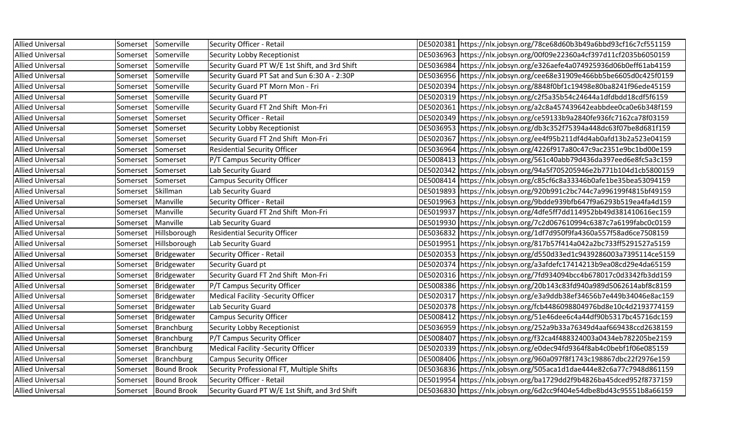| Allied Universal | Somerset | Somerville | Security Officer - Retail | DE5020381 | https://nlx.jobsyn.org/78ce68d60b3b49a6bbd93cf16c7cf551159 |
|---|---|---|---|---|---|
| Allied Universal | Somerset | Somerville | Security Lobby Receptionist | DE5036963 | https://nlx.jobsyn.org/00f09e22360a4cf397d11cf2035b6050159 |
| Allied Universal | Somerset | Somerville | Security Guard PT W/E 1st Shift, and 3rd Shift | DE5036984 | https://nlx.jobsyn.org/e326aefe4a074925936d06b0eff61ab4159 |
| Allied Universal | Somerset | Somerville | Security Guard PT Sat and Sun 6:30 A - 2:30P | DE5036956 | https://nlx.jobsyn.org/cee68e31909e466bb5be6605d0c425f0159 |
| Allied Universal | Somerset | Somerville | Security Guard PT Morn Mon - Fri | DE5020394 | https://nlx.jobsyn.org/8848f0bf1c19498e80ba8241f96ede45159 |
| Allied Universal | Somerset | Somerville | Security Guard PT | DE5020319 | https://nlx.jobsyn.org/c2f5a35b54c24644a1dfdbdd18cdf5f6159 |
| Allied Universal | Somerset | Somerville | Security Guard FT 2nd Shift Mon-Fri | DE5020361 | https://nlx.jobsyn.org/a2c8a457439642eabbdee0ca0e6b348f159 |
| Allied Universal | Somerset | Somerset | Security Officer - Retail | DE5020349 | https://nlx.jobsyn.org/ce59133b9a2840fe936fc7162ca78f03159 |
| Allied Universal | Somerset | Somerset | Security Lobby Receptionist | DE5036953 | https://nlx.jobsyn.org/db3c352f75394a448dc63f07be8d681f159 |
| Allied Universal | Somerset | Somerset | Security Guard FT 2nd Shift Mon-Fri | DE5020367 | https://nlx.jobsyn.org/ee4f95b211df4d4ab0afd13b2a523e04159 |
| Allied Universal | Somerset | Somerset | Residential Security Officer | DE5036964 | https://nlx.jobsyn.org/4226f917a80c47c9ac2351e9bc1bd00e159 |
| Allied Universal | Somerset | Somerset | P/T Campus Security Officer | DE5008413 | https://nlx.jobsyn.org/561c40abb79d436da397eed6e8fc5a3c159 |
| Allied Universal | Somerset | Somerset | Lab Security Guard | DE5020342 | https://nlx.jobsyn.org/94a5f705205946e2b771b104d1cb5800159 |
| Allied Universal | Somerset | Somerset | Campus Security Officer | DE5008414 | https://nlx.jobsyn.org/c85cf6c8a33346b0afe1be35bea53094159 |
| Allied Universal | Somerset | Skillman | Lab Security Guard | DE5019893 | https://nlx.jobsyn.org/920b991c2bc744c7a996199f4815bf49159 |
| Allied Universal | Somerset | Manville | Security Officer - Retail | DE5019963 | https://nlx.jobsyn.org/9bdde939bfb647f9a6293b519ea4fa4d159 |
| Allied Universal | Somerset | Manville | Security Guard FT 2nd Shift Mon-Fri | DE5019937 | https://nlx.jobsyn.org/4dfe5ff7dd114952bb49d381410616ec159 |
| Allied Universal | Somerset | Manville | Lab Security Guard | DE5019930 | https://nlx.jobsyn.org/7c2d067610994c6387c7a6199fabc0c0159 |
| Allied Universal | Somerset | Hillsborough | Residential Security Officer | DE5036832 | https://nlx.jobsyn.org/1df7d950f9fa4360a557f58ad6ce7508159 |
| Allied Universal | Somerset | Hillsborough | Lab Security Guard | DE5019951 | https://nlx.jobsyn.org/817b57f414a042a2bc733ff5291527a5159 |
| Allied Universal | Somerset | Bridgewater | Security Officer - Retail | DE5020353 | https://nlx.jobsyn.org/d550d33ed1c9439286003a7395114ce5159 |
| Allied Universal | Somerset | Bridgewater | Security Guard pt | DE5020374 | https://nlx.jobsyn.org/a3afdefc17414213b9ea08cd29e4da65159 |
| Allied Universal | Somerset | Bridgewater | Security Guard FT 2nd Shift Mon-Fri | DE5020316 | https://nlx.jobsyn.org/7fd934094bcc4b678017c0d3342fb3dd159 |
| Allied Universal | Somerset | Bridgewater | P/T Campus Security Officer | DE5008386 | https://nlx.jobsyn.org/20b143c83fd940a989d5062614abf8c8159 |
| Allied Universal | Somerset | Bridgewater | Medical Facility -Security Officer | DE5020317 | https://nlx.jobsyn.org/e3a9ddb38ef34656b7e449b34046e8ac159 |
| Allied Universal | Somerset | Bridgewater | Lab Security Guard | DE5020378 | https://nlx.jobsyn.org/fcb4486098804976bd8e10c4d2193774159 |
| Allied Universal | Somerset | Bridgewater | Campus Security Officer | DE5008412 | https://nlx.jobsyn.org/51e46dee6c4a44df90b5317bc45716dc159 |
| Allied Universal | Somerset | Branchburg | Security Lobby Receptionist | DE5036959 | https://nlx.jobsyn.org/252a9b33a76349d4aaf669438ccd2638159 |
| Allied Universal | Somerset | Branchburg | P/T Campus Security Officer | DE5008407 | https://nlx.jobsyn.org/f32ca4f488324003a0434eb782205be2159 |
| Allied Universal | Somerset | Branchburg | Medical Facility -Security Officer | DE5020339 | https://nlx.jobsyn.org/e0dec94fd9364f8ab4c0bebf1f06e085159 |
| Allied Universal | Somerset | Branchburg | Campus Security Officer | DE5008406 | https://nlx.jobsyn.org/960a097f8f1743c198867dbc22f2976e159 |
| Allied Universal | Somerset | Bound Brook | Security Professional FT, Multiple Shifts | DE5036836 | https://nlx.jobsyn.org/505aca1d1dae444e82c6a77c7948d861159 |
| Allied Universal | Somerset | Bound Brook | Security Officer - Retail | DE5019954 | https://nlx.jobsyn.org/ba1729dd2f9b4826ba45dced952f8737159 |
| Allied Universal | Somerset | Bound Brook | Security Guard PT W/E 1st Shift, and 3rd Shift | DE5036830 | https://nlx.jobsyn.org/6d2cc9f404e54dbe8bd43c95551b8a66159 |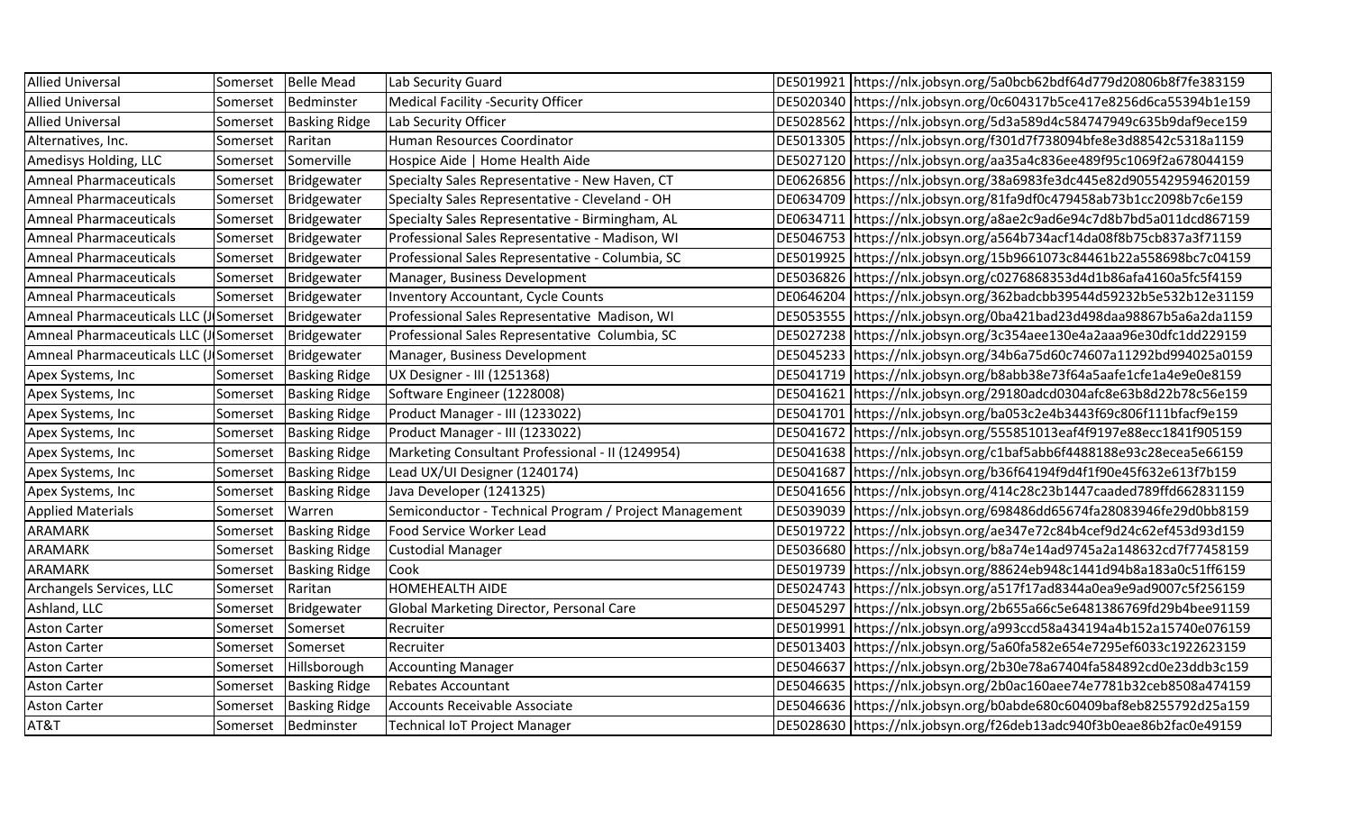| | | | | | |
|---|---|---|---|---|---|
| Allied Universal | Somerset | Belle Mead | Lab Security Guard | DE5019921 | https://nlx.jobsyn.org/5a0bcb62bdf64d779d20806b8f7fe383159 |
| Allied Universal | Somerset | Bedminster | Medical Facility -Security Officer | DE5020340 | https://nlx.jobsyn.org/0c604317b5ce417e8256d6ca55394b1e159 |
| Allied Universal | Somerset | Basking Ridge | Lab Security Officer | DE5028562 | https://nlx.jobsyn.org/5d3a589d4c584747949c635b9daf9ece159 |
| Alternatives, Inc. | Somerset | Raritan | Human Resources Coordinator | DE5013305 | https://nlx.jobsyn.org/f301d7f738094bfe8e3d88542c5318a1159 |
| Amedisys Holding, LLC | Somerset | Somerville | Hospice Aide \| Home Health Aide | DE5027120 | https://nlx.jobsyn.org/aa35a4c836ee489f95c1069f2a678044159 |
| Amneal Pharmaceuticals | Somerset | Bridgewater | Specialty Sales Representative - New Haven, CT | DE0626856 | https://nlx.jobsyn.org/38a6983fe3dc445e82d9055429594620159 |
| Amneal Pharmaceuticals | Somerset | Bridgewater | Specialty Sales Representative - Cleveland - OH | DE0634709 | https://nlx.jobsyn.org/81fa9df0c479458ab73b1cc2098b7c6e159 |
| Amneal Pharmaceuticals | Somerset | Bridgewater | Specialty Sales Representative - Birmingham, AL | DE0634711 | https://nlx.jobsyn.org/a8ae2c9ad6e94c7d8b7bd5a011dcd867159 |
| Amneal Pharmaceuticals | Somerset | Bridgewater | Professional Sales Representative - Madison, WI | DE5046753 | https://nlx.jobsyn.org/a564b734acf14da08f8b75cb837a3f71159 |
| Amneal Pharmaceuticals | Somerset | Bridgewater | Professional Sales Representative - Columbia, SC | DE5019925 | https://nlx.jobsyn.org/15b9661073c84461b22a558698bc7c04159 |
| Amneal Pharmaceuticals | Somerset | Bridgewater | Manager, Business Development | DE5036826 | https://nlx.jobsyn.org/c0276868353d4d1b86afa4160a5fc5f4159 |
| Amneal Pharmaceuticals | Somerset | Bridgewater | Inventory Accountant, Cycle Counts | DE0646204 | https://nlx.jobsyn.org/362badcbb39544d59232b5e532b12e31159 |
| Amneal Pharmaceuticals LLC (J | Somerset | Bridgewater | Professional Sales Representative Madison, WI | DE5053555 | https://nlx.jobsyn.org/0ba421bad23d498daa98867b5a6a2da1159 |
| Amneal Pharmaceuticals LLC (J | Somerset | Bridgewater | Professional Sales Representative Columbia, SC | DE5027238 | https://nlx.jobsyn.org/3c354aee130e4a2aaa96e30dfc1dd229159 |
| Amneal Pharmaceuticals LLC (J | Somerset | Bridgewater | Manager, Business Development | DE5045233 | https://nlx.jobsyn.org/34b6a75d60c74607a11292bd994025a0159 |
| Apex Systems, Inc | Somerset | Basking Ridge | UX Designer - III (1251368) | DE5041719 | https://nlx.jobsyn.org/b8abb38e73f64a5aafe1cfe1a4e9e0e8159 |
| Apex Systems, Inc | Somerset | Basking Ridge | Software Engineer (1228008) | DE5041621 | https://nlx.jobsyn.org/29180adcd0304afc8e63b8d22b78c56e159 |
| Apex Systems, Inc | Somerset | Basking Ridge | Product Manager - III (1233022) | DE5041701 | https://nlx.jobsyn.org/ba053c2e4b3443f69c806f111bfacf9e159 |
| Apex Systems, Inc | Somerset | Basking Ridge | Product Manager - III (1233022) | DE5041672 | https://nlx.jobsyn.org/555851013eaf4f9197e88ecc1841f905159 |
| Apex Systems, Inc | Somerset | Basking Ridge | Marketing Consultant Professional - II (1249954) | DE5041638 | https://nlx.jobsyn.org/c1baf5abb6f4488188e93c28ecea5e66159 |
| Apex Systems, Inc | Somerset | Basking Ridge | Lead UX/UI Designer (1240174) | DE5041687 | https://nlx.jobsyn.org/b36f64194f9d4f1f90e45f632e613f7b159 |
| Apex Systems, Inc | Somerset | Basking Ridge | Java Developer (1241325) | DE5041656 | https://nlx.jobsyn.org/414c28c23b1447caaded789ffd662831159 |
| Applied Materials | Somerset | Warren | Semiconductor - Technical Program / Project Management | DE5039039 | https://nlx.jobsyn.org/698486dd65674fa28083946fe29d0bb8159 |
| ARAMARK | Somerset | Basking Ridge | Food Service Worker Lead | DE5019722 | https://nlx.jobsyn.org/ae347e72c84b4cef9d24c62ef453d93d159 |
| ARAMARK | Somerset | Basking Ridge | Custodial Manager | DE5036680 | https://nlx.jobsyn.org/b8a74e14ad9745a2a148632cd7f77458159 |
| ARAMARK | Somerset | Basking Ridge | Cook | DE5019739 | https://nlx.jobsyn.org/88624eb948c1441d94b8a183a0c51ff6159 |
| Archangels Services, LLC | Somerset | Raritan | HOMEHEALTH AIDE | DE5024743 | https://nlx.jobsyn.org/a517f17ad8344a0ea9e9ad9007c5f256159 |
| Ashland, LLC | Somerset | Bridgewater | Global Marketing Director, Personal Care | DE5045297 | https://nlx.jobsyn.org/2b655a66c5e6481386769fd29b4bee91159 |
| Aston Carter | Somerset | Somerset | Recruiter | DE5019991 | https://nlx.jobsyn.org/a993ccd58a434194a4b152a15740e076159 |
| Aston Carter | Somerset | Somerset | Recruiter | DE5013403 | https://nlx.jobsyn.org/5a60fa582e654e7295ef6033c1922623159 |
| Aston Carter | Somerset | Hillsborough | Accounting Manager | DE5046637 | https://nlx.jobsyn.org/2b30e78a67404fa584892cd0e23ddb3c159 |
| Aston Carter | Somerset | Basking Ridge | Rebates Accountant | DE5046635 | https://nlx.jobsyn.org/2b0ac160aee74e7781b32ceb8508a474159 |
| Aston Carter | Somerset | Basking Ridge | Accounts Receivable Associate | DE5046636 | https://nlx.jobsyn.org/b0abde680c60409baf8eb8255792d25a159 |
| AT&T | Somerset | Bedminster | Technical IoT Project Manager | DE5028630 | https://nlx.jobsyn.org/f26deb13adc940f3b0eae86b2fac0e49159 |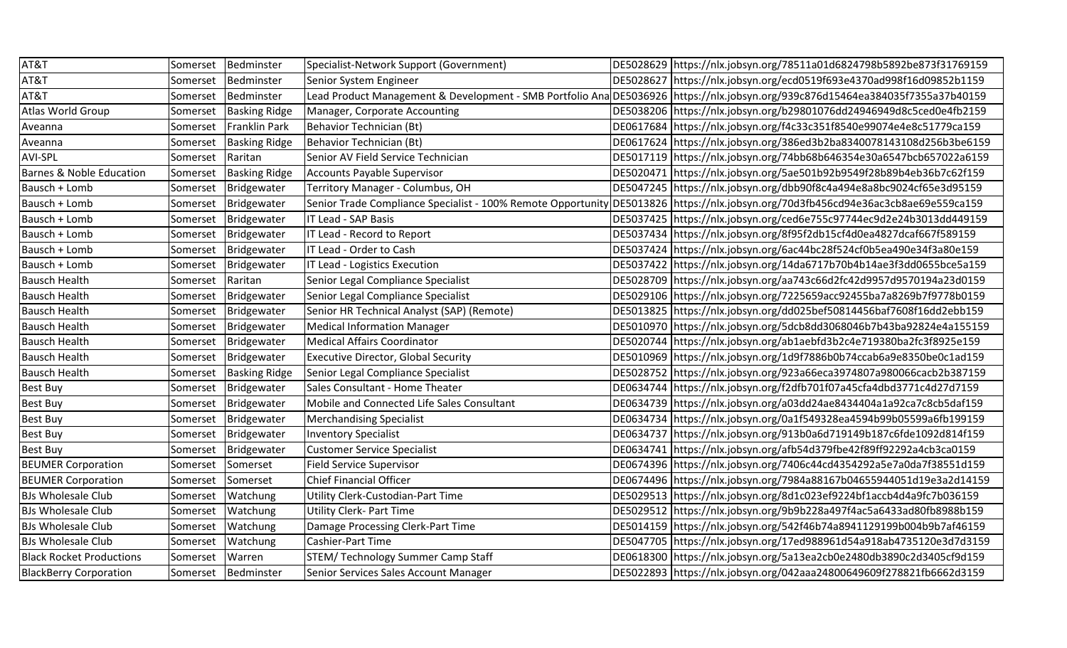| | | | | | |
|---|---|---|---|---|---|
| AT&T | Somerset | Bedminster | Specialist-Network Support (Government) | DE5028629 | https://nlx.jobsyn.org/78511a01d6824798b5892be873f31769159 |
| AT&T | Somerset | Bedminster | Senior System Engineer | DE5028627 | https://nlx.jobsyn.org/ecd0519f693e4370ad998f16d09852b1159 |
| AT&T | Somerset | Bedminster | Lead Product Management & Development - SMB Portfolio Ana | DE5036926 | https://nlx.jobsyn.org/939c876d15464ea384035f7355a37b40159 |
| Atlas World Group | Somerset | Basking Ridge | Manager, Corporate Accounting | DE5038206 | https://nlx.jobsyn.org/b29801076dd24946949d8c5ced0e4fb2159 |
| Aveanna | Somerset | Franklin Park | Behavior Technician (Bt) | DE0617684 | https://nlx.jobsyn.org/f4c33c351f8540e99074e4e8c51779ca159 |
| Aveanna | Somerset | Basking Ridge | Behavior Technician (Bt) | DE0617624 | https://nlx.jobsyn.org/386ed3b2ba8340078143108d256b3be6159 |
| AVI-SPL | Somerset | Raritan | Senior AV Field Service Technician | DE5017119 | https://nlx.jobsyn.org/74bb68b646354e30a6547bcb657022a6159 |
| Barnes & Noble Education | Somerset | Basking Ridge | Accounts Payable Supervisor | DE5020471 | https://nlx.jobsyn.org/5ae501b92b9549f28b89b4eb36b7c62f159 |
| Bausch + Lomb | Somerset | Bridgewater | Territory Manager - Columbus, OH | DE5047245 | https://nlx.jobsyn.org/dbb90f8c4a494e8a8bc9024cf65e3d95159 |
| Bausch + Lomb | Somerset | Bridgewater | Senior Trade Compliance Specialist - 100% Remote Opportunity | DE5013826 | https://nlx.jobsyn.org/70d3fb456cd94e36ac3cb8ae69e559ca159 |
| Bausch + Lomb | Somerset | Bridgewater | IT Lead - SAP Basis | DE5037425 | https://nlx.jobsyn.org/ced6e755c97744ec9d2e24b3013dd449159 |
| Bausch + Lomb | Somerset | Bridgewater | IT Lead - Record to Report | DE5037434 | https://nlx.jobsyn.org/8f95f2db15cf4d0ea4827dcaf667f589159 |
| Bausch + Lomb | Somerset | Bridgewater | IT Lead - Order to Cash | DE5037424 | https://nlx.jobsyn.org/6ac44bc28f524cf0b5ea490e34f3a80e159 |
| Bausch + Lomb | Somerset | Bridgewater | IT Lead - Logistics Execution | DE5037422 | https://nlx.jobsyn.org/14da6717b70b4b14ae3f3dd0655bce5a159 |
| Bausch Health | Somerset | Raritan | Senior Legal Compliance Specialist | DE5028709 | https://nlx.jobsyn.org/aa743c66d2fc42d9957d9570194a23d0159 |
| Bausch Health | Somerset | Bridgewater | Senior Legal Compliance Specialist | DE5029106 | https://nlx.jobsyn.org/7225659acc92455ba7a8269b7f9778b0159 |
| Bausch Health | Somerset | Bridgewater | Senior HR Technical Analyst (SAP) (Remote) | DE5013825 | https://nlx.jobsyn.org/dd025bef50814456baf7608f16d2ebb159 |
| Bausch Health | Somerset | Bridgewater | Medical Information Manager | DE5010970 | https://nlx.jobsyn.org/5dcb8dd3068046b7b43ba92824e4a155159 |
| Bausch Health | Somerset | Bridgewater | Medical Affairs Coordinator | DE5020744 | https://nlx.jobsyn.org/ab1aebfd3b2c4e719380ba2fc3f8925e159 |
| Bausch Health | Somerset | Bridgewater | Executive Director, Global Security | DE5010969 | https://nlx.jobsyn.org/1d9f7886b0b74ccab6a9e8350be0c1ad159 |
| Bausch Health | Somerset | Basking Ridge | Senior Legal Compliance Specialist | DE5028752 | https://nlx.jobsyn.org/923a66eca3974807a980066cacb2b387159 |
| Best Buy | Somerset | Bridgewater | Sales Consultant - Home Theater | DE0634744 | https://nlx.jobsyn.org/f2dfb701f07a45cfa4dbd3771c4d27d7159 |
| Best Buy | Somerset | Bridgewater | Mobile and Connected Life Sales Consultant | DE0634739 | https://nlx.jobsyn.org/a03dd24ae8434404a1a92ca7c8cb5daf159 |
| Best Buy | Somerset | Bridgewater | Merchandising Specialist | DE0634734 | https://nlx.jobsyn.org/0a1f549328ea4594b99b05599a6fb199159 |
| Best Buy | Somerset | Bridgewater | Inventory Specialist | DE0634737 | https://nlx.jobsyn.org/913b0a6d719149b187c6fde1092d814f159 |
| Best Buy | Somerset | Bridgewater | Customer Service Specialist | DE0634741 | https://nlx.jobsyn.org/afb54d379fbe42f89ff92292a4cb3ca0159 |
| BEUMER Corporation | Somerset | Somerset | Field Service Supervisor | DE0674396 | https://nlx.jobsyn.org/7406c44cd4354292a5e7a0da7f38551d159 |
| BEUMER Corporation | Somerset | Somerset | Chief Financial Officer | DE0674496 | https://nlx.jobsyn.org/7984a88167b04655944051d19e3a2d14159 |
| BJs Wholesale Club | Somerset | Watchung | Utility Clerk-Custodian-Part Time | DE5029513 | https://nlx.jobsyn.org/8d1c023ef9224bf1accb4d4a9fc7b036159 |
| BJs Wholesale Club | Somerset | Watchung | Utility Clerk- Part Time | DE5029512 | https://nlx.jobsyn.org/9b9b228a497f4ac5a6433ad80fb8988b159 |
| BJs Wholesale Club | Somerset | Watchung | Damage Processing Clerk-Part Time | DE5014159 | https://nlx.jobsyn.org/542f46b74a8941129199b004b9b7af46159 |
| BJs Wholesale Club | Somerset | Watchung | Cashier-Part Time | DE5047705 | https://nlx.jobsyn.org/17ed988961d54a918ab4735120e3d7d3159 |
| Black Rocket Productions | Somerset | Warren | STEM/ Technology Summer Camp Staff | DE0618300 | https://nlx.jobsyn.org/5a13ea2cb0e2480db3890c2d3405cf9d159 |
| BlackBerry Corporation | Somerset | Bedminster | Senior Services Sales Account Manager | DE5022893 | https://nlx.jobsyn.org/042aaa24800649609f278821fb6662d3159 |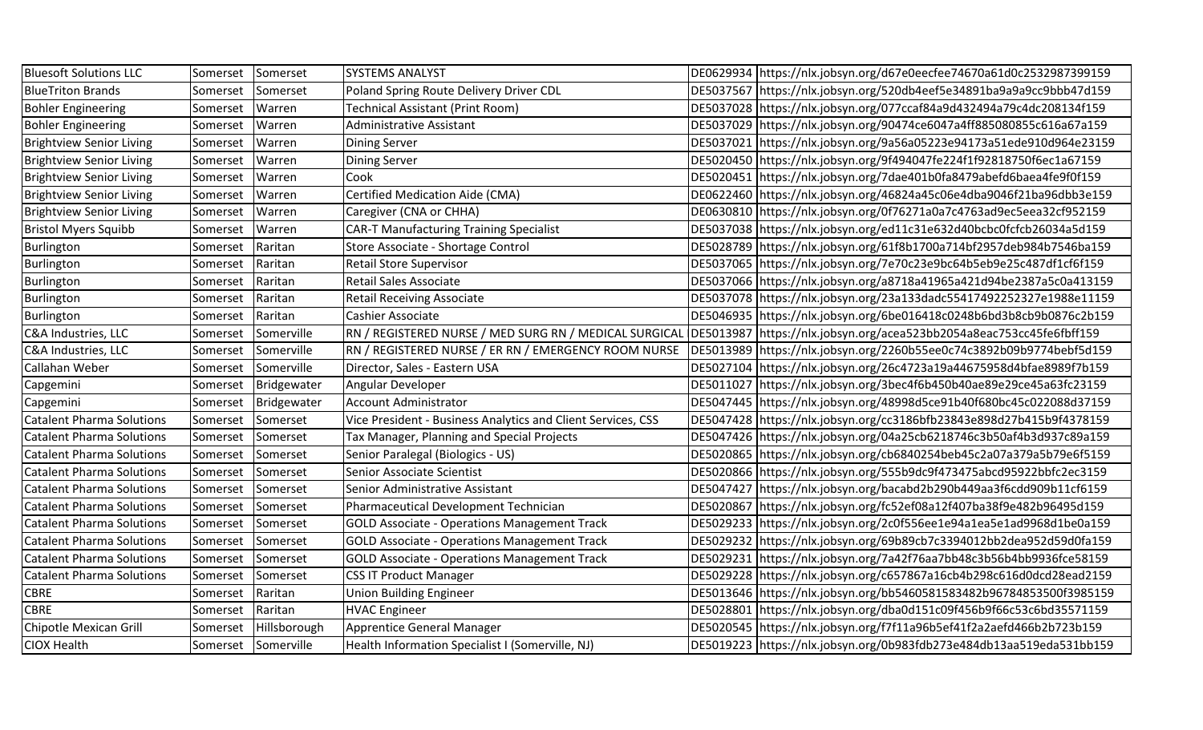| | | | | | |
|---|---|---|---|---|---|
| Bluesoft Solutions LLC | Somerset | Somerset | SYSTEMS ANALYST | DE0629934 | https://nlx.jobsyn.org/d67e0eecfee74670a61d0c2532987399159 |
| BlueTriton Brands | Somerset | Somerset | Poland Spring Route Delivery Driver CDL | DE5037567 | https://nlx.jobsyn.org/520db4eef5e34891ba9a9a9cc9bbb47d159 |
| Bohler Engineering | Somerset | Warren | Technical Assistant (Print Room) | DE5037028 | https://nlx.jobsyn.org/077ccaf84a9d432494a79c4dc208134f159 |
| Bohler Engineering | Somerset | Warren | Administrative Assistant | DE5037029 | https://nlx.jobsyn.org/90474ce6047a4ff885080855c616a67a159 |
| Brightview Senior Living | Somerset | Warren | Dining Server | DE5037021 | https://nlx.jobsyn.org/9a56a05223e94173a51ede910d964e23159 |
| Brightview Senior Living | Somerset | Warren | Dining Server | DE5020450 | https://nlx.jobsyn.org/9f494047fe224f1f92818750f6ec1a67159 |
| Brightview Senior Living | Somerset | Warren | Cook | DE5020451 | https://nlx.jobsyn.org/7dae401b0fa8479abefd6baea4fe9f0f159 |
| Brightview Senior Living | Somerset | Warren | Certified Medication Aide (CMA) | DE0622460 | https://nlx.jobsyn.org/46824a45c06e4dba9046f21ba96dbb3e159 |
| Brightview Senior Living | Somerset | Warren | Caregiver (CNA or CHHA) | DE0630810 | https://nlx.jobsyn.org/0f76271a0a7c4763ad9ec5eea32cf952159 |
| Bristol Myers Squibb | Somerset | Warren | CAR-T Manufacturing Training Specialist | DE5037038 | https://nlx.jobsyn.org/ed11c31e632d40bcbc0fcfcb26034a5d159 |
| Burlington | Somerset | Raritan | Store Associate - Shortage Control | DE5028789 | https://nlx.jobsyn.org/61f8b1700a714bf2957deb984b7546ba159 |
| Burlington | Somerset | Raritan | Retail Store Supervisor | DE5037065 | https://nlx.jobsyn.org/7e70c23e9bc64b5eb9e25c487df1cf6f159 |
| Burlington | Somerset | Raritan | Retail Sales Associate | DE5037066 | https://nlx.jobsyn.org/a8718a41965a421d94be2387a5c0a413159 |
| Burlington | Somerset | Raritan | Retail Receiving Associate | DE5037078 | https://nlx.jobsyn.org/23a133dadc55417492252327e1988e11159 |
| Burlington | Somerset | Raritan | Cashier Associate | DE5046935 | https://nlx.jobsyn.org/6be016418c0248b6bd3b8cb9b0876c2b159 |
| C&A Industries, LLC | Somerset | Somerville | RN / REGISTERED NURSE / MED SURG RN / MEDICAL SURGICAL | DE5013987 | https://nlx.jobsyn.org/acea523bb2054a8eac753cc45fe6fbff159 |
| C&A Industries, LLC | Somerset | Somerville | RN / REGISTERED NURSE / ER RN / EMERGENCY ROOM NURSE | DE5013989 | https://nlx.jobsyn.org/2260b55ee0c74c3892b09b9774bebf5d159 |
| Callahan Weber | Somerset | Somerville | Director, Sales - Eastern USA | DE5027104 | https://nlx.jobsyn.org/26c4723a19a44675958d4bfae8989f7b159 |
| Capgemini | Somerset | Bridgewater | Angular Developer | DE5011027 | https://nlx.jobsyn.org/3bec4f6b450b40ae89e29ce45a63fc23159 |
| Capgemini | Somerset | Bridgewater | Account Administrator | DE5047445 | https://nlx.jobsyn.org/48998d5ce91b40f680bc45c022088d37159 |
| Catalent Pharma Solutions | Somerset | Somerset | Vice President - Business Analytics and Client Services, CSS | DE5047428 | https://nlx.jobsyn.org/cc3186bfb23843e898d27b415b9f4378159 |
| Catalent Pharma Solutions | Somerset | Somerset | Tax Manager, Planning and Special Projects | DE5047426 | https://nlx.jobsyn.org/04a25cb6218746c3b50af4b3d937c89a159 |
| Catalent Pharma Solutions | Somerset | Somerset | Senior Paralegal (Biologics - US) | DE5020865 | https://nlx.jobsyn.org/cb6840254beb45c2a07a379a5b79e6f5159 |
| Catalent Pharma Solutions | Somerset | Somerset | Senior Associate Scientist | DE5020866 | https://nlx.jobsyn.org/555b9dc9f473475abcd95922bbfc2ec3159 |
| Catalent Pharma Solutions | Somerset | Somerset | Senior Administrative Assistant | DE5047427 | https://nlx.jobsyn.org/bacabd2b290b449aa3f6cdd909b11cf6159 |
| Catalent Pharma Solutions | Somerset | Somerset | Pharmaceutical Development Technician | DE5020867 | https://nlx.jobsyn.org/fc52ef08a12f407ba38f9e482b96495d159 |
| Catalent Pharma Solutions | Somerset | Somerset | GOLD Associate - Operations Management Track | DE5029233 | https://nlx.jobsyn.org/2c0f556ee1e94a1ea5e1ad9968d1be0a159 |
| Catalent Pharma Solutions | Somerset | Somerset | GOLD Associate - Operations Management Track | DE5029232 | https://nlx.jobsyn.org/69b89cb7c3394012bb2dea952d59d0fa159 |
| Catalent Pharma Solutions | Somerset | Somerset | GOLD Associate - Operations Management Track | DE5029231 | https://nlx.jobsyn.org/7a42f76aa7bb48c3b56b4bb9936fce58159 |
| Catalent Pharma Solutions | Somerset | Somerset | CSS IT Product Manager | DE5029228 | https://nlx.jobsyn.org/c657867a16cb4b298c616d0dcd28ead2159 |
| CBRE | Somerset | Raritan | Union Building Engineer | DE5013646 | https://nlx.jobsyn.org/bb5460581583482b96784853500f3985159 |
| CBRE | Somerset | Raritan | HVAC Engineer | DE5028801 | https://nlx.jobsyn.org/dba0d151c09f456b9f66c53c6bd35571159 |
| Chipotle Mexican Grill | Somerset | Hillsborough | Apprentice General Manager | DE5020545 | https://nlx.jobsyn.org/f7f11a96b5ef41f2a2aefd466b2b723b159 |
| CIOX Health | Somerset | Somerville | Health Information Specialist I (Somerville, NJ) | DE5019223 | https://nlx.jobsyn.org/0b983fdb273e484db13aa519eda531bb159 |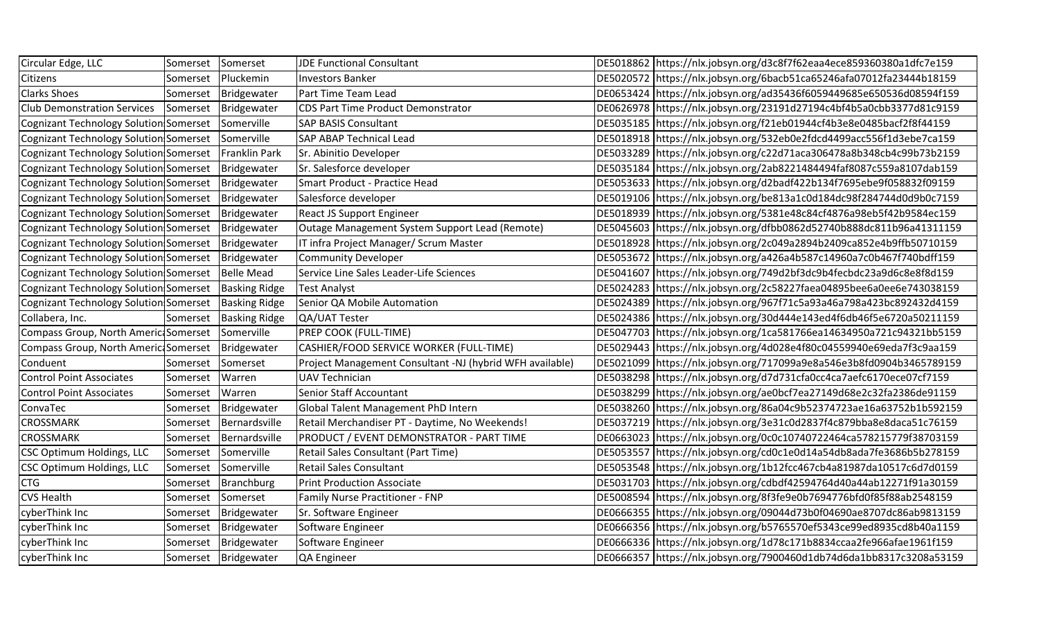| | | | | | |
|---|---|---|---|---|---|
| Circular Edge, LLC | Somerset | Somerset | JDE Functional Consultant | DE5018862 | https://nlx.jobsyn.org/d3c8f7f62eaa4ece859360380a1dfc7e159 |
| Citizens | Somerset | Pluckemin | Investors Banker | DE5020572 | https://nlx.jobsyn.org/6bacb51ca65246afa07012fa23444b18159 |
| Clarks Shoes | Somerset | Bridgewater | Part Time Team Lead | DE0653424 | https://nlx.jobsyn.org/ad35436f6059449685e650536d08594f159 |
| Club Demonstration Services | Somerset | Bridgewater | CDS Part Time Product Demonstrator | DE0626978 | https://nlx.jobsyn.org/23191d27194c4bf4b5a0cbb3377d81c9159 |
| Cognizant Technology Solution | Somerset | Somerville | SAP BASIS Consultant | DE5035185 | https://nlx.jobsyn.org/f21eb01944cf4b3e8e0485bacf2f8f44159 |
| Cognizant Technology Solution | Somerset | Somerville | SAP ABAP Technical Lead | DE5018918 | https://nlx.jobsyn.org/532eb0e2fdcd4499acc556f1d3ebe7ca159 |
| Cognizant Technology Solution | Somerset | Franklin Park | Sr. Abinitio Developer | DE5033289 | https://nlx.jobsyn.org/c22d71aca306478a8b348cb4c99b73b2159 |
| Cognizant Technology Solution | Somerset | Bridgewater | Sr. Salesforce developer | DE5035184 | https://nlx.jobsyn.org/2ab8221484494faf8087c559a8107dab159 |
| Cognizant Technology Solution | Somerset | Bridgewater | Smart Product - Practice Head | DE5053633 | https://nlx.jobsyn.org/d2badf422b134f7695ebe9f058832f09159 |
| Cognizant Technology Solution | Somerset | Bridgewater | Salesforce developer | DE5019106 | https://nlx.jobsyn.org/be813a1c0d184dc98f284744d0d9b0c7159 |
| Cognizant Technology Solution | Somerset | Bridgewater | React JS Support Engineer | DE5018939 | https://nlx.jobsyn.org/5381e48c84cf4876a98eb5f42b9584ec159 |
| Cognizant Technology Solution | Somerset | Bridgewater | Outage Management System Support Lead (Remote) | DE5045603 | https://nlx.jobsyn.org/dfbb0862d52740b888dc811b96a41311159 |
| Cognizant Technology Solution | Somerset | Bridgewater | IT infra Project Manager/ Scrum Master | DE5018928 | https://nlx.jobsyn.org/2c049a2894b2409ca852e4b9ffb50710159 |
| Cognizant Technology Solution | Somerset | Bridgewater | Community Developer | DE5053672 | https://nlx.jobsyn.org/a426a4b587c14960a7c0b467f740bdff159 |
| Cognizant Technology Solution | Somerset | Belle Mead | Service Line Sales Leader-Life Sciences | DE5041607 | https://nlx.jobsyn.org/749d2bf3dc9b4fecbdc23a9d6c8e8f8d159 |
| Cognizant Technology Solution | Somerset | Basking Ridge | Test Analyst | DE5024283 | https://nlx.jobsyn.org/2c58227faea04895bee6a0ee6e743038159 |
| Cognizant Technology Solution | Somerset | Basking Ridge | Senior QA Mobile Automation | DE5024389 | https://nlx.jobsyn.org/967f71c5a93a46a798a423bc892432d4159 |
| Collabera, Inc. | Somerset | Basking Ridge | QA/UAT Tester | DE5024386 | https://nlx.jobsyn.org/30d444e143ed4f6db46f5e6720a50211159 |
| Compass Group, North America | Somerset | Somerville | PREP COOK (FULL-TIME) | DE5047703 | https://nlx.jobsyn.org/1ca581766ea14634950a721c94321bb5159 |
| Compass Group, North America | Somerset | Bridgewater | CASHIER/FOOD SERVICE WORKER (FULL-TIME) | DE5029443 | https://nlx.jobsyn.org/4d028e4f80c04559940e69eda7f3c9aa159 |
| Conduent | Somerset | Somerset | Project Management Consultant -NJ (hybrid WFH available) | DE5021099 | https://nlx.jobsyn.org/717099a9e8a546e3b8fd0904b3465789159 |
| Control Point Associates | Somerset | Warren | UAV Technician | DE5038298 | https://nlx.jobsyn.org/d7d731cfa0cc4ca7aefc6170ece07cf7159 |
| Control Point Associates | Somerset | Warren | Senior Staff Accountant | DE5038299 | https://nlx.jobsyn.org/ae0bcf7ea27149d68e2c32fa2386de91159 |
| ConvaTec | Somerset | Bridgewater | Global Talent Management PhD Intern | DE5038260 | https://nlx.jobsyn.org/86a04c9b52374723ae16a63752b1b592159 |
| CROSSMARK | Somerset | Bernardsville | Retail Merchandiser PT - Daytime, No Weekends! | DE5037219 | https://nlx.jobsyn.org/3e31c0d2837f4c879bba8e8daca51c76159 |
| CROSSMARK | Somerset | Bernardsville | PRODUCT / EVENT DEMONSTRATOR - PART TIME | DE0663023 | https://nlx.jobsyn.org/0c0c10740722464ca578215779f38703159 |
| CSC Optimum Holdings, LLC | Somerset | Somerville | Retail Sales Consultant (Part Time) | DE5053557 | https://nlx.jobsyn.org/cd0c1e0d14a54db8ada7fe3686b5b278159 |
| CSC Optimum Holdings, LLC | Somerset | Somerville | Retail Sales Consultant | DE5053548 | https://nlx.jobsyn.org/1b12fcc467cb4a81987da10517c6d7d0159 |
| CTG | Somerset | Branchburg | Print Production Associate | DE5031703 | https://nlx.jobsyn.org/cdbdf42594764d40a44ab12271f91a30159 |
| CVS Health | Somerset | Somerset | Family Nurse Practitioner - FNP | DE5008594 | https://nlx.jobsyn.org/8f3fe9e0b7694776bfd0f85f88ab2548159 |
| cyberThink Inc | Somerset | Bridgewater | Sr. Software Engineer | DE0666355 | https://nlx.jobsyn.org/09044d73b0f04690ae8707dc86ab9813159 |
| cyberThink Inc | Somerset | Bridgewater | Software Engineer | DE0666356 | https://nlx.jobsyn.org/b5765570ef5343ce99ed8935cd8b40a1159 |
| cyberThink Inc | Somerset | Bridgewater | Software Engineer | DE0666336 | https://nlx.jobsyn.org/1d78c171b8834ccaa2fe966afae1961f159 |
| cyberThink Inc | Somerset | Bridgewater | QA Engineer | DE0666357 | https://nlx.jobsyn.org/7900460d1db74d6da1bb8317c3208a53159 |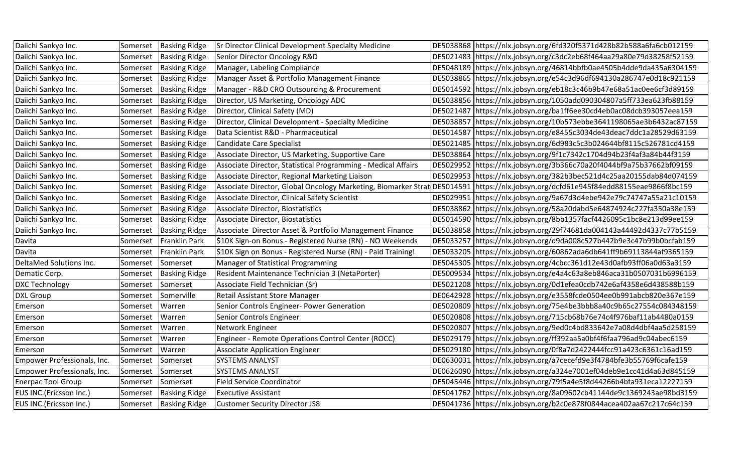| | | | | | |
|---|---|---|---|---|---|
| Daiichi Sankyo Inc. | Somerset | Basking Ridge | Sr Director Clinical Development Specialty Medicine | DE5038868 | https://nlx.jobsyn.org/6fd320f5371d428b82b588a6fa6cb012159 |
| Daiichi Sankyo Inc. | Somerset | Basking Ridge | Senior Director Oncology R&D | DE5021483 | https://nlx.jobsyn.org/c3dc2eb68f464aa29a80e79d38258f52159 |
| Daiichi Sankyo Inc. | Somerset | Basking Ridge | Manager, Labeling Compliance | DE5048189 | https://nlx.jobsyn.org/46814bbfb0ae4505b4dde9da435a6304159 |
| Daiichi Sankyo Inc. | Somerset | Basking Ridge | Manager Asset & Portfolio Management Finance | DE5038865 | https://nlx.jobsyn.org/e54c3d96df694130a286747e0d18c921159 |
| Daiichi Sankyo Inc. | Somerset | Basking Ridge | Manager - R&D CRO Outsourcing & Procurement | DE5014592 | https://nlx.jobsyn.org/eb18c3c46b9b47e68a51ac0ee6cf3d89159 |
| Daiichi Sankyo Inc. | Somerset | Basking Ridge | Director, US Marketing, Oncology ADC | DE5038856 | https://nlx.jobsyn.org/1050add090304807a5ff733ea623fb88159 |
| Daiichi Sankyo Inc. | Somerset | Basking Ridge | Director, Clinical Safety (MD) | DE5021487 | https://nlx.jobsyn.org/ba1ff6ee30cd4eb0ac08dcb393057eea159 |
| Daiichi Sankyo Inc. | Somerset | Basking Ridge | Director, Clinical Development - Specialty Medicine | DE5038857 | https://nlx.jobsyn.org/10b573ebbe3641198065ae3b6432ac87159 |
| Daiichi Sankyo Inc. | Somerset | Basking Ridge | Data Scientist R&D - Pharmaceutical | DE5014587 | https://nlx.jobsyn.org/e8455c3034de43deac7ddc1a28529d63159 |
| Daiichi Sankyo Inc. | Somerset | Basking Ridge | Candidate Care Specialist | DE5021485 | https://nlx.jobsyn.org/6d983c5c3b024644bf8115c526781cd4159 |
| Daiichi Sankyo Inc. | Somerset | Basking Ridge | Associate Director, US Marketing, Supportive Care | DE5038864 | https://nlx.jobsyn.org/9f1c7342c1704d94b23f4af3a84b44f3159 |
| Daiichi Sankyo Inc. | Somerset | Basking Ridge | Associate Director, Statistical Programming - Medical Affairs | DE5029952 | https://nlx.jobsyn.org/3b366c70a20f4044bf9a75b37662bf09159 |
| Daiichi Sankyo Inc. | Somerset | Basking Ridge | Associate Director, Regional Marketing Liaison | DE5029953 | https://nlx.jobsyn.org/382b3bec521d4c25aa20155dab84d074159 |
| Daiichi Sankyo Inc. | Somerset | Basking Ridge | Associate Director, Global Oncology Marketing, Biomarker Strat | DE5014591 | https://nlx.jobsyn.org/dcfd61e945f84edd88155ee9866f8bc159 |
| Daiichi Sankyo Inc. | Somerset | Basking Ridge | Associate Director, Clinical Safety Scientist | DE5029951 | https://nlx.jobsyn.org/9a67d3d4ebe942e79c74747a55a21c10159 |
| Daiichi Sankyo Inc. | Somerset | Basking Ridge | Associate Director, Biostatistics | DE5038862 | https://nlx.jobsyn.org/58a20dabd5e64874924c227fa350a38e159 |
| Daiichi Sankyo Inc. | Somerset | Basking Ridge | Associate Director, Biostatistics | DE5014590 | https://nlx.jobsyn.org/8bb1357facf4426095c1bc8e213d99ee159 |
| Daiichi Sankyo Inc. | Somerset | Basking Ridge | Associate Director Asset & Portfolio Management Finance | DE5038858 | https://nlx.jobsyn.org/29f74681da004143a44492d4337c77b5159 |
| Davita | Somerset | Franklin Park | $10K Sign-on Bonus - Registered Nurse (RN) - NO Weekends | DE5033257 | https://nlx.jobsyn.org/d9da008c527b442b9e3c47b99b0bcfab159 |
| Davita | Somerset | Franklin Park | $10K Sign on Bonus - Registered Nurse (RN) - Paid Training! | DE5033205 | https://nlx.jobsyn.org/60862ada6db641ff9b69113844af9365159 |
| DeltaMed Solutions Inc. | Somerset | Somerset | Manager of Statistical Programming | DE5045305 | https://nlx.jobsyn.org/4cbcc361d12e43d0afb93ff06a0d63a3159 |
| Dematic Corp. | Somerset | Basking Ridge | Resident Maintenance Technician 3 (NetaPorter) | DE5009534 | https://nlx.jobsyn.org/e4a4c63a8eb846aca31b0507031b6996159 |
| DXC Technology | Somerset | Somerset | Associate Field Technician (Sr) | DE5021208 | https://nlx.jobsyn.org/0d1efea0cdb742e6af4358e6d438588b159 |
| DXL Group | Somerset | Somerville | Retail Assistant Store Manager | DE0642928 | https://nlx.jobsyn.org/e3558fcde0504ee0b991abcb820e367e159 |
| Emerson | Somerset | Warren | Senior Controls Engineer- Power Generation | DE5020809 | https://nlx.jobsyn.org/75e4be3bbb8a40c9b65c27554c084348159 |
| Emerson | Somerset | Warren | Senior Controls Engineer | DE5020808 | https://nlx.jobsyn.org/715cb68b76e74c4f976baf11ab4480a0159 |
| Emerson | Somerset | Warren | Network Engineer | DE5020807 | https://nlx.jobsyn.org/9ed0c4bd833642e7a08d4dbf4aa5d258159 |
| Emerson | Somerset | Warren | Engineer - Remote Operations Control Center (ROCC) | DE5029179 | https://nlx.jobsyn.org/ff392aa5a0bf4f6faa796ad9c04abec6159 |
| Emerson | Somerset | Warren | Associate Application Engineer | DE5029180 | https://nlx.jobsyn.org/0f8a7d2422444fcc91a423c6361c16ad159 |
| Empower Professionals, Inc. | Somerset | Somerset | SYSTEMS ANALYST | DE0630031 | https://nlx.jobsyn.org/a7cecefd9e3f4784bfe3b55769f6cafe159 |
| Empower Professionals, Inc. | Somerset | Somerset | SYSTEMS ANALYST | DE0626090 | https://nlx.jobsyn.org/a324e7001ef04deb9e1cc41d4a63d845159 |
| Enerpac Tool Group | Somerset | Somerset | Field Service Coordinator | DE5045446 | https://nlx.jobsyn.org/79f5a4e5f8d44266b4bfa931eca12227159 |
| EUS INC.(Ericsson Inc.) | Somerset | Basking Ridge | Executive Assistant | DE5041762 | https://nlx.jobsyn.org/8a09602cb41144de9c1369243ae98bd3159 |
| EUS INC.(Ericsson Inc.) | Somerset | Basking Ridge | Customer Security Director JS8 | DE5041736 | https://nlx.jobsyn.org/b2c0e878f0844acea402aa67c217c64c159 |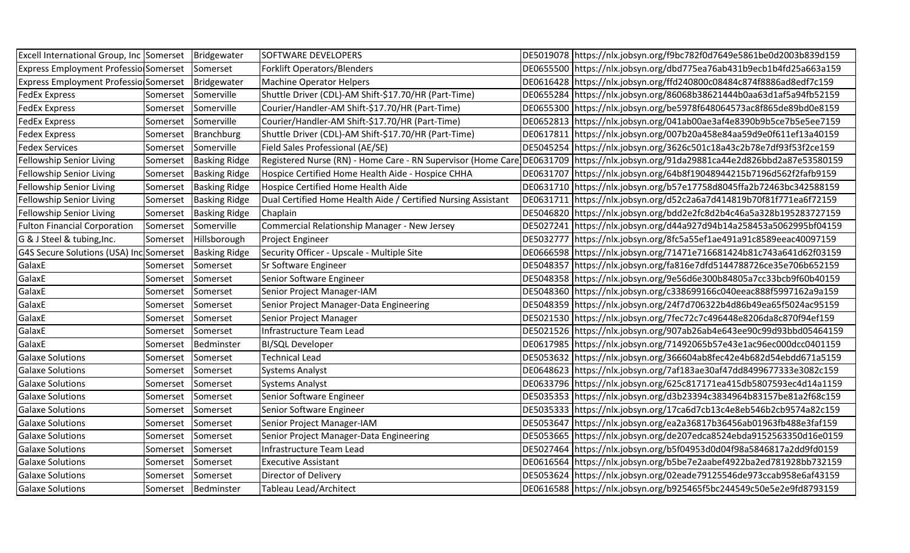| | | | | | |
|---|---|---|---|---|---|
| Excell International Group, Inc | Somerset | Bridgewater | SOFTWARE DEVELOPERS | DE5019078 | https://nlx.jobsyn.org/f9bc782f0d7649e5861be0d2003b839d159 |
| Express Employment Professio | Somerset | Somerset | Forklift Operators/Blenders | DE0655500 | https://nlx.jobsyn.org/dbd775ea76ab431b9ecb1b4fd25a663a159 |
| Express Employment Professio | Somerset | Bridgewater | Machine Operator Helpers | DE0616428 | https://nlx.jobsyn.org/ffd240800c08484c874f8886ad8edf7c159 |
| FedEx Express | Somerset | Somerville | Shuttle Driver (CDL)-AM Shift-$17.70/HR (Part-Time) | DE0655284 | https://nlx.jobsyn.org/86068b38621444b0aa63d1af5a94fb52159 |
| FedEx Express | Somerset | Somerville | Courier/Handler-AM Shift-$17.70/HR (Part-Time) | DE0655300 | https://nlx.jobsyn.org/be5978f648064573ac8f865de89bd0e8159 |
| FedEx Express | Somerset | Somerville | Courier/Handler-AM Shift-$17.70/HR (Part-Time) | DE0652813 | https://nlx.jobsyn.org/041ab00ae3af4e8390b9b5ce7b5e5ee7159 |
| Fedex Express | Somerset | Branchburg | Shuttle Driver (CDL)-AM Shift-$17.70/HR (Part-Time) | DE0617811 | https://nlx.jobsyn.org/007b20a458e84aa59d9e0f611ef13a40159 |
| Fedex Services | Somerset | Somerville | Field Sales Professional (AE/SE) | DE5045254 | https://nlx.jobsyn.org/3626c501c18a43c2b78e7df93f53f2ce159 |
| Fellowship Senior Living | Somerset | Basking Ridge | Registered Nurse (RN) - Home Care - RN Supervisor (Home Care | DE0631709 | https://nlx.jobsyn.org/91da29881ca44e2d826bbd2a87e53580159 |
| Fellowship Senior Living | Somerset | Basking Ridge | Hospice Certified Home Health Aide - Hospice CHHA | DE0631707 | https://nlx.jobsyn.org/64b8f19048944215b7196d562f2fafb9159 |
| Fellowship Senior Living | Somerset | Basking Ridge | Hospice Certified Home Health Aide | DE0631710 | https://nlx.jobsyn.org/b57e17758d8045ffa2b72463bc342588159 |
| Fellowship Senior Living | Somerset | Basking Ridge | Dual Certified Home Health Aide / Certified Nursing Assistant | DE0631711 | https://nlx.jobsyn.org/d52c2a6a7d414819b70f81f771ea6f72159 |
| Fellowship Senior Living | Somerset | Basking Ridge | Chaplain | DE5046820 | https://nlx.jobsyn.org/bdd2e2fc8d2b4c46a5a328b195283727159 |
| Fulton Financial Corporation | Somerset | Somerville | Commercial Relationship Manager - New Jersey | DE5027241 | https://nlx.jobsyn.org/d44a927d94b14a258453a5062995bf04159 |
| G & J Steel & tubing,Inc. | Somerset | Hillsborough | Project Engineer | DE5032777 | https://nlx.jobsyn.org/8fc5a55ef1ae491a91c8589eeac40097159 |
| G4S Secure Solutions (USA) Inc | Somerset | Basking Ridge | Security Officer - Upscale - Multiple Site | DE0666598 | https://nlx.jobsyn.org/71471e716681424b81c743a641d62f03159 |
| GalaxE | Somerset | Somerset | Sr Software Engineer | DE5048357 | https://nlx.jobsyn.org/fa816e7dfd5144788726ce35e706b652159 |
| GalaxE | Somerset | Somerset | Senior Software Engineer | DE5048358 | https://nlx.jobsyn.org/9e56d6e300b84805a7cc33bcb9f60b40159 |
| GalaxE | Somerset | Somerset | Senior Project Manager-IAM | DE5048360 | https://nlx.jobsyn.org/c338699166c040eeac888f5997162a9a159 |
| GalaxE | Somerset | Somerset | Senior Project Manager-Data Engineering | DE5048359 | https://nlx.jobsyn.org/24f7d706322b4d86b49ea65f5024ac95159 |
| GalaxE | Somerset | Somerset | Senior Project Manager | DE5021530 | https://nlx.jobsyn.org/7fec72c7c496448e8206da8c870f94ef159 |
| GalaxE | Somerset | Somerset | Infrastructure Team Lead | DE5021526 | https://nlx.jobsyn.org/907ab26ab4e643ee90c99d93bbd05464159 |
| GalaxE | Somerset | Bedminster | BI/SQL Developer | DE0617985 | https://nlx.jobsyn.org/71492065b57e43e1ac96ec000dcc0401159 |
| Galaxe Solutions | Somerset | Somerset | Technical Lead | DE5053632 | https://nlx.jobsyn.org/366604ab8fec42e4b682d54ebdd671a5159 |
| Galaxe Solutions | Somerset | Somerset | Systems Analyst | DE0648623 | https://nlx.jobsyn.org/7af183ae30af47dd8499677333e3082c159 |
| Galaxe Solutions | Somerset | Somerset | Systems Analyst | DE0633796 | https://nlx.jobsyn.org/625c817171ea415db5807593ec4d14a1159 |
| Galaxe Solutions | Somerset | Somerset | Senior Software Engineer | DE5035353 | https://nlx.jobsyn.org/d3b23394c3834964b83157be81a2f68c159 |
| Galaxe Solutions | Somerset | Somerset | Senior Software Engineer | DE5035333 | https://nlx.jobsyn.org/17ca6d7cb13c4e8eb546b2cb9574a82c159 |
| Galaxe Solutions | Somerset | Somerset | Senior Project Manager-IAM | DE5053647 | https://nlx.jobsyn.org/ea2a36817b36456ab01963fb488e3faf159 |
| Galaxe Solutions | Somerset | Somerset | Senior Project Manager-Data Engineering | DE5053665 | https://nlx.jobsyn.org/de207edca8524ebda9152563350d16e0159 |
| Galaxe Solutions | Somerset | Somerset | Infrastructure Team Lead | DE5027464 | https://nlx.jobsyn.org/b5f04953d0d04f98a5846817a2dd9fd0159 |
| Galaxe Solutions | Somerset | Somerset | Executive Assistant | DE0616564 | https://nlx.jobsyn.org/b5be7e2aabef4922ba2ed781928bb732159 |
| Galaxe Solutions | Somerset | Somerset | Director of Delivery | DE5053624 | https://nlx.jobsyn.org/02eade79125546de973ccab958e6af43159 |
| Galaxe Solutions | Somerset | Bedminster | Tableau Lead/Architect | DE0616588 | https://nlx.jobsyn.org/b925465f5bc244549c50e5e2e9fd8793159 |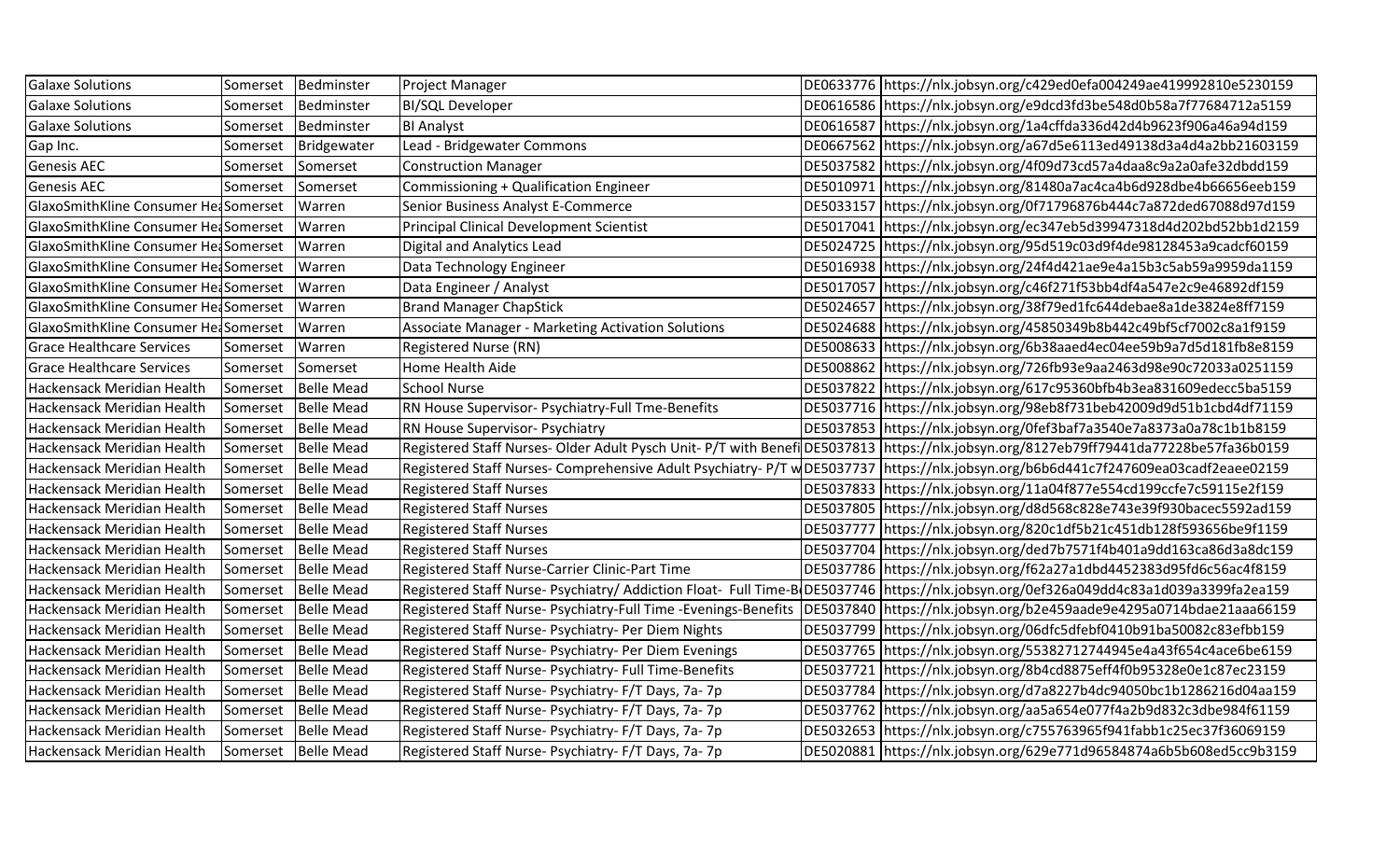| Galaxe Solutions | Somerset | Bedminster | Project Manager | DE0633776 | https://nlx.jobsyn.org/c429ed0efa004249ae419992810e5230159 |
|---|---|---|---|---|---|
| Galaxe Solutions | Somerset | Bedminster | BI/SQL Developer | DE0616586 | https://nlx.jobsyn.org/e9dcd3fd3be548d0b58a7f77684712a5159 |
| Galaxe Solutions | Somerset | Bedminster | BI Analyst | DE0616587 | https://nlx.jobsyn.org/1a4cffda336d42d4b9623f906a46a94d159 |
| Gap Inc. | Somerset | Bridgewater | Lead - Bridgewater Commons | DE0667562 | https://nlx.jobsyn.org/a67d5e6113ed49138d3a4d4a2bb21603159 |
| Genesis AEC | Somerset | Somerset | Construction Manager | DE5037582 | https://nlx.jobsyn.org/4f09d73cd57a4daa8c9a2a0afe32dbdd159 |
| Genesis AEC | Somerset | Somerset | Commissioning + Qualification Engineer | DE5010971 | https://nlx.jobsyn.org/81480a7ac4ca4b6d928dbe4b66656eeb159 |
| GlaxoSmithKline Consumer He | Somerset | Warren | Senior Business Analyst E-Commerce | DE5033157 | https://nlx.jobsyn.org/0f71796876b444c7a872ded67088d97d159 |
| GlaxoSmithKline Consumer He | Somerset | Warren | Principal Clinical Development Scientist | DE5017041 | https://nlx.jobsyn.org/ec347eb5d39947318d4d202bd52bb1d2159 |
| GlaxoSmithKline Consumer He | Somerset | Warren | Digital and Analytics Lead | DE5024725 | https://nlx.jobsyn.org/95d519c03d9f4de98128453a9cadcf60159 |
| GlaxoSmithKline Consumer He | Somerset | Warren | Data Technology Engineer | DE5016938 | https://nlx.jobsyn.org/24f4d421ae9e4a15b3c5ab59a9959da1159 |
| GlaxoSmithKline Consumer He | Somerset | Warren | Data Engineer / Analyst | DE5017057 | https://nlx.jobsyn.org/c46f271f53bb4df4a547e2c9e46892df159 |
| GlaxoSmithKline Consumer He | Somerset | Warren | Brand Manager ChapStick | DE5024657 | https://nlx.jobsyn.org/38f79ed1fc644debae8a1de3824e8ff7159 |
| GlaxoSmithKline Consumer He | Somerset | Warren | Associate Manager - Marketing Activation Solutions | DE5024688 | https://nlx.jobsyn.org/45850349b8b442c49bf5cf7002c8a1f9159 |
| Grace Healthcare Services | Somerset | Warren | Registered Nurse (RN) | DE5008633 | https://nlx.jobsyn.org/6b38aaed4ec04ee59b9a7d5d181fb8e8159 |
| Grace Healthcare Services | Somerset | Somerset | Home Health Aide | DE5008862 | https://nlx.jobsyn.org/726fb93e9aa2463d98e90c72033a0251159 |
| Hackensack Meridian Health | Somerset | Belle Mead | School Nurse | DE5037822 | https://nlx.jobsyn.org/617c95360bfb4b3ea831609edecc5ba5159 |
| Hackensack Meridian Health | Somerset | Belle Mead | RN House Supervisor- Psychiatry-Full Tme-Benefits | DE5037716 | https://nlx.jobsyn.org/98eb8f731beb42009d9d51b1cbd4df71159 |
| Hackensack Meridian Health | Somerset | Belle Mead | RN House Supervisor- Psychiatry | DE5037853 | https://nlx.jobsyn.org/0fef3baf7a3540e7a8373a0a78c1b1b8159 |
| Hackensack Meridian Health | Somerset | Belle Mead | Registered Staff Nurses- Older Adult Pysch Unit- P/T with Benefi | DE5037813 | https://nlx.jobsyn.org/8127eb79ff79441da77228be57fa36b0159 |
| Hackensack Meridian Health | Somerset | Belle Mead | Registered Staff Nurses- Comprehensive Adult Psychiatry- P/T w | DE5037737 | https://nlx.jobsyn.org/b6b6d441c7f247609ea03cadf2eaee02159 |
| Hackensack Meridian Health | Somerset | Belle Mead | Registered Staff Nurses | DE5037833 | https://nlx.jobsyn.org/11a04f877e554cd199ccfe7c59115e2f159 |
| Hackensack Meridian Health | Somerset | Belle Mead | Registered Staff Nurses | DE5037805 | https://nlx.jobsyn.org/d8d568c828e743e39f930bacec5592ad159 |
| Hackensack Meridian Health | Somerset | Belle Mead | Registered Staff Nurses | DE5037777 | https://nlx.jobsyn.org/820c1df5b21c451db128f593656be9f1159 |
| Hackensack Meridian Health | Somerset | Belle Mead | Registered Staff Nurses | DE5037704 | https://nlx.jobsyn.org/ded7b7571f4b401a9dd163ca86d3a8dc159 |
| Hackensack Meridian Health | Somerset | Belle Mead | Registered Staff Nurse-Carrier Clinic-Part Time | DE5037786 | https://nlx.jobsyn.org/f62a27a1dbd4452383d95fd6c56ac4f8159 |
| Hackensack Meridian Health | Somerset | Belle Mead | Registered Staff Nurse- Psychiatry/ Addiction Float- Full Time-B | DE5037746 | https://nlx.jobsyn.org/0ef326a049dd4c83a1d039a3399fa2ea159 |
| Hackensack Meridian Health | Somerset | Belle Mead | Registered Staff Nurse- Psychiatry-Full Time -Evenings-Benefits | DE5037840 | https://nlx.jobsyn.org/b2e459aade9e4295a0714bdae21aaa66159 |
| Hackensack Meridian Health | Somerset | Belle Mead | Registered Staff Nurse- Psychiatry- Per Diem Nights | DE5037799 | https://nlx.jobsyn.org/06dfc5dfebf0410b91ba50082c83efbb159 |
| Hackensack Meridian Health | Somerset | Belle Mead | Registered Staff Nurse- Psychiatry- Per Diem Evenings | DE5037765 | https://nlx.jobsyn.org/55382712744945e4a43f654c4ace6be6159 |
| Hackensack Meridian Health | Somerset | Belle Mead | Registered Staff Nurse- Psychiatry- Full Time-Benefits | DE5037721 | https://nlx.jobsyn.org/8b4cd8875eff4f0b95328e0e1c87ec23159 |
| Hackensack Meridian Health | Somerset | Belle Mead | Registered Staff Nurse- Psychiatry- F/T Days, 7a- 7p | DE5037784 | https://nlx.jobsyn.org/d7a8227b4dc94050bc1b1286216d04aa159 |
| Hackensack Meridian Health | Somerset | Belle Mead | Registered Staff Nurse- Psychiatry- F/T Days, 7a- 7p | DE5037762 | https://nlx.jobsyn.org/aa5a654e077f4a2b9d832c3dbe984f61159 |
| Hackensack Meridian Health | Somerset | Belle Mead | Registered Staff Nurse- Psychiatry- F/T Days, 7a- 7p | DE5032653 | https://nlx.jobsyn.org/c755763965f941fabb1c25ec37f36069159 |
| Hackensack Meridian Health | Somerset | Belle Mead | Registered Staff Nurse- Psychiatry- F/T Days, 7a- 7p | DE5020881 | https://nlx.jobsyn.org/629e771d96584874a6b5b608ed5cc9b3159 |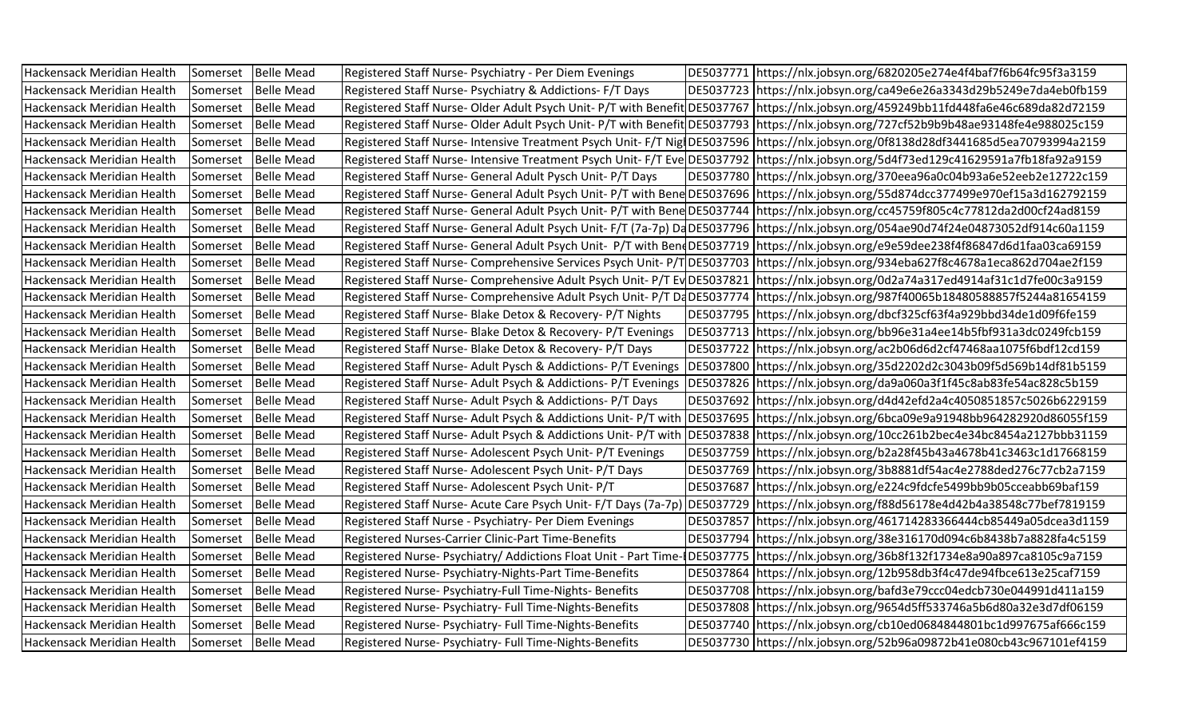| Hackensack Meridian Health | Somerset | Belle Mead | Registered Staff Nurse- Psychiatry - Per Diem Evenings | DE5037771 | https://nlx.jobsyn.org/6820205e274e4f4baf7f6b64fc95f3a3159 |
|---|---|---|---|---|---|
| Hackensack Meridian Health | Somerset | Belle Mead | Registered Staff Nurse- Psychiatry & Addictions- F/T Days | DE5037723 | https://nlx.jobsyn.org/ca49e6e26a3343d29b5249e7da4eb0fb159 |
| Hackensack Meridian Health | Somerset | Belle Mead | Registered Staff Nurse- Older Adult Psych Unit- P/T with Benefit | DE5037767 | https://nlx.jobsyn.org/459249bb11fd448fa6e46c689da82d72159 |
| Hackensack Meridian Health | Somerset | Belle Mead | Registered Staff Nurse- Older Adult Psych Unit- P/T with Benefit | DE5037793 | https://nlx.jobsyn.org/727cf52b9b9b48ae93148fe4e988025c159 |
| Hackensack Meridian Health | Somerset | Belle Mead | Registered Staff Nurse- Intensive Treatment Psych Unit- F/T Nigl | DE5037596 | https://nlx.jobsyn.org/0f8138d28df3441685d5ea70793994a2159 |
| Hackensack Meridian Health | Somerset | Belle Mead | Registered Staff Nurse- Intensive Treatment Psych Unit- F/T Eve | DE5037792 | https://nlx.jobsyn.org/5d4f73ed129c41629591a7fb18fa92a9159 |
| Hackensack Meridian Health | Somerset | Belle Mead | Registered Staff Nurse- General Adult Pysch Unit- P/T Days | DE5037780 | https://nlx.jobsyn.org/370eea96a0c04b93a6e52eeb2e12722c159 |
| Hackensack Meridian Health | Somerset | Belle Mead | Registered Staff Nurse- General Adult Psych Unit- P/T with Bene | DE5037696 | https://nlx.jobsyn.org/55d874dcc377499e970ef15a3d162792159 |
| Hackensack Meridian Health | Somerset | Belle Mead | Registered Staff Nurse- General Adult Psych Unit- P/T with Bene | DE5037744 | https://nlx.jobsyn.org/cc45759f805c4c77812da2d00cf24ad8159 |
| Hackensack Meridian Health | Somerset | Belle Mead | Registered Staff Nurse- General Adult Psych Unit- F/T (7a-7p) Da | DE5037796 | https://nlx.jobsyn.org/054ae90d74f24e04873052df914c60a1159 |
| Hackensack Meridian Health | Somerset | Belle Mead | Registered Staff Nurse- General Adult Psych Unit- P/T with Bene | DE5037719 | https://nlx.jobsyn.org/e9e59dee238f4f86847d6d1faa03ca69159 |
| Hackensack Meridian Health | Somerset | Belle Mead | Registered Staff Nurse- Comprehensive Services Psych Unit- P/T | DE5037703 | https://nlx.jobsyn.org/934eba627f8c4678a1eca862d704ae2f159 |
| Hackensack Meridian Health | Somerset | Belle Mead | Registered Staff Nurse- Comprehensive Adult Psych Unit- P/T Ev | DE5037821 | https://nlx.jobsyn.org/0d2a74a317ed4914af31c1d7fe00c3a9159 |
| Hackensack Meridian Health | Somerset | Belle Mead | Registered Staff Nurse- Comprehensive Adult Psych Unit- P/T Da | DE5037774 | https://nlx.jobsyn.org/987f40065b18480588857f5244a81654159 |
| Hackensack Meridian Health | Somerset | Belle Mead | Registered Staff Nurse- Blake Detox & Recovery- P/T Nights | DE5037795 | https://nlx.jobsyn.org/dbcf325cf63f4a929bbd34de1d09f6fe159 |
| Hackensack Meridian Health | Somerset | Belle Mead | Registered Staff Nurse- Blake Detox & Recovery- P/T Evenings | DE5037713 | https://nlx.jobsyn.org/bb96e31a4ee14b5fbf931a3dc0249fcb159 |
| Hackensack Meridian Health | Somerset | Belle Mead | Registered Staff Nurse- Blake Detox & Recovery- P/T Days | DE5037722 | https://nlx.jobsyn.org/ac2b06d6d2cf47468aa1075f6bdf12cd159 |
| Hackensack Meridian Health | Somerset | Belle Mead | Registered Staff Nurse- Adult Pysch & Addictions- P/T Evenings | DE5037800 | https://nlx.jobsyn.org/35d2202d2c3043b09f5d569b14df81b5159 |
| Hackensack Meridian Health | Somerset | Belle Mead | Registered Staff Nurse- Adult Psych & Addictions- P/T Evenings | DE5037826 | https://nlx.jobsyn.org/da9a060a3f1f45c8ab83fe54ac828c5b159 |
| Hackensack Meridian Health | Somerset | Belle Mead | Registered Staff Nurse- Adult Psych & Addictions- P/T Days | DE5037692 | https://nlx.jobsyn.org/d4d42efd2a4c4050851857c5026b6229159 |
| Hackensack Meridian Health | Somerset | Belle Mead | Registered Staff Nurse- Adult Psych & Addictions Unit- P/T with | DE5037695 | https://nlx.jobsyn.org/6bca09e9a91948bb964282920d86055f159 |
| Hackensack Meridian Health | Somerset | Belle Mead | Registered Staff Nurse- Adult Psych & Addictions Unit- P/T with | DE5037838 | https://nlx.jobsyn.org/10cc261b2bec4e34bc8454a2127bbb31159 |
| Hackensack Meridian Health | Somerset | Belle Mead | Registered Staff Nurse- Adolescent Psych Unit- P/T Evenings | DE5037759 | https://nlx.jobsyn.org/b2a28f45b43a4678b41c3463c1d17668159 |
| Hackensack Meridian Health | Somerset | Belle Mead | Registered Staff Nurse- Adolescent Psych Unit- P/T Days | DE5037769 | https://nlx.jobsyn.org/3b8881df54ac4e2788ded276c77cb2a7159 |
| Hackensack Meridian Health | Somerset | Belle Mead | Registered Staff Nurse- Adolescent Psych Unit- P/T | DE5037687 | https://nlx.jobsyn.org/e224c9fdcfe5499bb9b05cceabb69baf159 |
| Hackensack Meridian Health | Somerset | Belle Mead | Registered Staff Nurse- Acute Care Psych Unit- F/T Days (7a-7p) | DE5037729 | https://nlx.jobsyn.org/f88d56178e4d42b4a38548c77bef7819159 |
| Hackensack Meridian Health | Somerset | Belle Mead | Registered Staff Nurse - Psychiatry- Per Diem Evenings | DE5037857 | https://nlx.jobsyn.org/461714283366444cb85449a05dcea3d1159 |
| Hackensack Meridian Health | Somerset | Belle Mead | Registered Nurses-Carrier Clinic-Part Time-Benefits | DE5037794 | https://nlx.jobsyn.org/38e316170d094c6b8438b7a8828fa4c5159 |
| Hackensack Meridian Health | Somerset | Belle Mead | Registered Nurse- Psychiatry/ Addictions Float Unit - Part Time-I | DE5037775 | https://nlx.jobsyn.org/36b8f132f1734e8a90a897ca8105c9a7159 |
| Hackensack Meridian Health | Somerset | Belle Mead | Registered Nurse- Psychiatry-Nights-Part Time-Benefits | DE5037864 | https://nlx.jobsyn.org/12b958db3f4c47de94fbce613e25caf7159 |
| Hackensack Meridian Health | Somerset | Belle Mead | Registered Nurse- Psychiatry-Full Time-Nights- Benefits | DE5037708 | https://nlx.jobsyn.org/bafd3e79ccc04edcb730e044991d411a159 |
| Hackensack Meridian Health | Somerset | Belle Mead | Registered Nurse- Psychiatry- Full Time-Nights-Benefits | DE5037808 | https://nlx.jobsyn.org/9654d5ff533746a5b6d80a32e3d7df06159 |
| Hackensack Meridian Health | Somerset | Belle Mead | Registered Nurse- Psychiatry- Full Time-Nights-Benefits | DE5037740 | https://nlx.jobsyn.org/cb10ed0684844801bc1d997675af666c159 |
| Hackensack Meridian Health | Somerset | Belle Mead | Registered Nurse- Psychiatry- Full Time-Nights-Benefits | DE5037730 | https://nlx.jobsyn.org/52b96a09872b41e080cb43c967101ef4159 |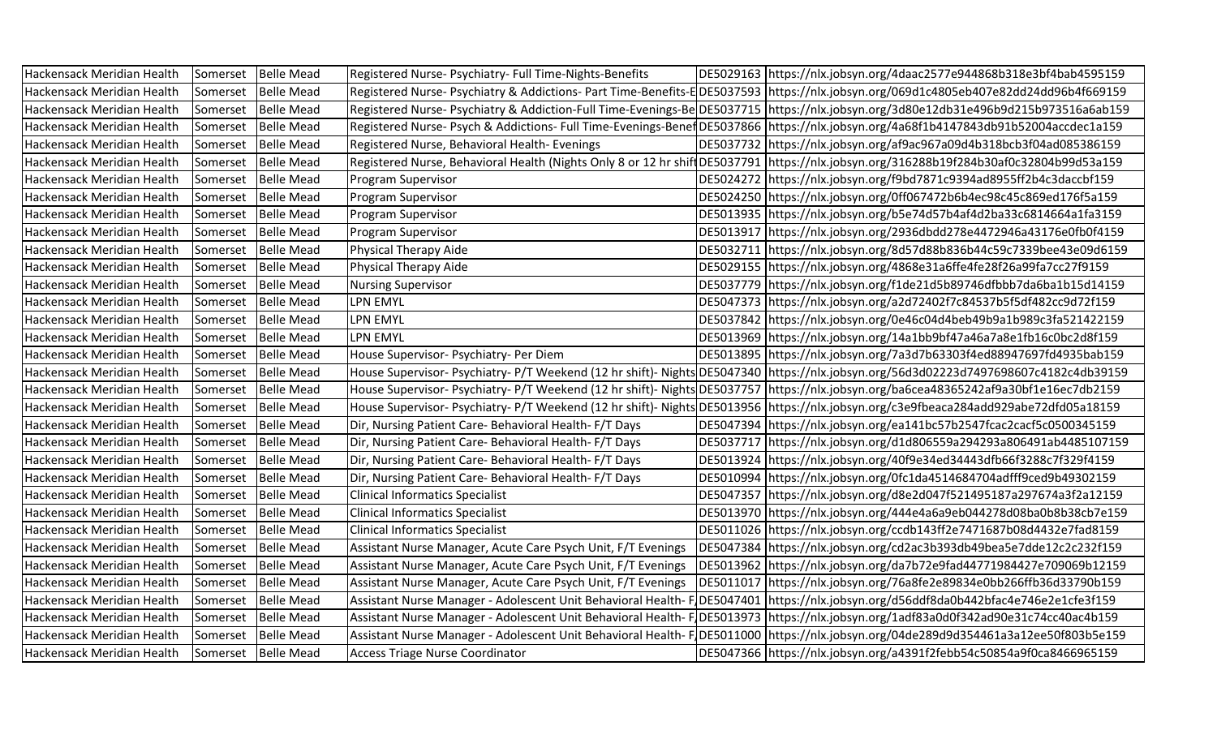| Hackensack Meridian Health | Somerset | Belle Mead | Registered Nurse- Psychiatry- Full Time-Nights-Benefits | DE5029163 | https://nlx.jobsyn.org/4daac2577e944868b318e3bf4bab4595159 |
|---|---|---|---|---|---|
| Hackensack Meridian Health | Somerset | Belle Mead | Registered Nurse- Psychiatry & Addictions- Part Time-Benefits-E | DE5037593 | https://nlx.jobsyn.org/069d1c4805eb407e82dd24dd96b4f669159 |
| Hackensack Meridian Health | Somerset | Belle Mead | Registered Nurse- Psychiatry & Addiction-Full Time-Evenings-Be | DE5037715 | https://nlx.jobsyn.org/3d80e12db31e496b9d215b973516a6ab159 |
| Hackensack Meridian Health | Somerset | Belle Mead | Registered Nurse- Psych & Addictions- Full Time-Evenings-Benef | DE5037866 | https://nlx.jobsyn.org/4a68f1b4147843db91b52004accdec1a159 |
| Hackensack Meridian Health | Somerset | Belle Mead | Registered Nurse, Behavioral Health- Evenings | DE5037732 | https://nlx.jobsyn.org/af9ac967a09d4b318bcb3f04ad085386159 |
| Hackensack Meridian Health | Somerset | Belle Mead | Registered Nurse, Behavioral Health (Nights Only 8 or 12 hr shift | DE5037791 | https://nlx.jobsyn.org/316288b19f284b30af0c32804b99d53a159 |
| Hackensack Meridian Health | Somerset | Belle Mead | Program Supervisor | DE5024272 | https://nlx.jobsyn.org/f9bd7871c9394ad8955ff2b4c3daccbf159 |
| Hackensack Meridian Health | Somerset | Belle Mead | Program Supervisor | DE5024250 | https://nlx.jobsyn.org/0ff067472b6b4ec98c45c869ed176f5a159 |
| Hackensack Meridian Health | Somerset | Belle Mead | Program Supervisor | DE5013935 | https://nlx.jobsyn.org/b5e74d57b4af4d2ba33c6814664a1fa3159 |
| Hackensack Meridian Health | Somerset | Belle Mead | Program Supervisor | DE5013917 | https://nlx.jobsyn.org/2936dbdd278e4472946a43176e0fb0f4159 |
| Hackensack Meridian Health | Somerset | Belle Mead | Physical Therapy Aide | DE5032711 | https://nlx.jobsyn.org/8d57d88b836b44c59c7339bee43e09d6159 |
| Hackensack Meridian Health | Somerset | Belle Mead | Physical Therapy Aide | DE5029155 | https://nlx.jobsyn.org/4868e31a6ffe4fe28f26a99fa7cc27f9159 |
| Hackensack Meridian Health | Somerset | Belle Mead | Nursing Supervisor | DE5037779 | https://nlx.jobsyn.org/f1de21d5b89746dfbbb7da6ba1b15d14159 |
| Hackensack Meridian Health | Somerset | Belle Mead | LPN EMYL | DE5047373 | https://nlx.jobsyn.org/a2d72402f7c84537b5f5df482cc9d72f159 |
| Hackensack Meridian Health | Somerset | Belle Mead | LPN EMYL | DE5037842 | https://nlx.jobsyn.org/0e46c04d4beb49b9a1b989c3fa521422159 |
| Hackensack Meridian Health | Somerset | Belle Mead | LPN EMYL | DE5013969 | https://nlx.jobsyn.org/14a1bb9bf47a46a7a8e1fb16c0bc2d8f159 |
| Hackensack Meridian Health | Somerset | Belle Mead | House Supervisor- Psychiatry- Per Diem | DE5013895 | https://nlx.jobsyn.org/7a3d7b63303f4ed88947697fd4935bab159 |
| Hackensack Meridian Health | Somerset | Belle Mead | House Supervisor- Psychiatry- P/T Weekend (12 hr shift)- Nights | DE5047340 | https://nlx.jobsyn.org/56d3d02223d7497698607c4182c4db39159 |
| Hackensack Meridian Health | Somerset | Belle Mead | House Supervisor- Psychiatry- P/T Weekend (12 hr shift)- Nights | DE5037757 | https://nlx.jobsyn.org/ba6cea48365242af9a30bf1e16ec7db2159 |
| Hackensack Meridian Health | Somerset | Belle Mead | House Supervisor- Psychiatry- P/T Weekend (12 hr shift)- Nights | DE5013956 | https://nlx.jobsyn.org/c3e9fbeaca284add929abe72dfd05a18159 |
| Hackensack Meridian Health | Somerset | Belle Mead | Dir, Nursing Patient Care- Behavioral Health- F/T Days | DE5047394 | https://nlx.jobsyn.org/ea141bc57b2547fcac2cacf5c0500345159 |
| Hackensack Meridian Health | Somerset | Belle Mead | Dir, Nursing Patient Care- Behavioral Health- F/T Days | DE5037717 | https://nlx.jobsyn.org/d1d806559a294293a806491ab4485107159 |
| Hackensack Meridian Health | Somerset | Belle Mead | Dir, Nursing Patient Care- Behavioral Health- F/T Days | DE5013924 | https://nlx.jobsyn.org/40f9e34ed34443dfb66f3288c7f329f4159 |
| Hackensack Meridian Health | Somerset | Belle Mead | Dir, Nursing Patient Care- Behavioral Health- F/T Days | DE5010994 | https://nlx.jobsyn.org/0fc1da4514684704adfff9ced9b49302159 |
| Hackensack Meridian Health | Somerset | Belle Mead | Clinical Informatics Specialist | DE5047357 | https://nlx.jobsyn.org/d8e2d047f521495187a297674a3f2a12159 |
| Hackensack Meridian Health | Somerset | Belle Mead | Clinical Informatics Specialist | DE5013970 | https://nlx.jobsyn.org/444e4a6a9eb044278d08ba0b8b38cb7e159 |
| Hackensack Meridian Health | Somerset | Belle Mead | Clinical Informatics Specialist | DE5011026 | https://nlx.jobsyn.org/ccdb143ff2e7471687b08d4432e7fad8159 |
| Hackensack Meridian Health | Somerset | Belle Mead | Assistant Nurse Manager, Acute Care Psych Unit, F/T Evenings | DE5047384 | https://nlx.jobsyn.org/cd2ac3b393db49bea5e7dde12c2c232f159 |
| Hackensack Meridian Health | Somerset | Belle Mead | Assistant Nurse Manager, Acute Care Psych Unit, F/T Evenings | DE5013962 | https://nlx.jobsyn.org/da7b72e9fad44771984427e709069b12159 |
| Hackensack Meridian Health | Somerset | Belle Mead | Assistant Nurse Manager, Acute Care Psych Unit, F/T Evenings | DE5011017 | https://nlx.jobsyn.org/76a8fe2e89834e0bb266ffb36d33790b159 |
| Hackensack Meridian Health | Somerset | Belle Mead | Assistant Nurse Manager - Adolescent Unit Behavioral Health- F | DE5047401 | https://nlx.jobsyn.org/d56ddf8da0b442bfac4e746e2e1cfe3f159 |
| Hackensack Meridian Health | Somerset | Belle Mead | Assistant Nurse Manager - Adolescent Unit Behavioral Health- F | DE5013973 | https://nlx.jobsyn.org/1adf83a0d0f342ad90e31c74cc40ac4b159 |
| Hackensack Meridian Health | Somerset | Belle Mead | Assistant Nurse Manager - Adolescent Unit Behavioral Health- F | DE5011000 | https://nlx.jobsyn.org/04de289d9d354461a3a12ee50f803b5e159 |
| Hackensack Meridian Health | Somerset | Belle Mead | Access Triage Nurse Coordinator | DE5047366 | https://nlx.jobsyn.org/a4391f2febb54c50854a9f0ca8466965159 |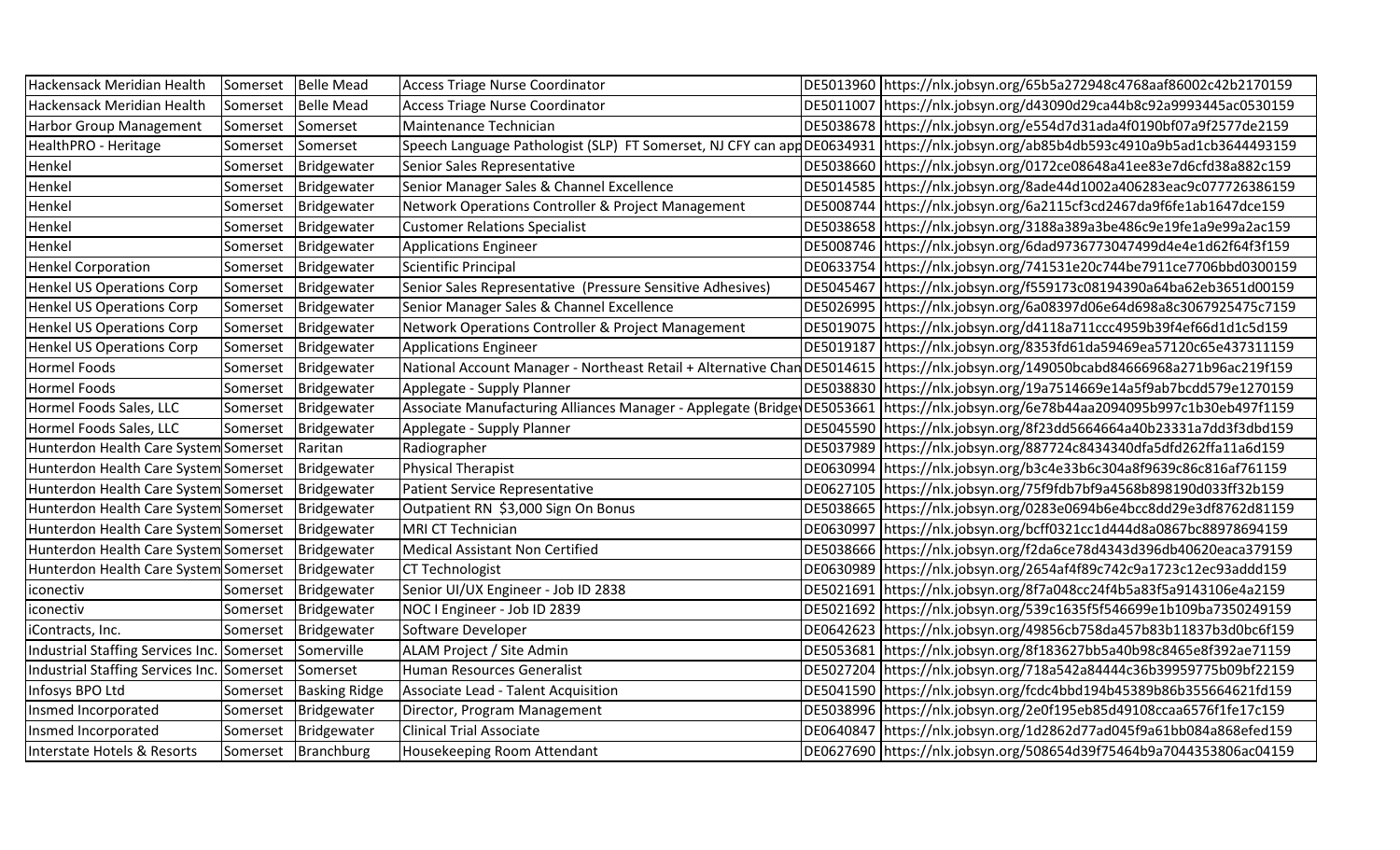| | | | | | |
|---|---|---|---|---|---|
| Hackensack Meridian Health | Somerset | Belle Mead | Access Triage Nurse Coordinator | DE5013960 | https://nlx.jobsyn.org/65b5a272948c4768aaf86002c42b2170159 |
| Hackensack Meridian Health | Somerset | Belle Mead | Access Triage Nurse Coordinator | DE5011007 | https://nlx.jobsyn.org/d43090d29ca44b8c92a9993445ac0530159 |
| Harbor Group Management | Somerset | Somerset | Maintenance Technician | DE5038678 | https://nlx.jobsyn.org/e554d7d31ada4f0190bf07a9f2577de2159 |
| HealthPRO - Heritage | Somerset | Somerset | Speech Language Pathologist (SLP) FT Somerset, NJ CFY can app | DE0634931 | https://nlx.jobsyn.org/ab85b4db593c4910a9b5ad1cb3644493159 |
| Henkel | Somerset | Bridgewater | Senior Sales Representative | DE5038660 | https://nlx.jobsyn.org/0172ce08648a41ee83e7d6cfd38a882c159 |
| Henkel | Somerset | Bridgewater | Senior Manager Sales & Channel Excellence | DE5014585 | https://nlx.jobsyn.org/8ade44d1002a406283eac9c077726386159 |
| Henkel | Somerset | Bridgewater | Network Operations Controller & Project Management | DE5008744 | https://nlx.jobsyn.org/6a2115cf3cd2467da9f6fe1ab1647dce159 |
| Henkel | Somerset | Bridgewater | Customer Relations Specialist | DE5038658 | https://nlx.jobsyn.org/3188a389a3be486c9e19fe1a9e99a2ac159 |
| Henkel | Somerset | Bridgewater | Applications Engineer | DE5008746 | https://nlx.jobsyn.org/6dad9736773047499d4e4e1d62f64f3f159 |
| Henkel Corporation | Somerset | Bridgewater | Scientific Principal | DE0633754 | https://nlx.jobsyn.org/741531e20c744be7911ce7706bbd0300159 |
| Henkel US Operations Corp | Somerset | Bridgewater | Senior Sales Representative (Pressure Sensitive Adhesives) | DE5045467 | https://nlx.jobsyn.org/f559173c08194390a64ba62eb3651d00159 |
| Henkel US Operations Corp | Somerset | Bridgewater | Senior Manager Sales & Channel Excellence | DE5026995 | https://nlx.jobsyn.org/6a08397d06e64d698a8c3067925475c7159 |
| Henkel US Operations Corp | Somerset | Bridgewater | Network Operations Controller & Project Management | DE5019075 | https://nlx.jobsyn.org/d4118a711ccc4959b39f4ef66d1d1c5d159 |
| Henkel US Operations Corp | Somerset | Bridgewater | Applications Engineer | DE5019187 | https://nlx.jobsyn.org/8353fd61da59469ea57120c65e437311159 |
| Hormel Foods | Somerset | Bridgewater | National Account Manager - Northeast Retail + Alternative Chan | DE5014615 | https://nlx.jobsyn.org/149050bcabd84666968a271b96ac219f159 |
| Hormel Foods | Somerset | Bridgewater | Applegate - Supply Planner | DE5038830 | https://nlx.jobsyn.org/19a7514669e14a5f9ab7bcdd579e1270159 |
| Hormel Foods Sales, LLC | Somerset | Bridgewater | Associate Manufacturing Alliances Manager - Applegate (Bridge | DE5053661 | https://nlx.jobsyn.org/6e78b44aa2094095b997c1b30eb497f1159 |
| Hormel Foods Sales, LLC | Somerset | Bridgewater | Applegate - Supply Planner | DE5045590 | https://nlx.jobsyn.org/8f23dd5664664a40b23331a7dd3f3dbd159 |
| Hunterdon Health Care System | Somerset | Raritan | Radiographer | DE5037989 | https://nlx.jobsyn.org/887724c8434340dfa5dfd262ffa11a6d159 |
| Hunterdon Health Care System | Somerset | Bridgewater | Physical Therapist | DE0630994 | https://nlx.jobsyn.org/b3c4e33b6c304a8f9639c86c816af761159 |
| Hunterdon Health Care System | Somerset | Bridgewater | Patient Service Representative | DE0627105 | https://nlx.jobsyn.org/75f9fdb7bf9a4568b898190d033ff32b159 |
| Hunterdon Health Care System | Somerset | Bridgewater | Outpatient RN $3,000 Sign On Bonus | DE5038665 | https://nlx.jobsyn.org/0283e0694b6e4bcc8dd29e3df8762d81159 |
| Hunterdon Health Care System | Somerset | Bridgewater | MRI CT Technician | DE0630997 | https://nlx.jobsyn.org/bcff0321cc1d444d8a0867bc88978694159 |
| Hunterdon Health Care System | Somerset | Bridgewater | Medical Assistant Non Certified | DE5038666 | https://nlx.jobsyn.org/f2da6ce78d4343d396db40620eaca379159 |
| Hunterdon Health Care System | Somerset | Bridgewater | CT Technologist | DE0630989 | https://nlx.jobsyn.org/2654af4f89c742c9a1723c12ec93addd159 |
| iconectiv | Somerset | Bridgewater | Senior UI/UX Engineer - Job ID 2838 | DE5021691 | https://nlx.jobsyn.org/8f7a048cc24f4b5a83f5a9143106e4a2159 |
| iconectiv | Somerset | Bridgewater | NOC I Engineer - Job ID 2839 | DE5021692 | https://nlx.jobsyn.org/539c1635f5f546699e1b109ba7350249159 |
| iContracts, Inc. | Somerset | Bridgewater | Software Developer | DE0642623 | https://nlx.jobsyn.org/49856cb758da457b83b11837b3d0bc6f159 |
| Industrial Staffing Services Inc. | Somerset | Somerville | ALAM Project / Site Admin | DE5053681 | https://nlx.jobsyn.org/8f183627bb5a40b98c8465e8f392ae71159 |
| Industrial Staffing Services Inc. | Somerset | Somerset | Human Resources Generalist | DE5027204 | https://nlx.jobsyn.org/718a542a84444c36b39959775b09bf22159 |
| Infosys BPO Ltd | Somerset | Basking Ridge | Associate Lead - Talent Acquisition | DE5041590 | https://nlx.jobsyn.org/fcdc4bbd194b45389b86b355664621fd159 |
| Insmed Incorporated | Somerset | Bridgewater | Director, Program Management | DE5038996 | https://nlx.jobsyn.org/2e0f195eb85d49108ccaa6576f1fe17c159 |
| Insmed Incorporated | Somerset | Bridgewater | Clinical Trial Associate | DE0640847 | https://nlx.jobsyn.org/1d2862d77ad045f9a61bb084a868efed159 |
| Interstate Hotels & Resorts | Somerset | Branchburg | Housekeeping Room Attendant | DE0627690 | https://nlx.jobsyn.org/508654d39f75464b9a7044353806ac04159 |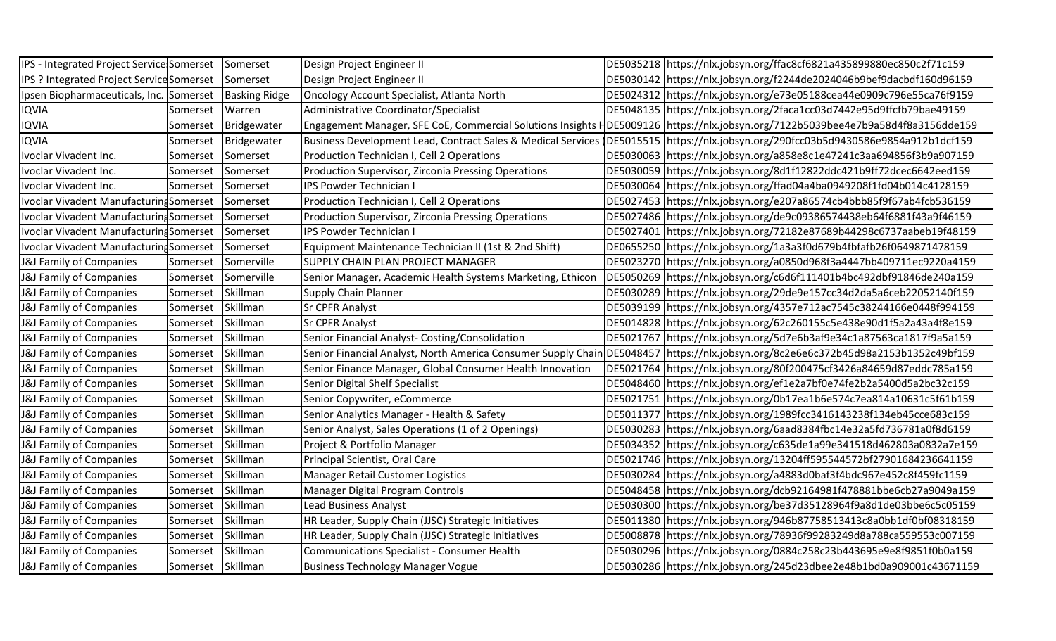| | | | | | |
|---|---|---|---|---|---|
| IPS - Integrated Project Service | Somerset | Somerset | Design Project Engineer II | DE5035218 | https://nlx.jobsyn.org/ffac8cf6821a435899880ec850c2f71c159 |
| IPS ? Integrated Project Service | Somerset | Somerset | Design Project Engineer II | DE5030142 | https://nlx.jobsyn.org/f2244de2024046b9bef9dacbdf160d96159 |
| Ipsen Biopharmaceuticals, Inc. | Somerset | Basking Ridge | Oncology Account Specialist, Atlanta North | DE5024312 | https://nlx.jobsyn.org/e73e05188cea44e0909c796e55ca76f9159 |
| IQVIA | Somerset | Warren | Administrative Coordinator/Specialist | DE5048135 | https://nlx.jobsyn.org/2faca1cc03d7442e95d9ffcfb79bae49159 |
| IQVIA | Somerset | Bridgewater | Engagement Manager, SFE CoE, Commercial Solutions Insights H | DE5009126 | https://nlx.jobsyn.org/7122b5039bee4e7b9a58d4f8a3156dde159 |
| IQVIA | Somerset | Bridgewater | Business Development Lead, Contract Sales & Medical Services ( | DE5015515 | https://nlx.jobsyn.org/290fcc03b5d9430586e9854a912b1dcf159 |
| Ivoclar Vivadent Inc. | Somerset | Somerset | Production Technician I, Cell 2 Operations | DE5030063 | https://nlx.jobsyn.org/a858e8c1e47241c3aa694856f3b9a907159 |
| Ivoclar Vivadent Inc. | Somerset | Somerset | Production Supervisor, Zirconia Pressing Operations | DE5030059 | https://nlx.jobsyn.org/8d1f12822ddc421b9ff72dcec6642eed159 |
| Ivoclar Vivadent Inc. | Somerset | Somerset | IPS Powder Technician I | DE5030064 | https://nlx.jobsyn.org/ffad04a4ba0949208f1fd04b014c4128159 |
| Ivoclar Vivadent Manufacturing | Somerset | Somerset | Production Technician I, Cell 2 Operations | DE5027453 | https://nlx.jobsyn.org/e207a86574cb4bbb85f9f67ab4fcb536159 |
| Ivoclar Vivadent Manufacturing | Somerset | Somerset | Production Supervisor, Zirconia Pressing Operations | DE5027486 | https://nlx.jobsyn.org/de9c09386574438eb64f6881f43a9f46159 |
| Ivoclar Vivadent Manufacturing | Somerset | Somerset | IPS Powder Technician I | DE5027401 | https://nlx.jobsyn.org/72182e87689b44298c6737aabeb19f48159 |
| Ivoclar Vivadent Manufacturing | Somerset | Somerset | Equipment Maintenance Technician II (1st & 2nd Shift) | DE0655250 | https://nlx.jobsyn.org/1a3a3f0d679b4fbfafb26f0649871478159 |
| J&J Family of Companies | Somerset | Somerville | SUPPLY CHAIN PLAN PROJECT MANAGER | DE5023270 | https://nlx.jobsyn.org/a0850d968f3a4447bb409711ec9220a4159 |
| J&J Family of Companies | Somerset | Somerville | Senior Manager, Academic Health Systems Marketing, Ethicon | DE5050269 | https://nlx.jobsyn.org/c6d6f111401b4bc492dbf91846de240a159 |
| J&J Family of Companies | Somerset | Skillman | Supply Chain Planner | DE5030289 | https://nlx.jobsyn.org/29de9e157cc34d2da5a6ceb22052140f159 |
| J&J Family of Companies | Somerset | Skillman | Sr CPFR Analyst | DE5039199 | https://nlx.jobsyn.org/4357e712ac7545c38244166e0448f994159 |
| J&J Family of Companies | Somerset | Skillman | Sr CPFR Analyst | DE5014828 | https://nlx.jobsyn.org/62c260155c5e438e90d1f5a2a43a4f8e159 |
| J&J Family of Companies | Somerset | Skillman | Senior Financial Analyst- Costing/Consolidation | DE5021767 | https://nlx.jobsyn.org/5d7e6b3af9e34c1a87563ca1817f9a5a159 |
| J&J Family of Companies | Somerset | Skillman | Senior Financial Analyst, North America Consumer Supply Chain | DE5048457 | https://nlx.jobsyn.org/8c2e6e6c372b45d98a2153b1352c49bf159 |
| J&J Family of Companies | Somerset | Skillman | Senior Finance Manager, Global Consumer Health Innovation | DE5021764 | https://nlx.jobsyn.org/80f200475cf3426a84659d87eddc785a159 |
| J&J Family of Companies | Somerset | Skillman | Senior Digital Shelf Specialist | DE5048460 | https://nlx.jobsyn.org/ef1e2a7bf0e74fe2b2a5400d5a2bc32c159 |
| J&J Family of Companies | Somerset | Skillman | Senior Copywriter, eCommerce | DE5021751 | https://nlx.jobsyn.org/0b17ea1b6e574c7ea814a10631c5f61b159 |
| J&J Family of Companies | Somerset | Skillman | Senior Analytics Manager - Health & Safety | DE5011377 | https://nlx.jobsyn.org/1989fcc3416143238f134eb45cce683c159 |
| J&J Family of Companies | Somerset | Skillman | Senior Analyst, Sales Operations (1 of 2 Openings) | DE5030283 | https://nlx.jobsyn.org/6aad8384fbc14e32a5fd736781a0f8d6159 |
| J&J Family of Companies | Somerset | Skillman | Project & Portfolio Manager | DE5034352 | https://nlx.jobsyn.org/c635de1a99e341518d462803a0832a7e159 |
| J&J Family of Companies | Somerset | Skillman | Principal Scientist, Oral Care | DE5021746 | https://nlx.jobsyn.org/13204ff595544572bf27901684236641159 |
| J&J Family of Companies | Somerset | Skillman | Manager Retail Customer Logistics | DE5030284 | https://nlx.jobsyn.org/a4883d0baf3f4bdc967e452c8f459fc1159 |
| J&J Family of Companies | Somerset | Skillman | Manager Digital Program Controls | DE5048458 | https://nlx.jobsyn.org/dcb92164981f478881bbe6cb27a9049a159 |
| J&J Family of Companies | Somerset | Skillman | Lead Business Analyst | DE5030300 | https://nlx.jobsyn.org/be37d35128964f9a8d1de03bbe6c5c05159 |
| J&J Family of Companies | Somerset | Skillman | HR Leader, Supply Chain (JJSC) Strategic Initiatives | DE5011380 | https://nlx.jobsyn.org/946b87758513413c8a0bb1df0bf08318159 |
| J&J Family of Companies | Somerset | Skillman | HR Leader, Supply Chain (JJSC) Strategic Initiatives | DE5008878 | https://nlx.jobsyn.org/78936f99283249d8a788ca559553c007159 |
| J&J Family of Companies | Somerset | Skillman | Communications Specialist - Consumer Health | DE5030296 | https://nlx.jobsyn.org/0884c258c23b443695e9e8f9851f0b0a159 |
| J&J Family of Companies | Somerset | Skillman | Business Technology Manager Vogue | DE5030286 | https://nlx.jobsyn.org/245d23dbee2e48b1bd0a909001c43671159 |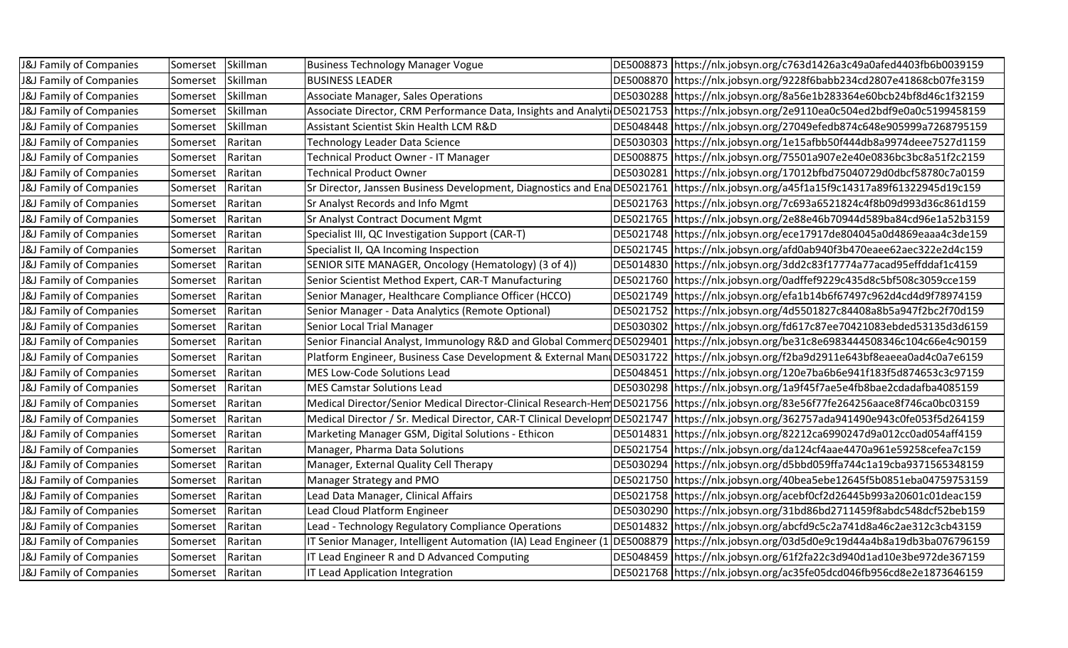| J&J Family of Companies | Somerset | Skillman | Business Technology Manager Vogue | DE5008873 | https://nlx.jobsyn.org/c763d1426a3c49a0afed4403fb6b0039159 |
|---|---|---|---|---|---|
| J&J Family of Companies | Somerset | Skillman | BUSINESS LEADER | DE5008870 | https://nlx.jobsyn.org/9228f6babb234cd2807e41868cb07fe3159 |
| J&J Family of Companies | Somerset | Skillman | Associate Manager, Sales Operations | DE5030288 | https://nlx.jobsyn.org/8a56e1b283364e60bcb24fb8d46c1f32159 |
| J&J Family of Companies | Somerset | Skillman | Associate Director, CRM Performance Data, Insights and Analyti | DE5021753 | https://nlx.jobsyn.org/2e9110ea0c504ed2bdf9e0a0c5199458159 |
| J&J Family of Companies | Somerset | Skillman | Assistant Scientist Skin Health LCM R&D | DE5048448 | https://nlx.jobsyn.org/27049efedb874c648e905999a7268795159 |
| J&J Family of Companies | Somerset | Raritan | Technology Leader Data Science | DE5030303 | https://nlx.jobsyn.org/1e15afbb50f444db8a9974deee7527d1159 |
| J&J Family of Companies | Somerset | Raritan | Technical Product Owner - IT Manager | DE5008875 | https://nlx.jobsyn.org/75501a907e2e40e0836bc3bc8a51f2c2159 |
| J&J Family of Companies | Somerset | Raritan | Technical Product Owner | DE5030281 | https://nlx.jobsyn.org/17012bfbd75040729d0dbcf58780c7a0159 |
| J&J Family of Companies | Somerset | Raritan | Sr Director, Janssen Business Development, Diagnostics and Ena | DE5021761 | https://nlx.jobsyn.org/a45f1a15f9c14317a89f61322945d19c159 |
| J&J Family of Companies | Somerset | Raritan | Sr Analyst Records and Info Mgmt | DE5021763 | https://nlx.jobsyn.org/7c693a6521824c4f8b09d993d36c861d159 |
| J&J Family of Companies | Somerset | Raritan | Sr Analyst Contract Document Mgmt | DE5021765 | https://nlx.jobsyn.org/2e88e46b70944d589ba84cd96e1a52b3159 |
| J&J Family of Companies | Somerset | Raritan | Specialist III, QC Investigation Support (CAR-T) | DE5021748 | https://nlx.jobsyn.org/ece17917de804045a0d4869eaaa4c3de159 |
| J&J Family of Companies | Somerset | Raritan | Specialist II, QA Incoming Inspection | DE5021745 | https://nlx.jobsyn.org/afd0ab940f3b470eaee62aec322e2d4c159 |
| J&J Family of Companies | Somerset | Raritan | SENIOR SITE MANAGER, Oncology (Hematology) (3 of 4)) | DE5014830 | https://nlx.jobsyn.org/3dd2c83f17774a77acad95effddaf1c4159 |
| J&J Family of Companies | Somerset | Raritan | Senior Scientist Method Expert, CAR-T Manufacturing | DE5021760 | https://nlx.jobsyn.org/0adffef9229c435d8c5bf508c3059cce159 |
| J&J Family of Companies | Somerset | Raritan | Senior Manager, Healthcare Compliance Officer (HCCO) | DE5021749 | https://nlx.jobsyn.org/efa1b14b6f67497c962d4cd4d9f78974159 |
| J&J Family of Companies | Somerset | Raritan | Senior Manager - Data Analytics (Remote Optional) | DE5021752 | https://nlx.jobsyn.org/4d5501827c84408a8b5a947f2bc2f70d159 |
| J&J Family of Companies | Somerset | Raritan | Senior Local Trial Manager | DE5030302 | https://nlx.jobsyn.org/fd617c87ee70421083ebded53135d3d6159 |
| J&J Family of Companies | Somerset | Raritan | Senior Financial Analyst, Immunology R&D and Global Commerc | DE5029401 | https://nlx.jobsyn.org/be31c8e6983444508346c104c66e4c90159 |
| J&J Family of Companies | Somerset | Raritan | Platform Engineer, Business Case Development & External Man | DE5031722 | https://nlx.jobsyn.org/f2ba9d2911e643bf8eaeea0ad4c0a7e6159 |
| J&J Family of Companies | Somerset | Raritan | MES Low-Code Solutions Lead | DE5048451 | https://nlx.jobsyn.org/120e7ba6b6e941f183f5d874653c3c97159 |
| J&J Family of Companies | Somerset | Raritan | MES Camstar Solutions Lead | DE5030298 | https://nlx.jobsyn.org/1a9f45f7ae5e4fb8bae2cdadafba4085159 |
| J&J Family of Companies | Somerset | Raritan | Medical Director/Senior Medical Director-Clinical Research-Hem | DE5021756 | https://nlx.jobsyn.org/83e56f77fe264256aace8f746ca0bc03159 |
| J&J Family of Companies | Somerset | Raritan | Medical Director / Sr. Medical Director, CAR-T Clinical Developm | DE5021747 | https://nlx.jobsyn.org/362757ada941490e943c0fe053f5d264159 |
| J&J Family of Companies | Somerset | Raritan | Marketing Manager GSM, Digital Solutions - Ethicon | DE5014831 | https://nlx.jobsyn.org/82212ca6990247d9a012cc0ad054aff4159 |
| J&J Family of Companies | Somerset | Raritan | Manager, Pharma Data Solutions | DE5021754 | https://nlx.jobsyn.org/da124cf4aae4470a961e59258cefea7c159 |
| J&J Family of Companies | Somerset | Raritan | Manager, External Quality Cell Therapy | DE5030294 | https://nlx.jobsyn.org/d5bbd059ffa744c1a19cba9371565348159 |
| J&J Family of Companies | Somerset | Raritan | Manager Strategy and PMO | DE5021750 | https://nlx.jobsyn.org/40bea5ebe12645f5b0851eba04759753159 |
| J&J Family of Companies | Somerset | Raritan | Lead Data Manager, Clinical Affairs | DE5021758 | https://nlx.jobsyn.org/acebf0cf2d26445b993a20601c01deac159 |
| J&J Family of Companies | Somerset | Raritan | Lead Cloud Platform Engineer | DE5030290 | https://nlx.jobsyn.org/31bd86bd2711459f8abdc548dcf52beb159 |
| J&J Family of Companies | Somerset | Raritan | Lead - Technology Regulatory Compliance Operations | DE5014832 | https://nlx.jobsyn.org/abcfd9c5c2a741d8a46c2ae312c3cb43159 |
| J&J Family of Companies | Somerset | Raritan | IT Senior Manager, Intelligent Automation (IA) Lead Engineer (1 | DE5008879 | https://nlx.jobsyn.org/03d5d0e9c19d44a4b8a19db3ba076796159 |
| J&J Family of Companies | Somerset | Raritan | IT Lead Engineer R and D Advanced Computing | DE5048459 | https://nlx.jobsyn.org/61f2fa22c3d940d1ad10e3be972de367159 |
| J&J Family of Companies | Somerset | Raritan | IT Lead Application Integration | DE5021768 | https://nlx.jobsyn.org/ac35fe05dcd046fb956cd8e2e1873646159 |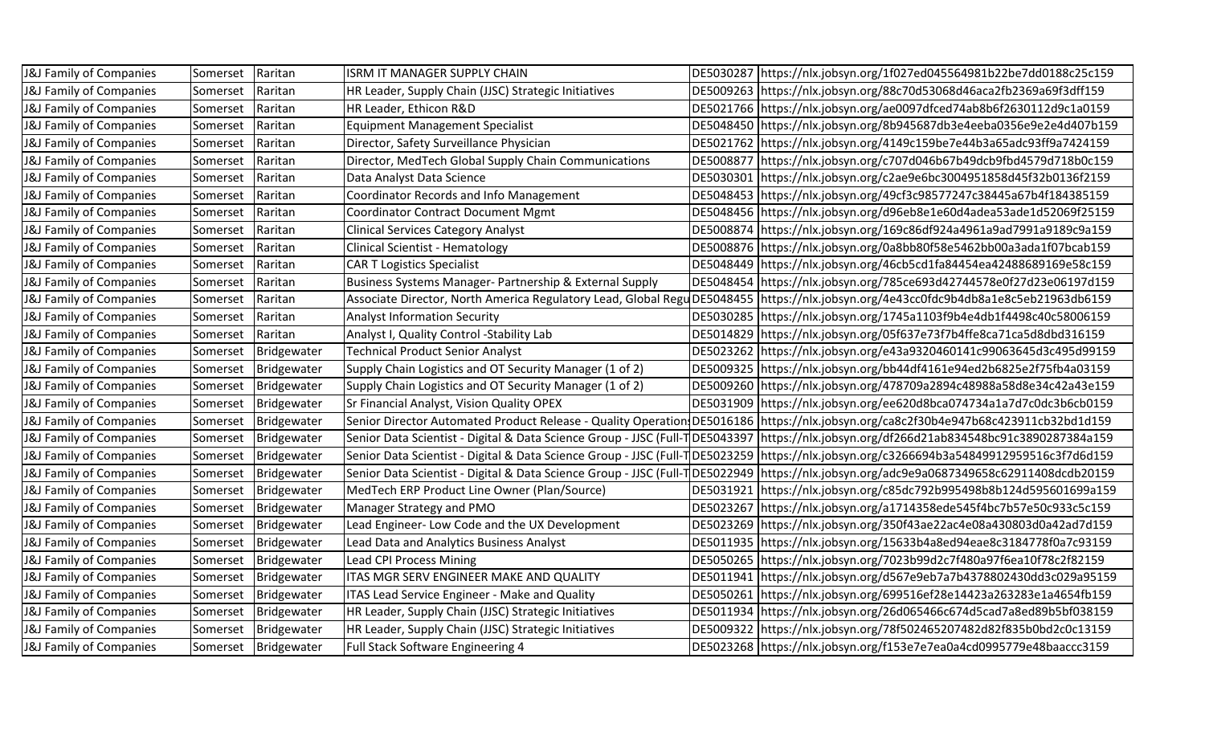| | | | | | |
|---|---|---|---|---|---|
| J&J Family of Companies | Somerset | Raritan | ISRM IT MANAGER SUPPLY CHAIN | DE5030287 | https://nlx.jobsyn.org/1f027ed045564981b22be7dd0188c25c159 |
| J&J Family of Companies | Somerset | Raritan | HR Leader, Supply Chain (JJSC) Strategic Initiatives | DE5009263 | https://nlx.jobsyn.org/88c70d53068d46aca2fb2369a69f3dff159 |
| J&J Family of Companies | Somerset | Raritan | HR Leader, Ethicon R&D | DE5021766 | https://nlx.jobsyn.org/ae0097dfced74ab8b6f2630112d9c1a0159 |
| J&J Family of Companies | Somerset | Raritan | Equipment Management Specialist | DE5048450 | https://nlx.jobsyn.org/8b945687db3e4eeba0356e9e2e4d407b159 |
| J&J Family of Companies | Somerset | Raritan | Director, Safety Surveillance Physician | DE5021762 | https://nlx.jobsyn.org/4149c159be7e44b3a65adc93ff9a7424159 |
| J&J Family of Companies | Somerset | Raritan | Director, MedTech Global Supply Chain Communications | DE5008877 | https://nlx.jobsyn.org/c707d046b67b49dcb9fbd4579d718b0c159 |
| J&J Family of Companies | Somerset | Raritan | Data Analyst Data Science | DE5030301 | https://nlx.jobsyn.org/c2ae9e6bc3004951858d45f32b0136f2159 |
| J&J Family of Companies | Somerset | Raritan | Coordinator Records and Info Management | DE5048453 | https://nlx.jobsyn.org/49cf3c98577247c38445a67b4f184385159 |
| J&J Family of Companies | Somerset | Raritan | Coordinator Contract Document Mgmt | DE5048456 | https://nlx.jobsyn.org/d96eb8e1e60d4adea53ade1d52069f25159 |
| J&J Family of Companies | Somerset | Raritan | Clinical Services Category Analyst | DE5008874 | https://nlx.jobsyn.org/169c86df924a4961a9ad7991a9189c9a159 |
| J&J Family of Companies | Somerset | Raritan | Clinical Scientist - Hematology | DE5008876 | https://nlx.jobsyn.org/0a8bb80f58e5462bb00a3ada1f07bcab159 |
| J&J Family of Companies | Somerset | Raritan | CAR T Logistics Specialist | DE5048449 | https://nlx.jobsyn.org/46cb5cd1fa84454ea42488689169e58c159 |
| J&J Family of Companies | Somerset | Raritan | Business Systems Manager- Partnership & External Supply | DE5048454 | https://nlx.jobsyn.org/785ce693d42744578e0f27d23e06197d159 |
| J&J Family of Companies | Somerset | Raritan | Associate Director, North America Regulatory Lead, Global Regu | DE5048455 | https://nlx.jobsyn.org/4e43cc0fdc9b4db8a1e8c5e21963db6159 |
| J&J Family of Companies | Somerset | Raritan | Analyst Information Security | DE5030285 | https://nlx.jobsyn.org/1745a1103f9b4e4db1f4498c40c58006159 |
| J&J Family of Companies | Somerset | Raritan | Analyst I, Quality Control -Stability Lab | DE5014829 | https://nlx.jobsyn.org/05f637e73f7b4ffe8ca71ca5d8dbd316159 |
| J&J Family of Companies | Somerset | Bridgewater | Technical Product Senior Analyst | DE5023262 | https://nlx.jobsyn.org/e43a9320460141c99063645d3c495d99159 |
| J&J Family of Companies | Somerset | Bridgewater | Supply Chain Logistics and OT Security Manager (1 of 2) | DE5009325 | https://nlx.jobsyn.org/bb44df4161e94ed2b6825e2f75fb4a03159 |
| J&J Family of Companies | Somerset | Bridgewater | Supply Chain Logistics and OT Security Manager (1 of 2) | DE5009260 | https://nlx.jobsyn.org/478709a2894c48988a58d8e34c42a43e159 |
| J&J Family of Companies | Somerset | Bridgewater | Sr Financial Analyst, Vision Quality OPEX | DE5031909 | https://nlx.jobsyn.org/ee620d8bca074734a1a7d7c0dc3b6cb0159 |
| J&J Family of Companies | Somerset | Bridgewater | Senior Director Automated Product Release - Quality Operations | DE5016186 | https://nlx.jobsyn.org/ca8c2f30b4e947b68c423911cb32bd1d159 |
| J&J Family of Companies | Somerset | Bridgewater | Senior Data Scientist - Digital & Data Science Group - JJSC (Full-T | DE5043397 | https://nlx.jobsyn.org/df266d21ab834548bc91c3890287384a159 |
| J&J Family of Companies | Somerset | Bridgewater | Senior Data Scientist - Digital & Data Science Group - JJSC (Full-T | DE5023259 | https://nlx.jobsyn.org/c3266694b3a54849912959516c3f7d6d159 |
| J&J Family of Companies | Somerset | Bridgewater | Senior Data Scientist - Digital & Data Science Group - JJSC (Full-T | DE5022949 | https://nlx.jobsyn.org/adc9e9a0687349658c62911408dcdb20159 |
| J&J Family of Companies | Somerset | Bridgewater | MedTech ERP Product Line Owner (Plan/Source) | DE5031921 | https://nlx.jobsyn.org/c85dc792b995498b8b124d595601699a159 |
| J&J Family of Companies | Somerset | Bridgewater | Manager Strategy and PMO | DE5023267 | https://nlx.jobsyn.org/a1714358ede545f4bc7b57e50c933c5c159 |
| J&J Family of Companies | Somerset | Bridgewater | Lead Engineer- Low Code and the UX Development | DE5023269 | https://nlx.jobsyn.org/350f43ae22ac4e08a430803d0a42ad7d159 |
| J&J Family of Companies | Somerset | Bridgewater | Lead Data and Analytics Business Analyst | DE5011935 | https://nlx.jobsyn.org/15633b4a8ed94eae8c3184778f0a7c93159 |
| J&J Family of Companies | Somerset | Bridgewater | Lead CPI Process Mining | DE5050265 | https://nlx.jobsyn.org/7023b99d2c7f480a97f6ea10f78c2f82159 |
| J&J Family of Companies | Somerset | Bridgewater | ITAS MGR SERV ENGINEER MAKE AND QUALITY | DE5011941 | https://nlx.jobsyn.org/d567e9eb7a7b4378802430dd3c029a95159 |
| J&J Family of Companies | Somerset | Bridgewater | ITAS Lead Service Engineer - Make and Quality | DE5050261 | https://nlx.jobsyn.org/699516ef28e14423a263283e1a4654fb159 |
| J&J Family of Companies | Somerset | Bridgewater | HR Leader, Supply Chain (JJSC) Strategic Initiatives | DE5011934 | https://nlx.jobsyn.org/26d065466c674d5cad7a8ed89b5bf038159 |
| J&J Family of Companies | Somerset | Bridgewater | HR Leader, Supply Chain (JJSC) Strategic Initiatives | DE5009322 | https://nlx.jobsyn.org/78f502465207482d82f835b0bd2c0c13159 |
| J&J Family of Companies | Somerset | Bridgewater | Full Stack Software Engineering 4 | DE5023268 | https://nlx.jobsyn.org/f153e7e7ea0a4cd0995779e48baaccc3159 |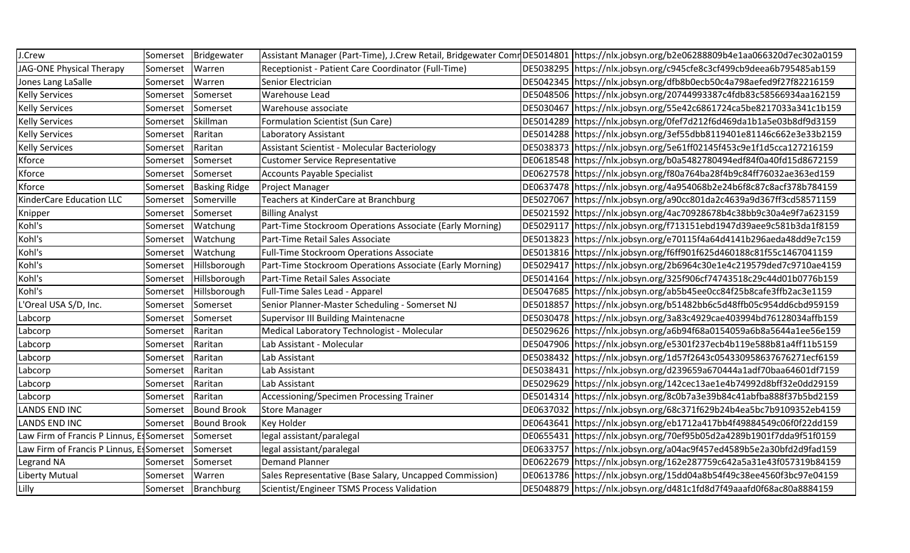| J.Crew | Somerset | Bridgewater | Assistant Manager (Part-Time), J.Crew Retail, Bridgewater Comr | DE5014801 | https://nlx.jobsyn.org/b2e06288809b4e1aa066320d7ec302a0159 |
|---|---|---|---|---|---|
| JAG-ONE Physical Therapy | Somerset | Warren | Receptionist - Patient Care Coordinator (Full-Time) | DE5038295 | https://nlx.jobsyn.org/c945cfe8c3cf499cb9deea6b795485ab159 |
| Jones Lang LaSalle | Somerset | Warren | Senior Electrician | DE5042345 | https://nlx.jobsyn.org/dfb8b0ecb50c4a798aefed9f27f82216159 |
| Kelly Services | Somerset | Somerset | Warehouse Lead | DE5048506 | https://nlx.jobsyn.org/20744993387c4fdb83c58566934aa162159 |
| Kelly Services | Somerset | Somerset | Warehouse associate | DE5030467 | https://nlx.jobsyn.org/55e42c6861724ca5be8217033a341c1b159 |
| Kelly Services | Somerset | Skillman | Formulation Scientist (Sun Care) | DE5014289 | https://nlx.jobsyn.org/0fef7d212f6d469da1b1a5e03b8df9d3159 |
| Kelly Services | Somerset | Raritan | Laboratory Assistant | DE5014288 | https://nlx.jobsyn.org/3ef55dbb8119401e81146c662e3e33b2159 |
| Kelly Services | Somerset | Raritan | Assistant Scientist - Molecular Bacteriology | DE5038373 | https://nlx.jobsyn.org/5e61ff02145f453c9e1f1d5cca127216159 |
| Kforce | Somerset | Somerset | Customer Service Representative | DE0618548 | https://nlx.jobsyn.org/b0a5482780494edf84f0a40fd15d8672159 |
| Kforce | Somerset | Somerset | Accounts Payable Specialist | DE0627578 | https://nlx.jobsyn.org/f80a764ba28f4b9c84ff76032ae363ed159 |
| Kforce | Somerset | Basking Ridge | Project Manager | DE0637478 | https://nlx.jobsyn.org/4a954068b2e24b6f8c87c8acf378b784159 |
| KinderCare Education LLC | Somerset | Somerville | Teachers at KinderCare at Branchburg | DE5027067 | https://nlx.jobsyn.org/a90cc801da2c4639a9d367ff3cd58571159 |
| Knipper | Somerset | Somerset | Billing Analyst | DE5021592 | https://nlx.jobsyn.org/4ac70928678b4c38bb9c30a4e9f7a623159 |
| Kohl's | Somerset | Watchung | Part-Time Stockroom Operations Associate (Early Morning) | DE5029117 | https://nlx.jobsyn.org/f713151ebd1947d39aee9c581b3da1f8159 |
| Kohl's | Somerset | Watchung | Part-Time Retail Sales Associate | DE5013823 | https://nlx.jobsyn.org/e70115f4a64d4141b296aeda48dd9e7c159 |
| Kohl's | Somerset | Watchung | Full-Time Stockroom Operations Associate | DE5013816 | https://nlx.jobsyn.org/f6ff901f625d460188c81f55c1467041159 |
| Kohl's | Somerset | Hillsborough | Part-Time Stockroom Operations Associate (Early Morning) | DE5029417 | https://nlx.jobsyn.org/2b6964c30e1e4c219579ded7c9710ae4159 |
| Kohl's | Somerset | Hillsborough | Part-Time Retail Sales Associate | DE5014164 | https://nlx.jobsyn.org/325f906cf74743518c29c44d01b0776b159 |
| Kohl's | Somerset | Hillsborough | Full-Time Sales Lead - Apparel | DE5047685 | https://nlx.jobsyn.org/ab5b45ee0cc84f25b8cafe3ffb2ac3e1159 |
| L'Oreal USA S/D, Inc. | Somerset | Somerset | Senior Planner-Master Scheduling - Somerset NJ | DE5018857 | https://nlx.jobsyn.org/b51482bb6c5d48ffb05c954dd6cbd959159 |
| Labcorp | Somerset | Somerset | Supervisor III Building Maintenacne | DE5030478 | https://nlx.jobsyn.org/3a83c4929cae403994bd76128034affb159 |
| Labcorp | Somerset | Raritan | Medical Laboratory Technologist - Molecular | DE5029626 | https://nlx.jobsyn.org/a6b94f68a0154059a6b8a5644a1ee56e159 |
| Labcorp | Somerset | Raritan | Lab Assistant - Molecular | DE5047906 | https://nlx.jobsyn.org/e5301f237ecb4b119e588b81a4ff11b5159 |
| Labcorp | Somerset | Raritan | Lab Assistant | DE5038432 | https://nlx.jobsyn.org/1d57f2643c054330958637676271ecf6159 |
| Labcorp | Somerset | Raritan | Lab Assistant | DE5038431 | https://nlx.jobsyn.org/d239659a670444a1adf70baa64601df7159 |
| Labcorp | Somerset | Raritan | Lab Assistant | DE5029629 | https://nlx.jobsyn.org/142cec13ae1e4b74992d8bff32e0dd29159 |
| Labcorp | Somerset | Raritan | Accessioning/Specimen Processing Trainer | DE5014314 | https://nlx.jobsyn.org/8c0b7a3e39b84c41abfba888f37b5bd2159 |
| LANDS END INC | Somerset | Bound Brook | Store Manager | DE0637032 | https://nlx.jobsyn.org/68c371f629b24b4ea5bc7b9109352eb4159 |
| LANDS END INC | Somerset | Bound Brook | Key Holder | DE0643641 | https://nlx.jobsyn.org/eb1712a417bb4f49884549c06f0f22dd159 |
| Law Firm of Francis P Linnus, E | Somerset | Somerset | legal assistant/paralegal | DE0655431 | https://nlx.jobsyn.org/70ef95b05d2a4289b1901f7dda9f51f0159 |
| Law Firm of Francis P Linnus, E | Somerset | Somerset | legal assistant/paralegal | DE0633757 | https://nlx.jobsyn.org/a04ac9f457ed4589b5e2a30bfd2d9fad159 |
| Legrand NA | Somerset | Somerset | Demand Planner | DE0622679 | https://nlx.jobsyn.org/162e287759c642a5a31e43f057319b84159 |
| Liberty Mutual | Somerset | Warren | Sales Representative (Base Salary, Uncapped Commission) | DE0613786 | https://nlx.jobsyn.org/15dd04a8b54f49c38ee4560f3bc97e04159 |
| Lilly | Somerset | Branchburg | Scientist/Engineer TSMS Process Validation | DE5048879 | https://nlx.jobsyn.org/d481c1fd8d7f49aaafd0f68ac80a8884159 |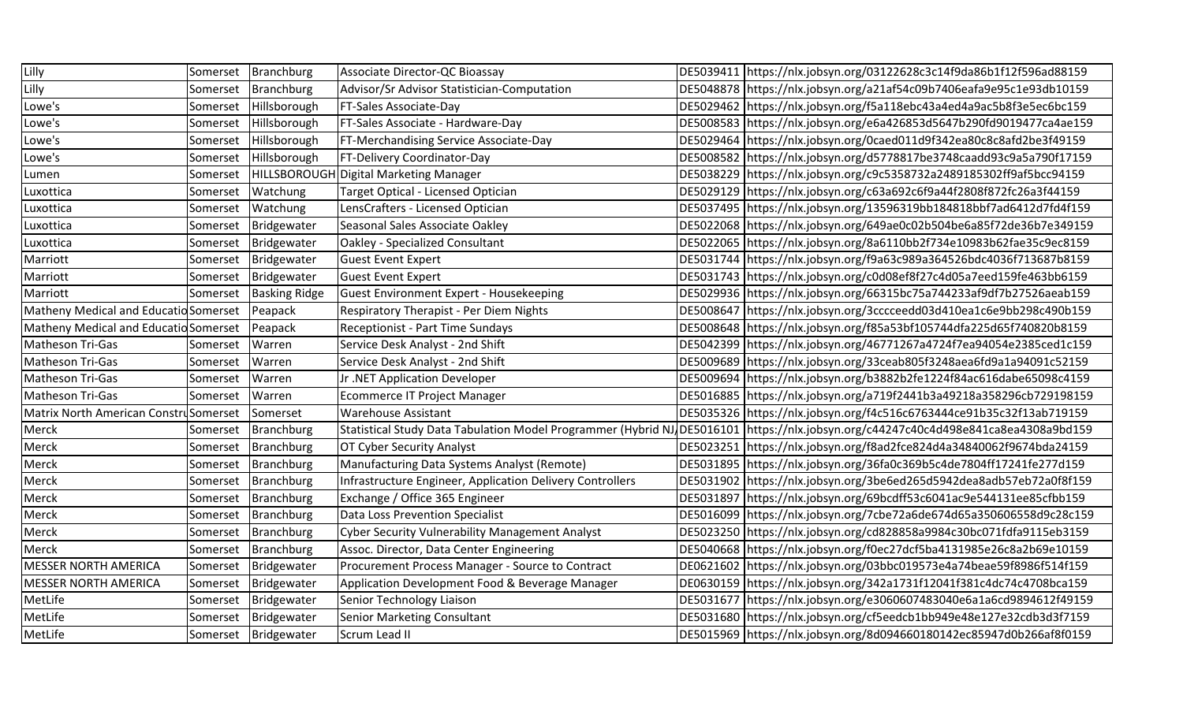| Lilly | Somerset | Branchburg | Associate Director-QC Bioassay | DE5039411 | https://nlx.jobsyn.org/03122628c3c14f9da86b1f12f596ad88159 |
|---|---|---|---|---|---|
| Lilly | Somerset | Branchburg | Advisor/Sr Advisor Statistician-Computation | DE5048878 | https://nlx.jobsyn.org/a21af54c09b7406eafa9e95c1e93db10159 |
| Lowe's | Somerset | Hillsborough | FT-Sales Associate-Day | DE5029462 | https://nlx.jobsyn.org/f5a118ebc43a4ed4a9ac5b8f3e5ec6bc159 |
| Lowe's | Somerset | Hillsborough | FT-Sales Associate - Hardware-Day | DE5008583 | https://nlx.jobsyn.org/e6a426853d5647b290fd9019477ca4ae159 |
| Lowe's | Somerset | Hillsborough | FT-Merchandising Service Associate-Day | DE5029464 | https://nlx.jobsyn.org/0caed011d9f342ea80c8c8afd2be3f49159 |
| Lowe's | Somerset | Hillsborough | FT-Delivery Coordinator-Day | DE5008582 | https://nlx.jobsyn.org/d5778817be3748caadd93c9a5a790f17159 |
| Lumen | Somerset | HILLSBOROUGH | Digital Marketing Manager | DE5038229 | https://nlx.jobsyn.org/c9c5358732a2489185302ff9af5bcc94159 |
| Luxottica | Somerset | Watchung | Target Optical - Licensed Optician | DE5029129 | https://nlx.jobsyn.org/c63a692c6f9a44f2808f872fc26a3f44159 |
| Luxottica | Somerset | Watchung | LensCrafters - Licensed Optician | DE5037495 | https://nlx.jobsyn.org/13596319bb184818bbf7ad6412d7fd4f159 |
| Luxottica | Somerset | Bridgewater | Seasonal Sales Associate Oakley | DE5022068 | https://nlx.jobsyn.org/649ae0c02b504be6a85f72de36b7e349159 |
| Luxottica | Somerset | Bridgewater | Oakley - Specialized Consultant | DE5022065 | https://nlx.jobsyn.org/8a6110bb2f734e10983b62fae35c9ec8159 |
| Marriott | Somerset | Bridgewater | Guest Event Expert | DE5031744 | https://nlx.jobsyn.org/f9a63c989a364526bdc4036f713687b8159 |
| Marriott | Somerset | Bridgewater | Guest Event Expert | DE5031743 | https://nlx.jobsyn.org/c0d08ef8f27c4d05a7eed159fe463bb6159 |
| Marriott | Somerset | Basking Ridge | Guest Environment Expert - Housekeeping | DE5029936 | https://nlx.jobsyn.org/66315bc75a744233af9df7b27526aeab159 |
| Matheny Medical and Educatio | Somerset | Peapack | Respiratory Therapist - Per Diem Nights | DE5008647 | https://nlx.jobsyn.org/3cccceedd03d410ea1c6e9bb298c490b159 |
| Matheny Medical and Educatio | Somerset | Peapack | Receptionist - Part Time Sundays | DE5008648 | https://nlx.jobsyn.org/f85a53bf105744dfa225d65f740820b8159 |
| Matheson Tri-Gas | Somerset | Warren | Service Desk Analyst - 2nd Shift | DE5042399 | https://nlx.jobsyn.org/46771267a4724f7ea94054e2385ced1c159 |
| Matheson Tri-Gas | Somerset | Warren | Service Desk Analyst - 2nd Shift | DE5009689 | https://nlx.jobsyn.org/33ceab805f3248aea6fd9a1a94091c52159 |
| Matheson Tri-Gas | Somerset | Warren | Jr .NET Application Developer | DE5009694 | https://nlx.jobsyn.org/b3882b2fe1224f84ac616dabe65098c4159 |
| Matheson Tri-Gas | Somerset | Warren | Ecommerce IT Project Manager | DE5016885 | https://nlx.jobsyn.org/a719f2441b3a49218a358296cb729198159 |
| Matrix North American Constru | Somerset | Somerset | Warehouse Assistant | DE5035326 | https://nlx.jobsyn.org/f4c516c6763444ce91b35c32f13ab719159 |
| Merck | Somerset | Branchburg | Statistical Study Data Tabulation Model Programmer (Hybrid NJ | DE5016101 | https://nlx.jobsyn.org/c44247c40c4d498e841ca8ea4308a9bd159 |
| Merck | Somerset | Branchburg | OT Cyber Security Analyst | DE5023251 | https://nlx.jobsyn.org/f8ad2fce824d4a34840062f9674bda24159 |
| Merck | Somerset | Branchburg | Manufacturing Data Systems Analyst (Remote) | DE5031895 | https://nlx.jobsyn.org/36fa0c369b5c4de7804ff17241fe277d159 |
| Merck | Somerset | Branchburg | Infrastructure Engineer, Application Delivery Controllers | DE5031902 | https://nlx.jobsyn.org/3be6ed265d5942dea8adb57eb72a0f8f159 |
| Merck | Somerset | Branchburg | Exchange / Office 365 Engineer | DE5031897 | https://nlx.jobsyn.org/69bcdff53c6041ac9e544131ee85cfbb159 |
| Merck | Somerset | Branchburg | Data Loss Prevention Specialist | DE5016099 | https://nlx.jobsyn.org/7cbe72a6de674d65a350606558d9c28c159 |
| Merck | Somerset | Branchburg | Cyber Security Vulnerability Management Analyst | DE5023250 | https://nlx.jobsyn.org/cd828858a9984c30bc071fdfa9115eb3159 |
| Merck | Somerset | Branchburg | Assoc. Director, Data Center Engineering | DE5040668 | https://nlx.jobsyn.org/f0ec27dcf5ba4131985e26c8a2b69e10159 |
| MESSER NORTH AMERICA | Somerset | Bridgewater | Procurement Process Manager - Source to Contract | DE0621602 | https://nlx.jobsyn.org/03bbc019573e4a74beae59f8986f514f159 |
| MESSER NORTH AMERICA | Somerset | Bridgewater | Application Development Food & Beverage Manager | DE0630159 | https://nlx.jobsyn.org/342a1731f12041f381c4dc74c4708bca159 |
| MetLife | Somerset | Bridgewater | Senior Technology Liaison | DE5031677 | https://nlx.jobsyn.org/e3060607483040e6a1a6cd9894612f49159 |
| MetLife | Somerset | Bridgewater | Senior Marketing Consultant | DE5031680 | https://nlx.jobsyn.org/cf5eedcb1bb949e48e127e32cdb3d3f7159 |
| MetLife | Somerset | Bridgewater | Scrum Lead II | DE5015969 | https://nlx.jobsyn.org/8d094660180142ec85947d0b266af8f0159 |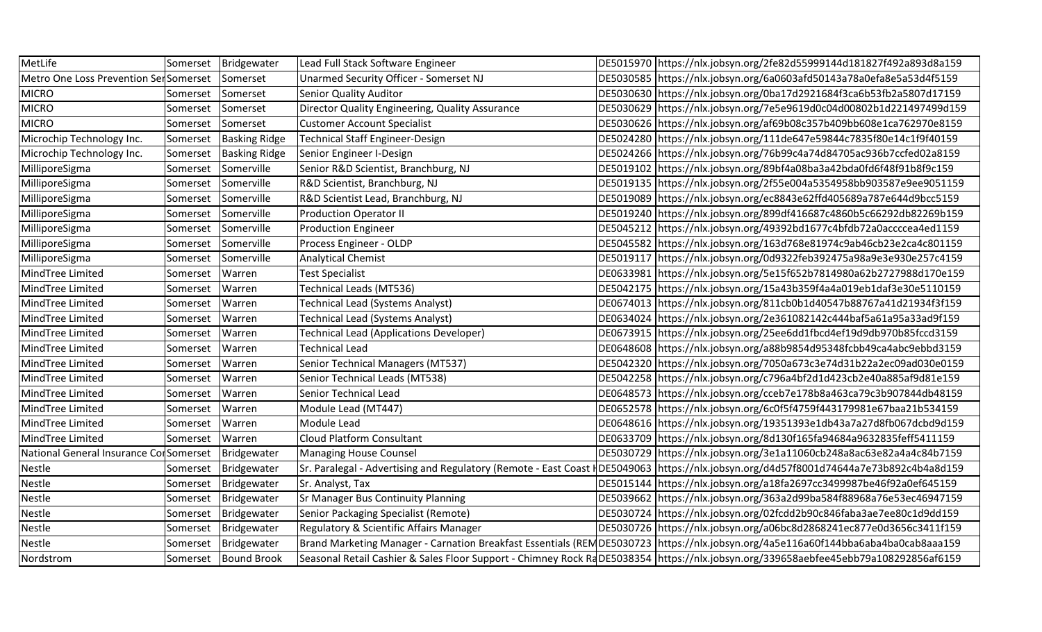| MetLife | Somerset | Bridgewater | Lead Full Stack Software Engineer | DE5015970 | https://nlx.jobsyn.org/2fe82d55999144d181827f492a893d8a159 |
|---|---|---|---|---|---|
| Metro One Loss Prevention Ser | Somerset | Somerset | Unarmed Security Officer - Somerset NJ | DE5030585 | https://nlx.jobsyn.org/6a0603afd50143a78a0efa8e5a53d4f5159 |
| MICRO | Somerset | Somerset | Senior Quality Auditor | DE5030630 | https://nlx.jobsyn.org/0ba17d2921684f3ca6b53fb2a5807d17159 |
| MICRO | Somerset | Somerset | Director Quality Engineering, Quality Assurance | DE5030629 | https://nlx.jobsyn.org/7e5e9619d0c04d00802b1d221497499d159 |
| MICRO | Somerset | Somerset | Customer Account Specialist | DE5030626 | https://nlx.jobsyn.org/af69b08c357b409bb608e1ca762970e8159 |
| Microchip Technology Inc. | Somerset | Basking Ridge | Technical Staff Engineer-Design | DE5024280 | https://nlx.jobsyn.org/111de647e59844c7835f80e14c1f9f40159 |
| Microchip Technology Inc. | Somerset | Basking Ridge | Senior Engineer I-Design | DE5024266 | https://nlx.jobsyn.org/76b99c4a74d84705ac936b7ccfed02a8159 |
| MilliporeSigma | Somerset | Somerville | Senior R&D Scientist, Branchburg, NJ | DE5019102 | https://nlx.jobsyn.org/89bf4a08ba3a42bda0fd6f48f91b8f9c159 |
| MilliporeSigma | Somerset | Somerville | R&D Scientist, Branchburg, NJ | DE5019135 | https://nlx.jobsyn.org/2f55e004a5354958bb903587e9ee9051159 |
| MilliporeSigma | Somerset | Somerville | R&D Scientist Lead, Branchburg, NJ | DE5019089 | https://nlx.jobsyn.org/ec8843e62ffd405689a787e644d9bcc5159 |
| MilliporeSigma | Somerset | Somerville | Production Operator II | DE5019240 | https://nlx.jobsyn.org/899df416687c4860b5c66292db82269b159 |
| MilliporeSigma | Somerset | Somerville | Production Engineer | DE5045212 | https://nlx.jobsyn.org/49392bd1677c4bfdb72a0accccea4ed1159 |
| MilliporeSigma | Somerset | Somerville | Process Engineer - OLDP | DE5045582 | https://nlx.jobsyn.org/163d768e81974c9ab46cb23e2ca4c801159 |
| MilliporeSigma | Somerset | Somerville | Analytical Chemist | DE5019117 | https://nlx.jobsyn.org/0d9322feb392475a98a9e3e930e257c4159 |
| MindTree Limited | Somerset | Warren | Test Specialist | DE0633981 | https://nlx.jobsyn.org/5e15f652b7814980a62b2727988d170e159 |
| MindTree Limited | Somerset | Warren | Technical Leads (MT536) | DE5042175 | https://nlx.jobsyn.org/15a43b359f4a4a019eb1daf3e30e5110159 |
| MindTree Limited | Somerset | Warren | Technical Lead (Systems Analyst) | DE0674013 | https://nlx.jobsyn.org/811cb0b1d40547b88767a41d21934f3f159 |
| MindTree Limited | Somerset | Warren | Technical Lead (Systems Analyst) | DE0634024 | https://nlx.jobsyn.org/2e361082142c444baf5a61a95a33ad9f159 |
| MindTree Limited | Somerset | Warren | Technical Lead (Applications Developer) | DE0673915 | https://nlx.jobsyn.org/25ee6dd1fbcd4ef19d9db970b85fccd3159 |
| MindTree Limited | Somerset | Warren | Technical Lead | DE0648608 | https://nlx.jobsyn.org/a88b9854d95348fcbb49ca4abc9ebbd3159 |
| MindTree Limited | Somerset | Warren | Senior Technical Managers (MT537) | DE5042320 | https://nlx.jobsyn.org/7050a673c3e74d31b22a2ec09ad030e0159 |
| MindTree Limited | Somerset | Warren | Senior Technical Leads (MT538) | DE5042258 | https://nlx.jobsyn.org/c796a4bf2d1d423cb2e40a885af9d81e159 |
| MindTree Limited | Somerset | Warren | Senior Technical Lead | DE0648573 | https://nlx.jobsyn.org/cceb7e178b8a463ca79c3b907844db48159 |
| MindTree Limited | Somerset | Warren | Module Lead (MT447) | DE0652578 | https://nlx.jobsyn.org/6c0f5f4759f443179981e67baa21b534159 |
| MindTree Limited | Somerset | Warren | Module Lead | DE0648616 | https://nlx.jobsyn.org/19351393e1db43a7a27d8fb067dcbd9d159 |
| MindTree Limited | Somerset | Warren | Cloud Platform Consultant | DE0633709 | https://nlx.jobsyn.org/8d130f165fa94684a9632835feff5411159 |
| National General Insurance Co | Somerset | Bridgewater | Managing House Counsel | DE5030729 | https://nlx.jobsyn.org/3e1a11060cb248a8ac63e82a4a4c84b7159 |
| Nestle | Somerset | Bridgewater | Sr. Paralegal - Advertising and Regulatory (Remote - East Coast | DE5049063 | https://nlx.jobsyn.org/d4d57f8001d74644a7e73b892c4b4a8d159 |
| Nestle | Somerset | Bridgewater | Sr. Analyst, Tax | DE5015144 | https://nlx.jobsyn.org/a18fa2697cc3499987be46f92a0ef645159 |
| Nestle | Somerset | Bridgewater | Sr Manager Bus Continuity Planning | DE5039662 | https://nlx.jobsyn.org/363a2d99ba584f88968a76e53ec46947159 |
| Nestle | Somerset | Bridgewater | Senior Packaging Specialist (Remote) | DE5030724 | https://nlx.jobsyn.org/02fcdd2b90c846faba3ae7ee80c1d9dd159 |
| Nestle | Somerset | Bridgewater | Regulatory & Scientific Affairs Manager | DE5030726 | https://nlx.jobsyn.org/a06bc8d2868241ec877e0d3656c3411f159 |
| Nestle | Somerset | Bridgewater | Brand Marketing Manager - Carnation Breakfast Essentials (REM | DE5030723 | https://nlx.jobsyn.org/4a5e116a60f144bba6aba4ba0cab8aaa159 |
| Nordstrom | Somerset | Bound Brook | Seasonal Retail Cashier & Sales Floor Support - Chimney Rock Ra | DE5038354 | https://nlx.jobsyn.org/339658aebfee45ebb79a108292856af6159 |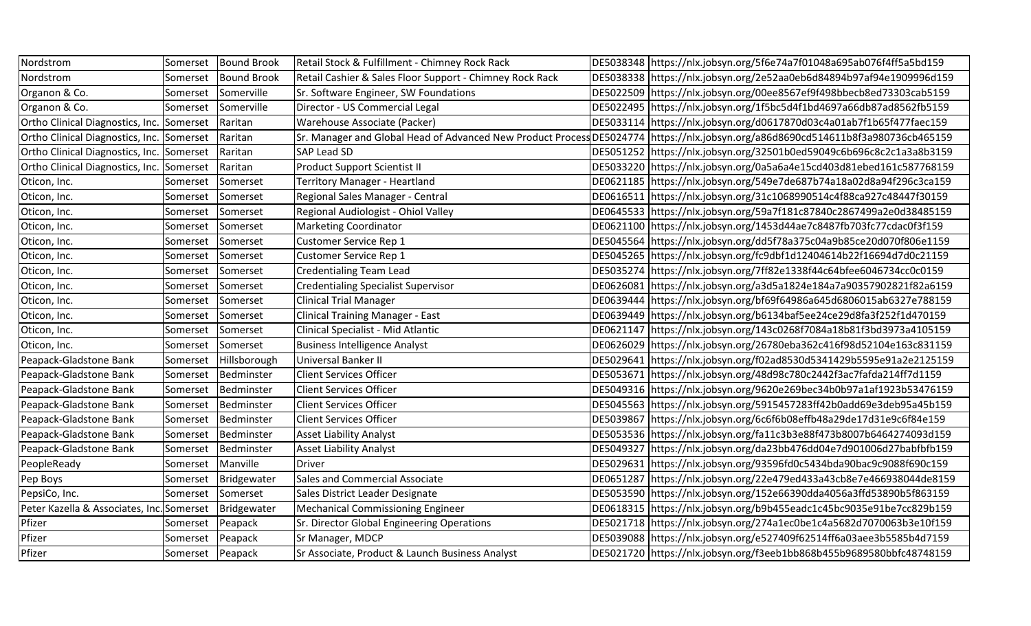| Nordstrom | Somerset | Bound Brook | Retail Stock & Fulfillment - Chimney Rock Rack | DE5038348 | https://nlx.jobsyn.org/5f6e74a7f01048a695ab076f4ff5a5bd159 |
|---|---|---|---|---|---|
| Nordstrom | Somerset | Bound Brook | Retail Cashier & Sales Floor Support - Chimney Rock Rack | DE5038338 | https://nlx.jobsyn.org/2e52aa0eb6d84894b97af94e1909996d159 |
| Organon & Co. | Somerset | Somerville | Sr. Software Engineer, SW Foundations | DE5022509 | https://nlx.jobsyn.org/00ee8567ef9f498bbecb8ed73303cab5159 |
| Organon & Co. | Somerset | Somerville | Director - US Commercial Legal | DE5022495 | https://nlx.jobsyn.org/1f5bc5d4f1bd4697a66db87ad8562fb5159 |
| Ortho Clinical Diagnostics, Inc. | Somerset | Raritan | Warehouse Associate (Packer) | DE5033114 | https://nlx.jobsyn.org/d0617870d03c4a01ab7f1b65f477faec159 |
| Ortho Clinical Diagnostics, Inc. | Somerset | Raritan | Sr. Manager and Global Head of Advanced New Product Process | DE5024774 | https://nlx.jobsyn.org/a86d8690cd514611b8f3a980736cb465159 |
| Ortho Clinical Diagnostics, Inc. | Somerset | Raritan | SAP Lead SD | DE5051252 | https://nlx.jobsyn.org/32501b0ed59049c6b696c8c2c1a3a8b3159 |
| Ortho Clinical Diagnostics, Inc. | Somerset | Raritan | Product Support Scientist II | DE5033220 | https://nlx.jobsyn.org/0a5a6a4e15cd403d81ebed161c587768159 |
| Oticon, Inc. | Somerset | Somerset | Territory Manager - Heartland | DE0621185 | https://nlx.jobsyn.org/549e7de687b74a18a02d8a94f296c3ca159 |
| Oticon, Inc. | Somerset | Somerset | Regional Sales Manager - Central | DE0616511 | https://nlx.jobsyn.org/31c1068990514c4f88ca927c48447f30159 |
| Oticon, Inc. | Somerset | Somerset | Regional Audiologist - Ohiol Valley | DE0645533 | https://nlx.jobsyn.org/59a7f181c87840c2867499a2e0d38485159 |
| Oticon, Inc. | Somerset | Somerset | Marketing Coordinator | DE0621100 | https://nlx.jobsyn.org/1453d44ae7c8487fb703fc77cdac0f3f159 |
| Oticon, Inc. | Somerset | Somerset | Customer Service Rep 1 | DE5045564 | https://nlx.jobsyn.org/dd5f78a375c04a9b85ce20d070f806e1159 |
| Oticon, Inc. | Somerset | Somerset | Customer Service Rep 1 | DE5045265 | https://nlx.jobsyn.org/fc9dbf1d12404614b22f16694d7d0c21159 |
| Oticon, Inc. | Somerset | Somerset | Credentialing Team Lead | DE5035274 | https://nlx.jobsyn.org/7ff82e1338f44c64bfee6046734cc0c0159 |
| Oticon, Inc. | Somerset | Somerset | Credentialing Specialist Supervisor | DE0626081 | https://nlx.jobsyn.org/a3d5a1824e184a7a90357902821f82a6159 |
| Oticon, Inc. | Somerset | Somerset | Clinical Trial Manager | DE0639444 | https://nlx.jobsyn.org/bf69f64986a645d6806015ab6327e788159 |
| Oticon, Inc. | Somerset | Somerset | Clinical Training Manager - East | DE0639449 | https://nlx.jobsyn.org/b6134baf5ee24ce29d8fa3f252f1d470159 |
| Oticon, Inc. | Somerset | Somerset | Clinical Specialist - Mid Atlantic | DE0621147 | https://nlx.jobsyn.org/143c0268f7084a18b81f3bd3973a4105159 |
| Oticon, Inc. | Somerset | Somerset | Business Intelligence Analyst | DE0626029 | https://nlx.jobsyn.org/26780eba362c416f98d52104e163c831159 |
| Peapack-Gladstone Bank | Somerset | Hillsborough | Universal Banker II | DE5029641 | https://nlx.jobsyn.org/f02ad8530d5341429b5595e91a2e2125159 |
| Peapack-Gladstone Bank | Somerset | Bedminster | Client Services Officer | DE5053671 | https://nlx.jobsyn.org/48d98c780c2442f3ac7fafda214ff7d1159 |
| Peapack-Gladstone Bank | Somerset | Bedminster | Client Services Officer | DE5049316 | https://nlx.jobsyn.org/9620e269bec34b0b97a1af1923b53476159 |
| Peapack-Gladstone Bank | Somerset | Bedminster | Client Services Officer | DE5045563 | https://nlx.jobsyn.org/5915457283ff42b0add69e3deb95a45b159 |
| Peapack-Gladstone Bank | Somerset | Bedminster | Client Services Officer | DE5039867 | https://nlx.jobsyn.org/6c6f6b08effb48a29de17d31e9c6f84e159 |
| Peapack-Gladstone Bank | Somerset | Bedminster | Asset Liability Analyst | DE5053536 | https://nlx.jobsyn.org/fa11c3b3e88f473b8007b6464274093d159 |
| Peapack-Gladstone Bank | Somerset | Bedminster | Asset Liability Analyst | DE5049327 | https://nlx.jobsyn.org/da23bb476dd04e7d901006d27babfbfb159 |
| PeopleReady | Somerset | Manville | Driver | DE5029631 | https://nlx.jobsyn.org/93596fd0c5434bda90bac9c9088f690c159 |
| Pep Boys | Somerset | Bridgewater | Sales and Commercial Associate | DE0651287 | https://nlx.jobsyn.org/22e479ed433a43cb8e7e466938044de8159 |
| PepsiCo, Inc. | Somerset | Somerset | Sales District Leader Designate | DE5053590 | https://nlx.jobsyn.org/152e66390dda4056a3ffd53890b5f863159 |
| Peter Kazella & Associates, Inc. | Somerset | Bridgewater | Mechanical Commissioning Engineer | DE0618315 | https://nlx.jobsyn.org/b9b455eadc1c45bc9035e91be7cc829b159 |
| Pfizer | Somerset | Peapack | Sr. Director Global Engineering Operations | DE5021718 | https://nlx.jobsyn.org/274a1ec0be1c4a5682d7070063b3e10f159 |
| Pfizer | Somerset | Peapack | Sr Manager, MDCP | DE5039088 | https://nlx.jobsyn.org/e527409f62514ff6a03aee3b5585b4d7159 |
| Pfizer | Somerset | Peapack | Sr Associate, Product & Launch Business Analyst | DE5021720 | https://nlx.jobsyn.org/f3eeb1bb868b455b9689580bbfc48748159 |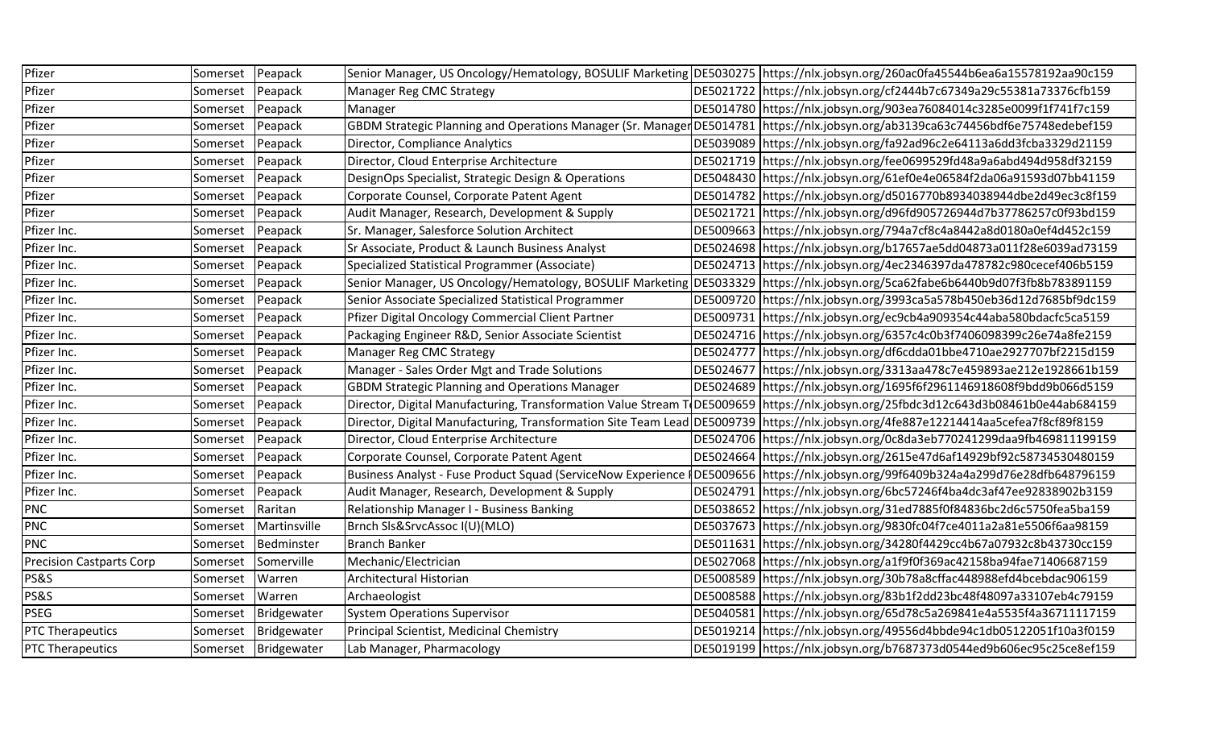| Pfizer | Somerset | Peapack | Senior Manager, US Oncology/Hematology, BOSULIF Marketing | DE5030275 | https://nlx.jobsyn.org/260ac0fa45544b6ea6a15578192aa90c159 |
|---|---|---|---|---|---|
| Pfizer | Somerset | Peapack | Manager Reg CMC Strategy | DE5021722 | https://nlx.jobsyn.org/cf2444b7c67349a29c55381a73376cfb159 |
| Pfizer | Somerset | Peapack | Manager | DE5014780 | https://nlx.jobsyn.org/903ea76084014c3285e0099f1f741f7c159 |
| Pfizer | Somerset | Peapack | GBDM Strategic Planning and Operations Manager (Sr. Manager | DE5014781 | https://nlx.jobsyn.org/ab3139ca63c74456bdf6e75748edebef159 |
| Pfizer | Somerset | Peapack | Director, Compliance Analytics | DE5039089 | https://nlx.jobsyn.org/fa92ad96c2e64113a6dd3fcba3329d21159 |
| Pfizer | Somerset | Peapack | Director, Cloud Enterprise Architecture | DE5021719 | https://nlx.jobsyn.org/fee0699529fd48a9a6abd494d958df32159 |
| Pfizer | Somerset | Peapack | DesignOps Specialist, Strategic Design & Operations | DE5048430 | https://nlx.jobsyn.org/61ef0e4e06584f2da06a91593d07bb41159 |
| Pfizer | Somerset | Peapack | Corporate Counsel, Corporate Patent Agent | DE5014782 | https://nlx.jobsyn.org/d5016770b8934038944dbe2d49ec3c8f159 |
| Pfizer | Somerset | Peapack | Audit Manager, Research, Development & Supply | DE5021721 | https://nlx.jobsyn.org/d96fd905726944d7b37786257c0f93bd159 |
| Pfizer Inc. | Somerset | Peapack | Sr. Manager, Salesforce Solution Architect | DE5009663 | https://nlx.jobsyn.org/794a7cf8c4a8442a8d0180a0ef4d452c159 |
| Pfizer Inc. | Somerset | Peapack | Sr Associate, Product & Launch Business Analyst | DE5024698 | https://nlx.jobsyn.org/b17657ae5dd04873a011f28e6039ad73159 |
| Pfizer Inc. | Somerset | Peapack | Specialized Statistical Programmer (Associate) | DE5024713 | https://nlx.jobsyn.org/4ec2346397da478782c980cecef406b5159 |
| Pfizer Inc. | Somerset | Peapack | Senior Manager, US Oncology/Hematology, BOSULIF Marketing | DE5033329 | https://nlx.jobsyn.org/5ca62fabe6b6440b9d07f3fb8b783891159 |
| Pfizer Inc. | Somerset | Peapack | Senior Associate Specialized Statistical Programmer | DE5009720 | https://nlx.jobsyn.org/3993ca5a578b450eb36d12d7685bf9dc159 |
| Pfizer Inc. | Somerset | Peapack | Pfizer Digital Oncology Commercial Client Partner | DE5009731 | https://nlx.jobsyn.org/ec9cb4a909354c44aba580bdacfc5ca5159 |
| Pfizer Inc. | Somerset | Peapack | Packaging Engineer R&D, Senior Associate Scientist | DE5024716 | https://nlx.jobsyn.org/6357c4c0b3f7406098399c26e74a8fe2159 |
| Pfizer Inc. | Somerset | Peapack | Manager Reg CMC Strategy | DE5024777 | https://nlx.jobsyn.org/df6cdda01bbe4710ae2927707bf2215d159 |
| Pfizer Inc. | Somerset | Peapack | Manager - Sales Order Mgt and Trade Solutions | DE5024677 | https://nlx.jobsyn.org/3313aa478c7e459893ae212e1928661b159 |
| Pfizer Inc. | Somerset | Peapack | GBDM Strategic Planning and Operations Manager | DE5024689 | https://nlx.jobsyn.org/1695f6f2961146918608f9bdd9b066d5159 |
| Pfizer Inc. | Somerset | Peapack | Director, Digital Manufacturing, Transformation Value Stream T | DE5009659 | https://nlx.jobsyn.org/25fbdc3d12c643d3b08461b0e44ab684159 |
| Pfizer Inc. | Somerset | Peapack | Director, Digital Manufacturing, Transformation Site Team Lead | DE5009739 | https://nlx.jobsyn.org/4fe887e12214414aa5cefea7f8cf89f8159 |
| Pfizer Inc. | Somerset | Peapack | Director, Cloud Enterprise Architecture | DE5024706 | https://nlx.jobsyn.org/0c8da3eb770241299daa9fb469811199159 |
| Pfizer Inc. | Somerset | Peapack | Corporate Counsel, Corporate Patent Agent | DE5024664 | https://nlx.jobsyn.org/2615e47d6af14929bf92c58734530480159 |
| Pfizer Inc. | Somerset | Peapack | Business Analyst - Fuse Product Squad (ServiceNow Experience I | DE5009656 | https://nlx.jobsyn.org/99f6409b324a4a299d76e28dfb648796159 |
| Pfizer Inc. | Somerset | Peapack | Audit Manager, Research, Development & Supply | DE5024791 | https://nlx.jobsyn.org/6bc57246f4ba4dc3af47ee92838902b3159 |
| PNC | Somerset | Raritan | Relationship Manager I - Business Banking | DE5038652 | https://nlx.jobsyn.org/31ed7885f0f84836bc2d6c5750fea5ba159 |
| PNC | Somerset | Martinsville | Brnch Sls&SrvcAssoc I(U)(MLO) | DE5037673 | https://nlx.jobsyn.org/9830fc04f7ce4011a2a81e5506f6aa98159 |
| PNC | Somerset | Bedminster | Branch Banker | DE5011631 | https://nlx.jobsyn.org/34280f4429cc4b67a07932c8b43730cc159 |
| Precision Castparts Corp | Somerset | Somerville | Mechanic/Electrician | DE5027068 | https://nlx.jobsyn.org/a1f9f0f369ac42158ba94fae71406687159 |
| PS&S | Somerset | Warren | Architectural Historian | DE5008589 | https://nlx.jobsyn.org/30b78a8cffac448988efd4bcebdac906159 |
| PS&S | Somerset | Warren | Archaeologist | DE5008588 | https://nlx.jobsyn.org/83b1f2dd23bc48f48097a33107eb4c79159 |
| PSEG | Somerset | Bridgewater | System Operations Supervisor | DE5040581 | https://nlx.jobsyn.org/65d78c5a269841e4a5535f4a36711117159 |
| PTC Therapeutics | Somerset | Bridgewater | Principal Scientist, Medicinal Chemistry | DE5019214 | https://nlx.jobsyn.org/49556d4bbde94c1db05122051f10a3f0159 |
| PTC Therapeutics | Somerset | Bridgewater | Lab Manager, Pharmacology | DE5019199 | https://nlx.jobsyn.org/b7687373d0544ed9b606ec95c25ce8ef159 |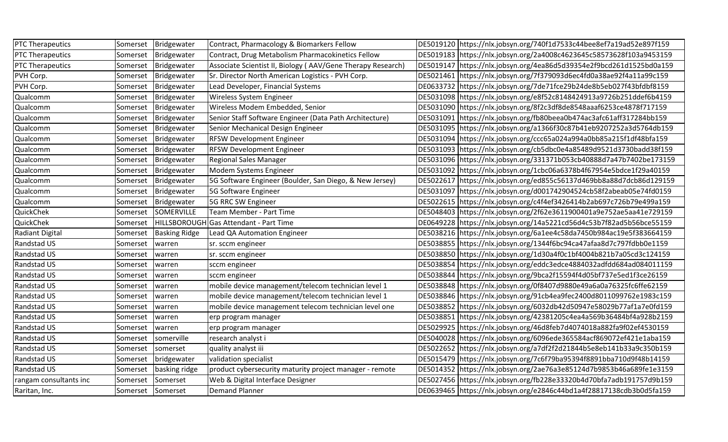| PTC Therapeutics | Somerset | Bridgewater | Contract, Pharmacology & Biomarkers Fellow | DE5019120 | https://nlx.jobsyn.org/740f1d7533c44bee8ef7a19ad52e897f159 |
|---|---|---|---|---|---|
| PTC Therapeutics | Somerset | Bridgewater | Contract, Drug Metabolism Pharmacokinetics Fellow | DE5019183 | https://nlx.jobsyn.org/2a4008c4623645c58573628f103a9453159 |
| PTC Therapeutics | Somerset | Bridgewater | Associate Scientist II, Biology ( AAV/Gene Therapy Research) | DE5019147 | https://nlx.jobsyn.org/4ea86d5d39354e2f9bcd261d1525bd0a159 |
| PVH Corp. | Somerset | Bridgewater | Sr. Director North American Logistics - PVH Corp. | DE5021461 | https://nlx.jobsyn.org/7f379093d6ec4fd0a38ae92f4a11a99c159 |
| PVH Corp. | Somerset | Bridgewater | Lead Developer, Financial Systems | DE0633732 | https://nlx.jobsyn.org/7de71fce29b24de8b5eb027f43bfdbf8159 |
| Qualcomm | Somerset | Bridgewater | Wireless System Engineer | DE5031098 | https://nlx.jobsyn.org/e8f52c8148424913a9726b251ddef6b4159 |
| Qualcomm | Somerset | Bridgewater | Wireless Modem Embedded, Senior | DE5031090 | https://nlx.jobsyn.org/8f2c3df8de8548aaaf6253ce4878f717159 |
| Qualcomm | Somerset | Bridgewater | Senior Staff Software Engineer (Data Path Architecture) | DE5031091 | https://nlx.jobsyn.org/fb80beea0b474ac3afc61aff317284bb159 |
| Qualcomm | Somerset | Bridgewater | Senior Mechanical Design Engineer | DE5031095 | https://nlx.jobsyn.org/a1366f30c87b41eb9207252a3d5764db159 |
| Qualcomm | Somerset | Bridgewater | RFSW Development Engineer | DE5031094 | https://nlx.jobsyn.org/ccc65a024a994a0bb85a215f1df48bfa159 |
| Qualcomm | Somerset | Bridgewater | RFSW Development Engineer | DE5031093 | https://nlx.jobsyn.org/cb5dbc0e4a85489d9521d3730badd38f159 |
| Qualcomm | Somerset | Bridgewater | Regional Sales Manager | DE5031096 | https://nlx.jobsyn.org/331371b053cb40888d7a47b7402be173159 |
| Qualcomm | Somerset | Bridgewater | Modem Systems Engineer | DE5031092 | https://nlx.jobsyn.org/1cbc06a6378b4f67954e5bdce1f29a40159 |
| Qualcomm | Somerset | Bridgewater | 5G Software Engineer (Boulder, San Diego, & New Jersey) | DE5022617 | https://nlx.jobsyn.org/ed855c56137d469bb8a88d7dcb86d129159 |
| Qualcomm | Somerset | Bridgewater | 5G Software Engineer | DE5031097 | https://nlx.jobsyn.org/d001742904524cb58f2abeab05e74fd0159 |
| Qualcomm | Somerset | Bridgewater | 5G RRC SW Engineer | DE5022615 | https://nlx.jobsyn.org/c4f4ef3426414b2ab697c726b79e499a159 |
| QuickChek | Somerset | SOMERVILLE | Team Member - Part Time | DE5048403 | https://nlx.jobsyn.org/2f62e3611900401a9e752ae5aa41e729159 |
| QuickChek | Somerset | HILLSBOROUGH | Gas Attendant - Part Time | DE0649228 | https://nlx.jobsyn.org/14a5221cd56d4c53b7f82ad5b56bce55159 |
| Radiant Digital | Somerset | Basking Ridge | Lead QA Automation Engineer | DE5038216 | https://nlx.jobsyn.org/6a1ee4c58da7450b984ac19e5f383664159 |
| Randstad US | Somerset | warren | sr. sccm engineer | DE5038855 | https://nlx.jobsyn.org/1344f6bc94ca47afaa8d7c797fdbb0e1159 |
| Randstad US | Somerset | warren | sr. sccm engineer | DE5038850 | https://nlx.jobsyn.org/1d30a4f0c1bf4004b821b7a05cd3c124159 |
| Randstad US | Somerset | warren | sccm engineer | DE5038854 | https://nlx.jobsyn.org/eddc3edce4884032adfdd684ad084011159 |
| Randstad US | Somerset | warren | sccm engineer | DE5038844 | https://nlx.jobsyn.org/9bca2f15594f4d05bf737e5ed1f3ce26159 |
| Randstad US | Somerset | warren | mobile device management/telecom technician level 1 | DE5038848 | https://nlx.jobsyn.org/0f8407d9880e49a6a0a76325fc6ffe62159 |
| Randstad US | Somerset | warren | mobile device management/telecom technician level 1 | DE5038846 | https://nlx.jobsyn.org/91cb4ea9fec2400d8011099762e1983c159 |
| Randstad US | Somerset | warren | mobile device management telecom technician level one | DE5038852 | https://nlx.jobsyn.org/6032db42d50947e58029b77af1a7e0fd159 |
| Randstad US | Somerset | warren | erp program manager | DE5038851 | https://nlx.jobsyn.org/42381205c4ea4a569b36484bf4a928b2159 |
| Randstad US | Somerset | warren | erp program manager | DE5029925 | https://nlx.jobsyn.org/46d8feb7d4074018a882fa9f02ef4530159 |
| Randstad US | Somerset | somerville | research analyst i | DE5040028 | https://nlx.jobsyn.org/6096ede365584acf869072ef421e1aba159 |
| Randstad US | Somerset | somerset | quality analyst iii | DE5022652 | https://nlx.jobsyn.org/a7df2f2d21844b5e8eb141b33a9c350b159 |
| Randstad US | Somerset | bridgewater | validation specialist | DE5015479 | https://nlx.jobsyn.org/7c6f79ba95394f8891bba710d9f48b14159 |
| Randstad US | Somerset | basking ridge | product cybersecurity maturity project manager - remote | DE5014352 | https://nlx.jobsyn.org/2ae76a3e85124d7b9853b46a689fe1e3159 |
| rangam consultants inc | Somerset | Somerset | Web & Digital Interface Designer | DE5027456 | https://nlx.jobsyn.org/fb228e33320b4d70bfa7adb191757d9b159 |
| Raritan, Inc. | Somerset | Somerset | Demand Planner | DE0639465 | https://nlx.jobsyn.org/e2846c44bd1a4f28817138cdb3b0d5fa159 |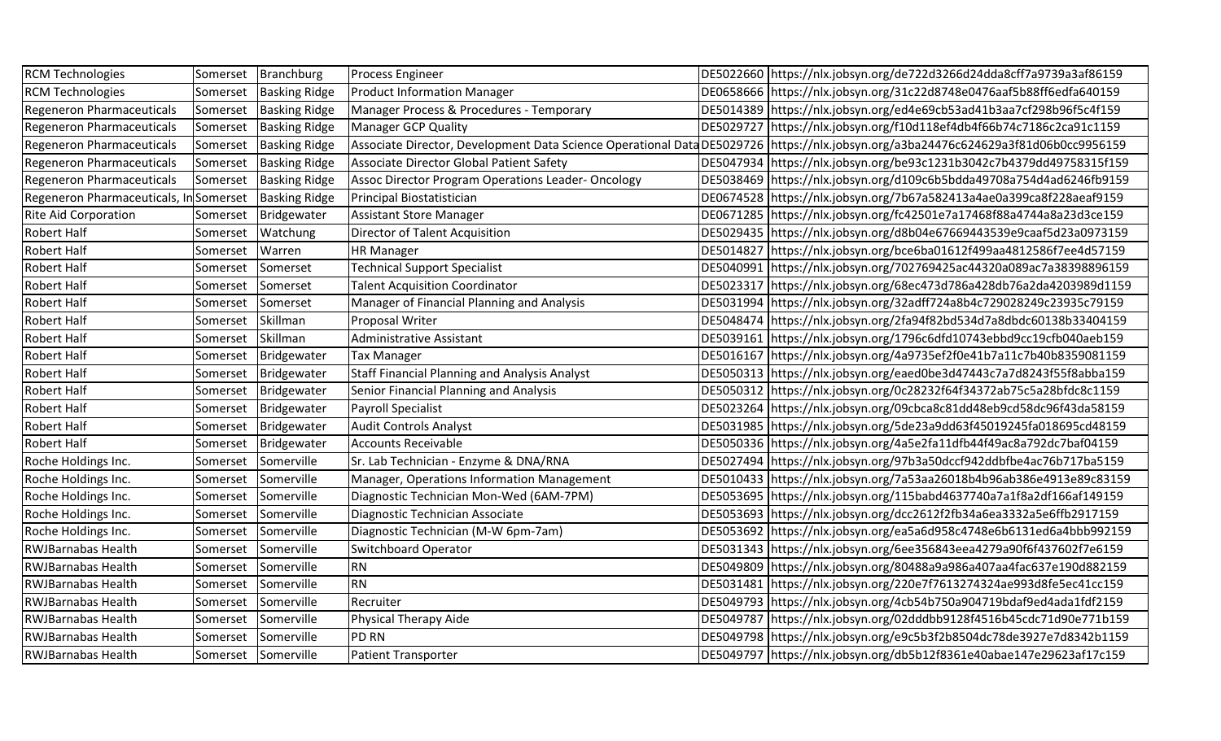| RCM Technologies | Somerset | Branchburg | Process Engineer | DE5022660 | https://nlx.jobsyn.org/de722d3266d24dda8cff7a9739a3af86159 |
|---|---|---|---|---|---|
| RCM Technologies | Somerset | Basking Ridge | Product Information Manager | DE0658666 | https://nlx.jobsyn.org/31c22d8748e0476aaf5b88ff6edfa640159 |
| Regeneron Pharmaceuticals | Somerset | Basking Ridge | Manager Process & Procedures - Temporary | DE5014389 | https://nlx.jobsyn.org/ed4e69cb53ad41b3aa7cf298b96f5c4f159 |
| Regeneron Pharmaceuticals | Somerset | Basking Ridge | Manager GCP Quality | DE5029727 | https://nlx.jobsyn.org/f10d118ef4db4f66b74c7186c2ca91c1159 |
| Regeneron Pharmaceuticals | Somerset | Basking Ridge | Associate Director, Development Data Science Operational Data | DE5029726 | https://nlx.jobsyn.org/a3ba24476c624629a3f81d06b0cc9956159 |
| Regeneron Pharmaceuticals | Somerset | Basking Ridge | Associate Director Global Patient Safety | DE5047934 | https://nlx.jobsyn.org/be93c1231b3042c7b4379dd49758315f159 |
| Regeneron Pharmaceuticals | Somerset | Basking Ridge | Assoc Director Program Operations Leader- Oncology | DE5038469 | https://nlx.jobsyn.org/d109c6b5bdda49708a754d4ad6246fb9159 |
| Regeneron Pharmaceuticals, In | Somerset | Basking Ridge | Principal Biostatistician | DE0674528 | https://nlx.jobsyn.org/7b67a582413a4ae0a399ca8f228aeaf9159 |
| Rite Aid Corporation | Somerset | Bridgewater | Assistant Store Manager | DE0671285 | https://nlx.jobsyn.org/fc42501e7a17468f88a4744a8a23d3ce159 |
| Robert Half | Somerset | Watchung | Director of Talent Acquisition | DE5029435 | https://nlx.jobsyn.org/d8b04e67669443539e9caaf5d23a0973159 |
| Robert Half | Somerset | Warren | HR Manager | DE5014827 | https://nlx.jobsyn.org/bce6ba01612f499aa4812586f7ee4d57159 |
| Robert Half | Somerset | Somerset | Technical Support Specialist | DE5040991 | https://nlx.jobsyn.org/702769425ac44320a089ac7a38398896159 |
| Robert Half | Somerset | Somerset | Talent Acquisition Coordinator | DE5023317 | https://nlx.jobsyn.org/68ec473d786a428db76a2da4203989d1159 |
| Robert Half | Somerset | Somerset | Manager of Financial Planning and Analysis | DE5031994 | https://nlx.jobsyn.org/32adff724a8b4c729028249c23935c79159 |
| Robert Half | Somerset | Skillman | Proposal Writer | DE5048474 | https://nlx.jobsyn.org/2fa94f82bd534d7a8dbdc60138b33404159 |
| Robert Half | Somerset | Skillman | Administrative Assistant | DE5039161 | https://nlx.jobsyn.org/1796c6dfd10743ebbd9cc19cfb040aeb159 |
| Robert Half | Somerset | Bridgewater | Tax Manager | DE5016167 | https://nlx.jobsyn.org/4a9735ef2f0e41b7a11c7b40b8359081159 |
| Robert Half | Somerset | Bridgewater | Staff Financial Planning and Analysis Analyst | DE5050313 | https://nlx.jobsyn.org/eaed0be3d47443c7a7d8243f55f8abba159 |
| Robert Half | Somerset | Bridgewater | Senior Financial Planning and Analysis | DE5050312 | https://nlx.jobsyn.org/0c28232f64f34372ab75c5a28bfdc8c1159 |
| Robert Half | Somerset | Bridgewater | Payroll Specialist | DE5023264 | https://nlx.jobsyn.org/09cbca8c81dd48eb9cd58dc96f43da58159 |
| Robert Half | Somerset | Bridgewater | Audit Controls Analyst | DE5031985 | https://nlx.jobsyn.org/5de23a9dd63f45019245fa018695cd48159 |
| Robert Half | Somerset | Bridgewater | Accounts Receivable | DE5050336 | https://nlx.jobsyn.org/4a5e2fa11dfb44f49ac8a792dc7baf04159 |
| Roche Holdings Inc. | Somerset | Somerville | Sr. Lab Technician - Enzyme & DNA/RNA | DE5027494 | https://nlx.jobsyn.org/97b3a50dccf942ddbfbe4ac76b717ba5159 |
| Roche Holdings Inc. | Somerset | Somerville | Manager, Operations Information Management | DE5010433 | https://nlx.jobsyn.org/7a53aa26018b4b96ab386e4913e89c83159 |
| Roche Holdings Inc. | Somerset | Somerville | Diagnostic Technician Mon-Wed (6AM-7PM) | DE5053695 | https://nlx.jobsyn.org/115babd4637740a7a1f8a2df166af149159 |
| Roche Holdings Inc. | Somerset | Somerville | Diagnostic Technician Associate | DE5053693 | https://nlx.jobsyn.org/dcc2612f2fb34a6ea3332a5e6ffb2917159 |
| Roche Holdings Inc. | Somerset | Somerville | Diagnostic Technician (M-W 6pm-7am) | DE5053692 | https://nlx.jobsyn.org/ea5a6d958c4748e6b6131ed6a4bbb992159 |
| RWJBarnabas Health | Somerset | Somerville | Switchboard Operator | DE5031343 | https://nlx.jobsyn.org/6ee356843eea4279a90f6f437602f7e6159 |
| RWJBarnabas Health | Somerset | Somerville | RN | DE5049809 | https://nlx.jobsyn.org/80488a9a986a407aa4fac637e190d882159 |
| RWJBarnabas Health | Somerset | Somerville | RN | DE5031481 | https://nlx.jobsyn.org/220e7f7613274324ae993d8fe5ec41cc159 |
| RWJBarnabas Health | Somerset | Somerville | Recruiter | DE5049793 | https://nlx.jobsyn.org/4cb54b750a904719bdaf9ed4ada1fdf2159 |
| RWJBarnabas Health | Somerset | Somerville | Physical Therapy Aide | DE5049787 | https://nlx.jobsyn.org/02dddbb9128f4516b45cdc71d90e771b159 |
| RWJBarnabas Health | Somerset | Somerville | PD RN | DE5049798 | https://nlx.jobsyn.org/e9c5b3f2b8504dc78de3927e7d8342b1159 |
| RWJBarnabas Health | Somerset | Somerville | Patient Transporter | DE5049797 | https://nlx.jobsyn.org/db5b12f8361e40abae147e29623af17c159 |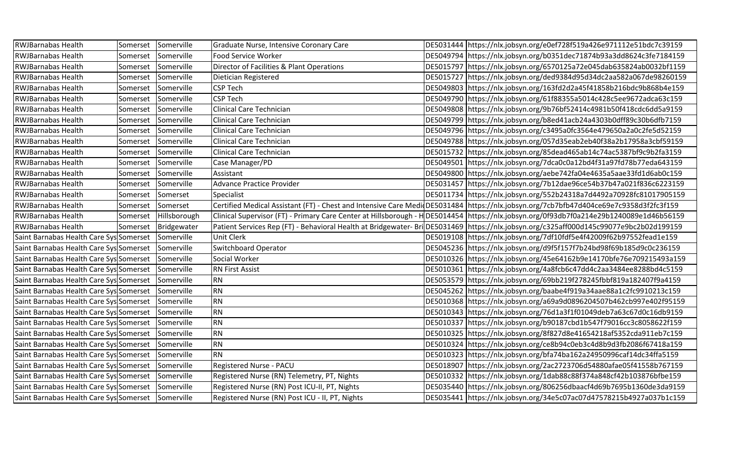| | | | | | |
|---|---|---|---|---|---|
| RWJBarnabas Health | Somerset | Somerville | Graduate Nurse, Intensive Coronary Care | DE5031444 | https://nlx.jobsyn.org/e0ef728f519a426e971112e51bdc7c39159 |
| RWJBarnabas Health | Somerset | Somerville | Food Service Worker | DE5049794 | https://nlx.jobsyn.org/b0351dec71874b93a3dd8624c3fe7184159 |
| RWJBarnabas Health | Somerset | Somerville | Director of Facilities & Plant Operations | DE5015797 | https://nlx.jobsyn.org/6570125a72e045dab635824ab0032bf1159 |
| RWJBarnabas Health | Somerset | Somerville | Dietician Registered | DE5015727 | https://nlx.jobsyn.org/ded9384d95d34dc2aa582a067de98260159 |
| RWJBarnabas Health | Somerset | Somerville | CSP Tech | DE5049803 | https://nlx.jobsyn.org/163fd2d2a45f41858b216bdc9b868b4e159 |
| RWJBarnabas Health | Somerset | Somerville | CSP Tech | DE5049790 | https://nlx.jobsyn.org/61f88355a5014c428c5ee9672adca63c159 |
| RWJBarnabas Health | Somerset | Somerville | Clinical Care Technician | DE5049808 | https://nlx.jobsyn.org/9b76bf52414c4981b50f418cdc6dd5a9159 |
| RWJBarnabas Health | Somerset | Somerville | Clinical Care Technician | DE5049799 | https://nlx.jobsyn.org/b8ed41acb24a4303b0dff89c30b6dfb7159 |
| RWJBarnabas Health | Somerset | Somerville | Clinical Care Technician | DE5049796 | https://nlx.jobsyn.org/c3495a0fc3564e479650a2a0c2fe5d52159 |
| RWJBarnabas Health | Somerset | Somerville | Clinical Care Technician | DE5049788 | https://nlx.jobsyn.org/057d35eab2eb40f38a2b17958a3cbf59159 |
| RWJBarnabas Health | Somerset | Somerville | Clinical Care Technician | DE5015732 | https://nlx.jobsyn.org/85dead465ab14c74ac5387bf9c9b2fa3159 |
| RWJBarnabas Health | Somerset | Somerville | Case Manager/PD | DE5049501 | https://nlx.jobsyn.org/7dca0c0a12bd4f31a97fd78b77eda643159 |
| RWJBarnabas Health | Somerset | Somerville | Assistant | DE5049800 | https://nlx.jobsyn.org/aebe742fa04e4635a5aae33fd1d6ab0c159 |
| RWJBarnabas Health | Somerset | Somerville | Advance Practice Provider | DE5031457 | https://nlx.jobsyn.org/7b12dae96ce54b37b47a021f836c6223159 |
| RWJBarnabas Health | Somerset | Somerset | Specialist | DE5011734 | https://nlx.jobsyn.org/552b24318a7d4492a70928fc81017905159 |
| RWJBarnabas Health | Somerset | Somerset | Certified Medical Assistant (FT) - Chest and Intensive Care Medi | DE5031484 | https://nlx.jobsyn.org/7cb7bfb47d404ce69e7c9358d3f2fc3f159 |
| RWJBarnabas Health | Somerset | Hillsborough | Clinical Supervisor (FT) - Primary Care Center at Hillsborough - H | DE5014454 | https://nlx.jobsyn.org/0f93db7f0a214e29b1240089e1d46b56159 |
| RWJBarnabas Health | Somerset | Bridgewater | Patient Services Rep (FT) - Behavioral Health at Bridgewater- Bri | DE5031469 | https://nlx.jobsyn.org/c325aff000d145c99077e9bc2b02d199159 |
| Saint Barnabas Health Care Sys | Somerset | Somerville | Unit Clerk | DE5019108 | https://nlx.jobsyn.org/7df10fdf5e4f42009f62b97552fead1e159 |
| Saint Barnabas Health Care Sys | Somerset | Somerville | Switchboard Operator | DE5045236 | https://nlx.jobsyn.org/d9f5f157f7b24bd98f69b185d9c0c236159 |
| Saint Barnabas Health Care Sys | Somerset | Somerville | Social Worker | DE5010326 | https://nlx.jobsyn.org/45e64162b9e14170bfe76e709215493a159 |
| Saint Barnabas Health Care Sys | Somerset | Somerville | RN First Assist | DE5010361 | https://nlx.jobsyn.org/4a8fcb6c47dd4c2aa3484ee8288bd4c5159 |
| Saint Barnabas Health Care Sys | Somerset | Somerville | RN | DE5053579 | https://nlx.jobsyn.org/69bb219f278245fbbf819a182407f9a4159 |
| Saint Barnabas Health Care Sys | Somerset | Somerville | RN | DE5045262 | https://nlx.jobsyn.org/baabe4f919a34aae88a1c2fc9910213c159 |
| Saint Barnabas Health Care Sys | Somerset | Somerville | RN | DE5010368 | https://nlx.jobsyn.org/a69a9d0896204507b462cb997e402f95159 |
| Saint Barnabas Health Care Sys | Somerset | Somerville | RN | DE5010343 | https://nlx.jobsyn.org/76d1a3f1f01049deb7a63c67d0c16db9159 |
| Saint Barnabas Health Care Sys | Somerset | Somerville | RN | DE5010337 | https://nlx.jobsyn.org/b90187cbd1b547f79016cc3c8058622f159 |
| Saint Barnabas Health Care Sys | Somerset | Somerville | RN | DE5010325 | https://nlx.jobsyn.org/8f827d8e41654218af5352cda911eb7c159 |
| Saint Barnabas Health Care Sys | Somerset | Somerville | RN | DE5010324 | https://nlx.jobsyn.org/ce8b94c0eb3c4d8b9d3fb2086f67418a159 |
| Saint Barnabas Health Care Sys | Somerset | Somerville | RN | DE5010323 | https://nlx.jobsyn.org/bfa74ba162a24950996caf14dc34ffa5159 |
| Saint Barnabas Health Care Sys | Somerset | Somerville | Registered Nurse - PACU | DE5018907 | https://nlx.jobsyn.org/2ac2723706d54880afae05f41558b767159 |
| Saint Barnabas Health Care Sys | Somerset | Somerville | Registered Nurse (RN) Telemetry, PT, Nights | DE5010332 | https://nlx.jobsyn.org/1dab88c88f374a848cf42b103876bfbe159 |
| Saint Barnabas Health Care Sys | Somerset | Somerville | Registered Nurse (RN) Post ICU-II, PT, Nights | DE5035440 | https://nlx.jobsyn.org/806256dbaacf4d69b7695b1360de3da9159 |
| Saint Barnabas Health Care Sys | Somerset | Somerville | Registered Nurse (RN) Post ICU - II, PT, Nights | DE5035441 | https://nlx.jobsyn.org/34e5c07ac07d47578215b4927a037b1c159 |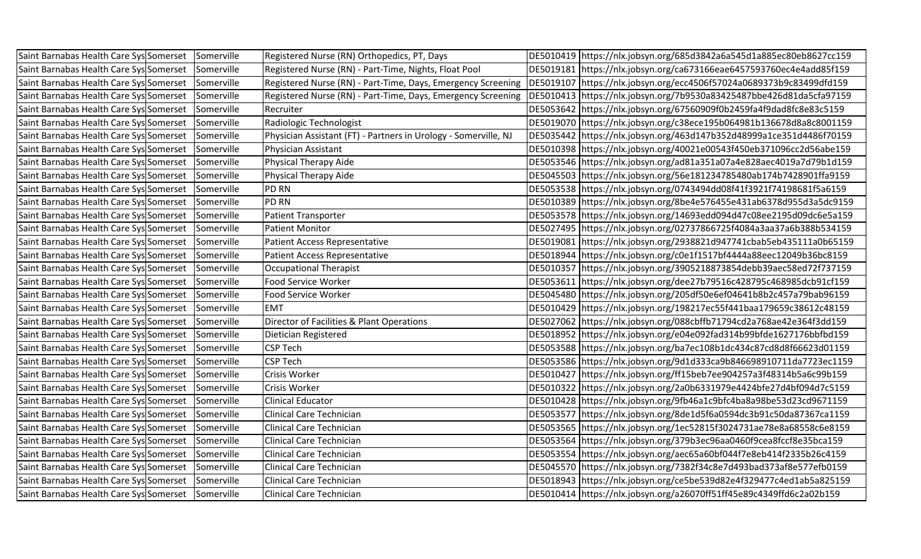| | | | | |
|---|---|---|---|---|
| Saint Barnabas Health Care Sys Somerset | Somerville | Registered Nurse (RN) Orthopedics, PT, Days | DE5010419 | https://nlx.jobsyn.org/685d3842a6a545d1a885ec80eb8627cc159 |
| Saint Barnabas Health Care Sys Somerset | Somerville | Registered Nurse (RN) - Part-Time, Nights, Float Pool | DE5019181 | https://nlx.jobsyn.org/ca673166eae6457593760ec4e4add85f159 |
| Saint Barnabas Health Care Sys Somerset | Somerville | Registered Nurse (RN) - Part-Time, Days, Emergency Screening | DE5019107 | https://nlx.jobsyn.org/ecc4506f57024a0689373b9c83499dfd159 |
| Saint Barnabas Health Care Sys Somerset | Somerville | Registered Nurse (RN) - Part-Time, Days, Emergency Screening | DE5010413 | https://nlx.jobsyn.org/7b9530a83425487bbe426d81da5cfa97159 |
| Saint Barnabas Health Care Sys Somerset | Somerville | Recruiter | DE5053642 | https://nlx.jobsyn.org/67560909f0b2459fa4f9dad8fc8e83c5159 |
| Saint Barnabas Health Care Sys Somerset | Somerville | Radiologic Technologist | DE5019070 | https://nlx.jobsyn.org/c38ece195b064981b136678d8a8c8001159 |
| Saint Barnabas Health Care Sys Somerset | Somerville | Physician Assistant (FT) - Partners in Urology - Somerville, NJ | DE5035442 | https://nlx.jobsyn.org/463d147b352d48999a1ce351d4486f70159 |
| Saint Barnabas Health Care Sys Somerset | Somerville | Physician Assistant | DE5010398 | https://nlx.jobsyn.org/40021e00543f450eb371096cc2d56abe159 |
| Saint Barnabas Health Care Sys Somerset | Somerville | Physical Therapy Aide | DE5053546 | https://nlx.jobsyn.org/ad81a351a07a4e828aec4019a7d79b1d159 |
| Saint Barnabas Health Care Sys Somerset | Somerville | Physical Therapy Aide | DE5045503 | https://nlx.jobsyn.org/56e181234785480ab174b7428901ffa9159 |
| Saint Barnabas Health Care Sys Somerset | Somerville | PD RN | DE5053538 | https://nlx.jobsyn.org/0743494dd08f41f3921f74198681f5a6159 |
| Saint Barnabas Health Care Sys Somerset | Somerville | PD RN | DE5010389 | https://nlx.jobsyn.org/8be4e576455e431ab6378d955d3a5dc9159 |
| Saint Barnabas Health Care Sys Somerset | Somerville | Patient Transporter | DE5053578 | https://nlx.jobsyn.org/14693edd094d47c08ee2195d09dc6e5a159 |
| Saint Barnabas Health Care Sys Somerset | Somerville | Patient Monitor | DE5027495 | https://nlx.jobsyn.org/02737866725f4084a3aa37a6b388b534159 |
| Saint Barnabas Health Care Sys Somerset | Somerville | Patient Access Representative | DE5019081 | https://nlx.jobsyn.org/2938821d947741cbab5eb435111a0b65159 |
| Saint Barnabas Health Care Sys Somerset | Somerville | Patient Access Representative | DE5018944 | https://nlx.jobsyn.org/c0e1f1517bf4444a88eec12049b36bc8159 |
| Saint Barnabas Health Care Sys Somerset | Somerville | Occupational Therapist | DE5010357 | https://nlx.jobsyn.org/3905218873854debb39aec58ed72f737159 |
| Saint Barnabas Health Care Sys Somerset | Somerville | Food Service Worker | DE5053611 | https://nlx.jobsyn.org/dee27b79516c428795c468985dcb91cf159 |
| Saint Barnabas Health Care Sys Somerset | Somerville | Food Service Worker | DE5045480 | https://nlx.jobsyn.org/205df50e6ef04641b8b2c457a79bab96159 |
| Saint Barnabas Health Care Sys Somerset | Somerville | EMT | DE5010429 | https://nlx.jobsyn.org/198217ec55f441baa179659c38612c48159 |
| Saint Barnabas Health Care Sys Somerset | Somerville | Director of Facilities & Plant Operations | DE5027062 | https://nlx.jobsyn.org/088cbffb71794cd2a768ae42e364f3dd159 |
| Saint Barnabas Health Care Sys Somerset | Somerville | Dietician Registered | DE5018952 | https://nlx.jobsyn.org/e04e092fad314b99bfde1627176bbfbd159 |
| Saint Barnabas Health Care Sys Somerset | Somerville | CSP Tech | DE5053588 | https://nlx.jobsyn.org/ba7ec108b1dc434c87cd8d8f66623d01159 |
| Saint Barnabas Health Care Sys Somerset | Somerville | CSP Tech | DE5053586 | https://nlx.jobsyn.org/9d1d333ca9b846698910711da7723ec1159 |
| Saint Barnabas Health Care Sys Somerset | Somerville | Crisis Worker | DE5010427 | https://nlx.jobsyn.org/ff15beb7ee904257a3f48314b5a6c99b159 |
| Saint Barnabas Health Care Sys Somerset | Somerville | Crisis Worker | DE5010322 | https://nlx.jobsyn.org/2a0b6331979e4424bfe27d4bf094d7c5159 |
| Saint Barnabas Health Care Sys Somerset | Somerville | Clinical Educator | DE5010428 | https://nlx.jobsyn.org/9fb46a1c9bfc4ba8a98be53d23cd9671159 |
| Saint Barnabas Health Care Sys Somerset | Somerville | Clinical Care Technician | DE5053577 | https://nlx.jobsyn.org/8de1d5f6a0594dc3b91c50da87367ca1159 |
| Saint Barnabas Health Care Sys Somerset | Somerville | Clinical Care Technician | DE5053565 | https://nlx.jobsyn.org/1ec52815f3024731ae78e8a68558c6e8159 |
| Saint Barnabas Health Care Sys Somerset | Somerville | Clinical Care Technician | DE5053564 | https://nlx.jobsyn.org/379b3ec96aa0460f9cea8fccf8e35bca159 |
| Saint Barnabas Health Care Sys Somerset | Somerville | Clinical Care Technician | DE5053554 | https://nlx.jobsyn.org/aec65a60bf044f7e8eb414f2335b26c4159 |
| Saint Barnabas Health Care Sys Somerset | Somerville | Clinical Care Technician | DE5045570 | https://nlx.jobsyn.org/7382f34c8e7d493bad373af8e577efb0159 |
| Saint Barnabas Health Care Sys Somerset | Somerville | Clinical Care Technician | DE5018943 | https://nlx.jobsyn.org/ce5be539d82e4f329477c4ed1ab5a825159 |
| Saint Barnabas Health Care Sys Somerset | Somerville | Clinical Care Technician | DE5010414 | https://nlx.jobsyn.org/a26070ff51ff45e89c4349ffd6c2a02b159 |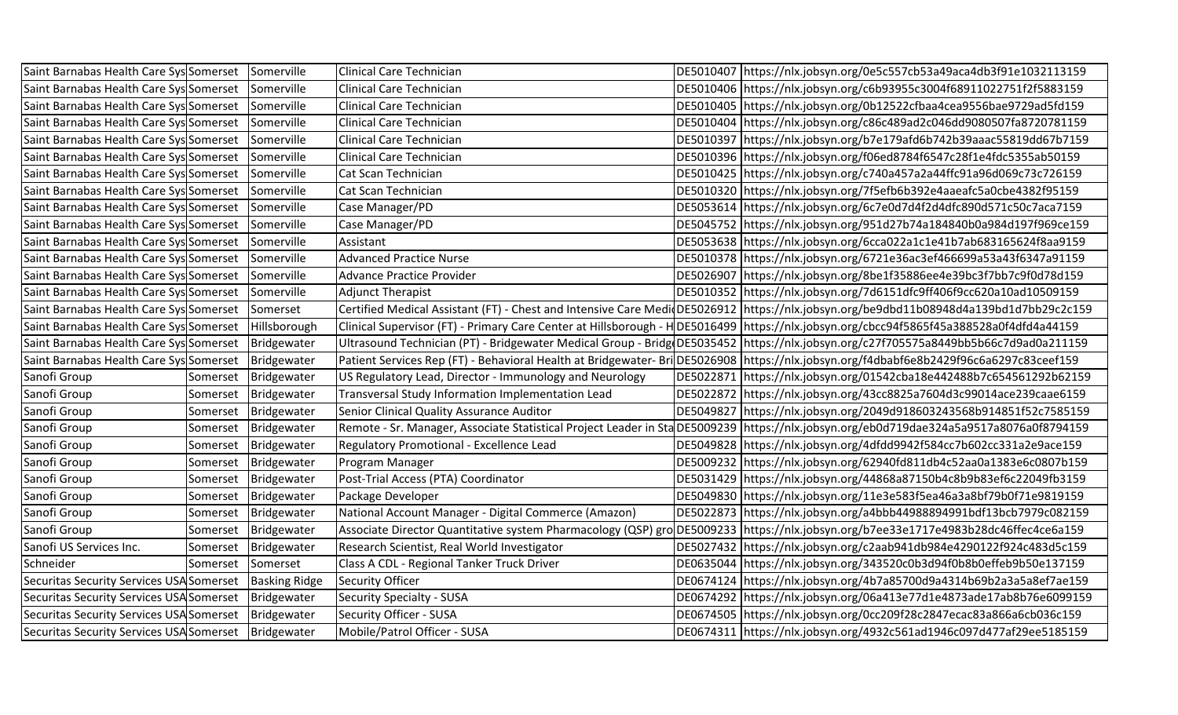| | | | | | |
|---|---|---|---|---|---|
| Saint Barnabas Health Care Sys | Somerset | Somerville | Clinical Care Technician | DE5010407 | https://nlx.jobsyn.org/0e5c557cb53a49aca4db3f91e1032113159 |
| Saint Barnabas Health Care Sys | Somerset | Somerville | Clinical Care Technician | DE5010406 | https://nlx.jobsyn.org/c6b93955c3004f68911022751f2f5883159 |
| Saint Barnabas Health Care Sys | Somerset | Somerville | Clinical Care Technician | DE5010405 | https://nlx.jobsyn.org/0b12522cfbaa4cea9556bae9729ad5fd159 |
| Saint Barnabas Health Care Sys | Somerset | Somerville | Clinical Care Technician | DE5010404 | https://nlx.jobsyn.org/c86c489ad2c046dd9080507fa8720781159 |
| Saint Barnabas Health Care Sys | Somerset | Somerville | Clinical Care Technician | DE5010397 | https://nlx.jobsyn.org/b7e179afd6b742b39aaac55819dd67b7159 |
| Saint Barnabas Health Care Sys | Somerset | Somerville | Clinical Care Technician | DE5010396 | https://nlx.jobsyn.org/f06ed8784f6547c28f1e4fdc5355ab50159 |
| Saint Barnabas Health Care Sys | Somerset | Somerville | Cat Scan Technician | DE5010425 | https://nlx.jobsyn.org/c740a457a2a44ffc91a96d069c73c726159 |
| Saint Barnabas Health Care Sys | Somerset | Somerville | Cat Scan Technician | DE5010320 | https://nlx.jobsyn.org/7f5efb6b392e4aaeafc5a0cbe4382f95159 |
| Saint Barnabas Health Care Sys | Somerset | Somerville | Case Manager/PD | DE5053614 | https://nlx.jobsyn.org/6c7e0d7d4f2d4dfc890d571c50c7aca7159 |
| Saint Barnabas Health Care Sys | Somerset | Somerville | Case Manager/PD | DE5045752 | https://nlx.jobsyn.org/951d27b74a184840b0a984d197f969ce159 |
| Saint Barnabas Health Care Sys | Somerset | Somerville | Assistant | DE5053638 | https://nlx.jobsyn.org/6cca022a1c1e41b7ab683165624f8aa9159 |
| Saint Barnabas Health Care Sys | Somerset | Somerville | Advanced Practice Nurse | DE5010378 | https://nlx.jobsyn.org/6721e36ac3ef466699a53a43f6347a91159 |
| Saint Barnabas Health Care Sys | Somerset | Somerville | Advance Practice Provider | DE5026907 | https://nlx.jobsyn.org/8be1f35886ee4e39bc3f7bb7c9f0d78d159 |
| Saint Barnabas Health Care Sys | Somerset | Somerville | Adjunct Therapist | DE5010352 | https://nlx.jobsyn.org/7d6151dfc9ff406f9cc620a10ad10509159 |
| Saint Barnabas Health Care Sys | Somerset | Somerset | Certified Medical Assistant (FT) - Chest and Intensive Care Medi | DE5026912 | https://nlx.jobsyn.org/be9dbd11b08948d4a139bd1d7bb29c2c159 |
| Saint Barnabas Health Care Sys | Somerset | Hillsborough | Clinical Supervisor (FT) - Primary Care Center at Hillsborough - H | DE5016499 | https://nlx.jobsyn.org/cbcc94f5865f45a388528a0f4dfd4a44159 |
| Saint Barnabas Health Care Sys | Somerset | Bridgewater | Ultrasound Technician (PT) - Bridgewater Medical Group - Bridg | DE5035452 | https://nlx.jobsyn.org/c27f705575a8449bb5b66c7d9ad0a211159 |
| Saint Barnabas Health Care Sys | Somerset | Bridgewater | Patient Services Rep (FT) - Behavioral Health at Bridgewater- Bri | DE5026908 | https://nlx.jobsyn.org/f4dbabf6e8b2429f96c6a6297c83ceef159 |
| Sanofi Group | Somerset | Bridgewater | US Regulatory Lead, Director - Immunology and Neurology | DE5022871 | https://nlx.jobsyn.org/01542cba18e442488b7c654561292b62159 |
| Sanofi Group | Somerset | Bridgewater | Transversal Study Information Implementation Lead | DE5022872 | https://nlx.jobsyn.org/43cc8825a7604d3c99014ace239caae6159 |
| Sanofi Group | Somerset | Bridgewater | Senior Clinical Quality Assurance Auditor | DE5049827 | https://nlx.jobsyn.org/2049d918603243568b914851f52c7585159 |
| Sanofi Group | Somerset | Bridgewater | Remote - Sr. Manager, Associate Statistical Project Leader in Sta | DE5009239 | https://nlx.jobsyn.org/eb0d719dae324a5a9517a8076a0f8794159 |
| Sanofi Group | Somerset | Bridgewater | Regulatory Promotional - Excellence Lead | DE5049828 | https://nlx.jobsyn.org/4dfdd9942f584cc7b602cc331a2e9ace159 |
| Sanofi Group | Somerset | Bridgewater | Program Manager | DE5009232 | https://nlx.jobsyn.org/62940fd811db4c52aa0a1383e6c0807b159 |
| Sanofi Group | Somerset | Bridgewater | Post-Trial Access (PTA) Coordinator | DE5031429 | https://nlx.jobsyn.org/44868a87150b4c8b9b83ef6c22049fb3159 |
| Sanofi Group | Somerset | Bridgewater | Package Developer | DE5049830 | https://nlx.jobsyn.org/11e3e583f5ea46a3a8bf79b0f71e9819159 |
| Sanofi Group | Somerset | Bridgewater | National Account Manager - Digital Commerce (Amazon) | DE5022873 | https://nlx.jobsyn.org/a4bbb44988894991bdf13bcb7979c082159 |
| Sanofi Group | Somerset | Bridgewater | Associate Director Quantitative system Pharmacology (QSP) gro | DE5009233 | https://nlx.jobsyn.org/b7ee33e1717e4983b28dc46ffec4ce6a159 |
| Sanofi US Services Inc. | Somerset | Bridgewater | Research Scientist, Real World Investigator | DE5027432 | https://nlx.jobsyn.org/c2aab941db984e4290122f924c483d5c159 |
| Schneider | Somerset | Somerset | Class A CDL - Regional Tanker Truck Driver | DE0635044 | https://nlx.jobsyn.org/343520c0b3d94f0b8b0effeb9b50e137159 |
| Securitas Security Services USA | Somerset | Basking Ridge | Security Officer | DE0674124 | https://nlx.jobsyn.org/4b7a85700d9a4314b69b2a3a5a8ef7ae159 |
| Securitas Security Services USA | Somerset | Bridgewater | Security Specialty - SUSA | DE0674292 | https://nlx.jobsyn.org/06a413e77d1e4873ade17ab8b76e6099159 |
| Securitas Security Services USA | Somerset | Bridgewater | Security Officer - SUSA | DE0674505 | https://nlx.jobsyn.org/0cc209f28c2847ecac83a866a6cb036c159 |
| Securitas Security Services USA | Somerset | Bridgewater | Mobile/Patrol Officer - SUSA | DE0674311 | https://nlx.jobsyn.org/4932c561ad1946c097d477af29ee5185159 |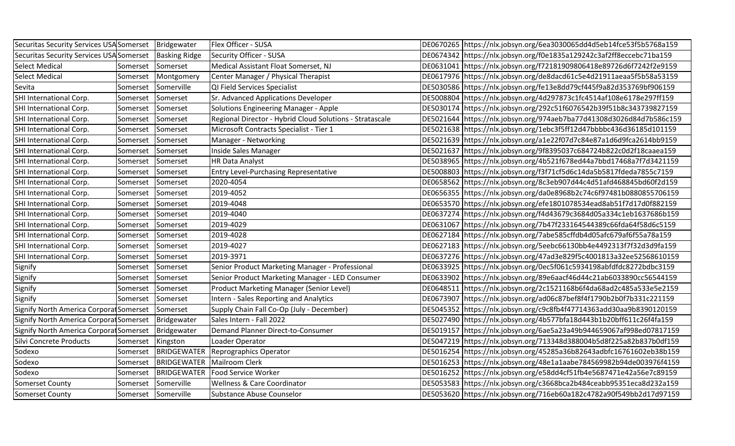| | | | | | |
|---|---|---|---|---|---|
| Securitas Security Services USA | Somerset | Bridgewater | Flex Officer - SUSA | DE0670265 | https://nlx.jobsyn.org/6ea3030065dd4d5eb14fce53f5b5768a159 |
| Securitas Security Services USA | Somerset | Basking Ridge | Security Officer - SUSA | DE0674342 | https://nlx.jobsyn.org/f0e1835a129242c3af2ff8eccebc71ba159 |
| Select Medical | Somerset | Somerset | Medical Assistant Float Somerset, NJ | DE0631041 | https://nlx.jobsyn.org/f72181909806418e89726d6f7242f2e9159 |
| Select Medical | Somerset | Montgomery | Center Manager / Physical Therapist | DE0617976 | https://nlx.jobsyn.org/de8dacd61c5e4d21911aeaa5f5b58a53159 |
| Sevita | Somerset | Somerville | QI Field Services Specialist | DE5030586 | https://nlx.jobsyn.org/fe13e8dd79cf445f9a82d353769bf906159 |
| SHI International Corp. | Somerset | Somerset | Sr. Advanced Applications Developer | DE5008804 | https://nlx.jobsyn.org/4d297873c1fc4514af108e6178e297ff159 |
| SHI International Corp. | Somerset | Somerset | Solutions Engineering Manager - Apple | DE5030174 | https://nlx.jobsyn.org/292c51f6076542b39f51b8c343739827159 |
| SHI International Corp. | Somerset | Somerset | Regional Director - Hybrid Cloud Solutions - Stratascale | DE5021644 | https://nlx.jobsyn.org/974aeb7ba77d41308d3026d84d7b586c159 |
| SHI International Corp. | Somerset | Somerset | Microsoft Contracts Specialist - Tier 1 | DE5021638 | https://nlx.jobsyn.org/1ebc3f5ff12d47bbbbc436d36185d101159 |
| SHI International Corp. | Somerset | Somerset | Manager - Networking | DE5021639 | https://nlx.jobsyn.org/a1e22f07d7c84e87a1d6d9fca2614bb9159 |
| SHI International Corp. | Somerset | Somerset | Inside Sales Manager | DE5021637 | https://nlx.jobsyn.org/9f8395037c684724b822c0d2f18caaea159 |
| SHI International Corp. | Somerset | Somerset | HR Data Analyst | DE5038965 | https://nlx.jobsyn.org/4b521f678ed44a7bbd17468a7f7d3421159 |
| SHI International Corp. | Somerset | Somerset | Entry Level-Purchasing Representative | DE5008803 | https://nlx.jobsyn.org/f3f71cf5d6c14da5b5817fdeda7855c7159 |
| SHI International Corp. | Somerset | Somerset | 2020-4054 | DE0658562 | https://nlx.jobsyn.org/8c3eb907d44c4d51afd468845bd60f2d159 |
| SHI International Corp. | Somerset | Somerset | 2019-4052 | DE0656355 | https://nlx.jobsyn.org/da0e8968b2c74c6f97481b0880855706159 |
| SHI International Corp. | Somerset | Somerset | 2019-4048 | DE0653570 | https://nlx.jobsyn.org/efe1801078534ead8ab51f7d17d0f882159 |
| SHI International Corp. | Somerset | Somerset | 2019-4040 | DE0637274 | https://nlx.jobsyn.org/f4d43679c3684d05a334c1eb1637686b159 |
| SHI International Corp. | Somerset | Somerset | 2019-4029 | DE0631067 | https://nlx.jobsyn.org/7b47f233164544389c66fda64f58d6c5159 |
| SHI International Corp. | Somerset | Somerset | 2019-4028 | DE0627184 | https://nlx.jobsyn.org/7abe585cffdb4d05afc679af6f55a78a159 |
| SHI International Corp. | Somerset | Somerset | 2019-4027 | DE0627183 | https://nlx.jobsyn.org/5eebc66130bb4e4492313f7f32d3d9fa159 |
| SHI International Corp. | Somerset | Somerset | 2019-3971 | DE0637276 | https://nlx.jobsyn.org/47ad3e829f5c4001813a32ee52568610159 |
| Signify | Somerset | Somerset | Senior Product Marketing Manager - Professional | DE0633925 | https://nlx.jobsyn.org/0ec5f061c5934198abfdfdc8272bdbc3159 |
| Signify | Somerset | Somerset | Senior Product Marketing Manager - LED Consumer | DE0633902 | https://nlx.jobsyn.org/89e6aacf46d44c21ab6033890cc56544159 |
| Signify | Somerset | Somerset | Product Marketing Manager (Senior Level) | DE0648511 | https://nlx.jobsyn.org/2c1521168b6f4da68ad2c485a533e5e2159 |
| Signify | Somerset | Somerset | Intern - Sales Reporting and Analytics | DE0673907 | https://nlx.jobsyn.org/ad06c87bef8f4f1790b2b0f7b331c221159 |
| Signify North America Corporat | Somerset | Somerset | Supply Chain Fall Co-Op (July - December) | DE5045352 | https://nlx.jobsyn.org/c9c8fb4f47714363add30aa9b8390120159 |
| Signify North America Corporat | Somerset | Bridgewater | Sales Intern - Fall 2022 | DE5027490 | https://nlx.jobsyn.org/4b577bfa18d443b1b20bff611c26f4fa159 |
| Signify North America Corporat | Somerset | Bridgewater | Demand Planner Direct-to-Consumer | DE5019157 | https://nlx.jobsyn.org/6ae5a23a49b944659067af998ed07817159 |
| Silvi Concrete Products | Somerset | Kingston | Loader Operator | DE5047219 | https://nlx.jobsyn.org/713348d388004b5d8f225a82b837b0df159 |
| Sodexo | Somerset | BRIDGEWATER | Reprographics Operator | DE5016254 | https://nlx.jobsyn.org/45285a36b82643adbfc16761602eb38b159 |
| Sodexo | Somerset | BRIDGEWATER | Mailroom Clerk | DE5016253 | https://nlx.jobsyn.org/48e1a1aabe784569982b94de003976f4159 |
| Sodexo | Somerset | BRIDGEWATER | Food Service Worker | DE5016252 | https://nlx.jobsyn.org/e58dd4cf51fb4e5687471e42a56e7c89159 |
| Somerset County | Somerset | Somerville | Wellness & Care Coordinator | DE5053583 | https://nlx.jobsyn.org/c3668bca2b484ceabb95351eca8d232a159 |
| Somerset County | Somerset | Somerville | Substance Abuse Counselor | DE5053620 | https://nlx.jobsyn.org/716eb60a182c4782a90f549bb2d17d97159 |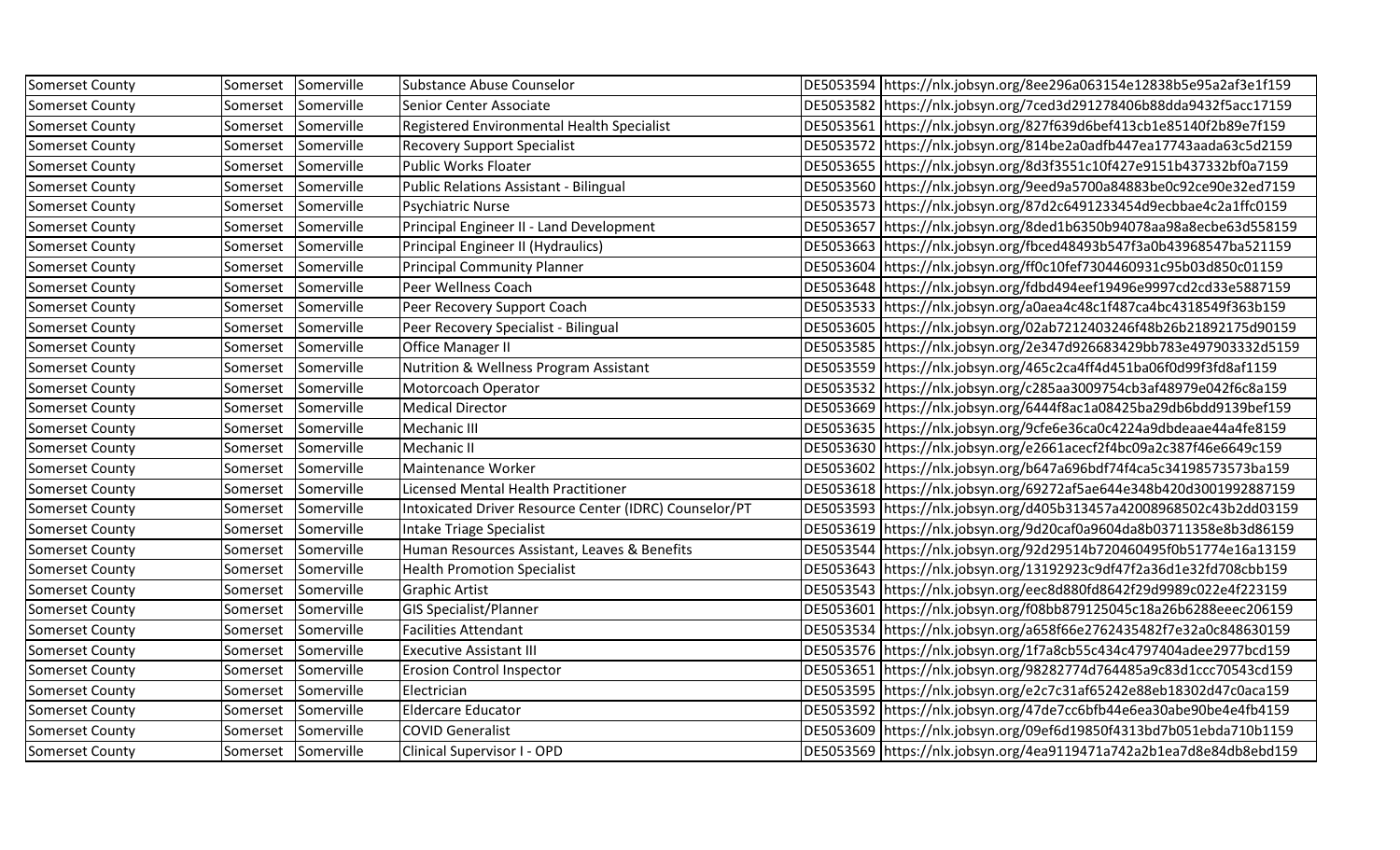| | | | | | |
|---|---|---|---|---|---|
| Somerset County | Somerset | Somerville | Substance Abuse Counselor | DE5053594 | https://nlx.jobsyn.org/8ee296a063154e12838b5e95a2af3e1f159 |
| Somerset County | Somerset | Somerville | Senior Center Associate | DE5053582 | https://nlx.jobsyn.org/7ced3d291278406b88dda9432f5acc17159 |
| Somerset County | Somerset | Somerville | Registered Environmental Health Specialist | DE5053561 | https://nlx.jobsyn.org/827f639d6bef413cb1e85140f2b89e7f159 |
| Somerset County | Somerset | Somerville | Recovery Support Specialist | DE5053572 | https://nlx.jobsyn.org/814be2a0adfb447ea17743aada63c5d2159 |
| Somerset County | Somerset | Somerville | Public Works Floater | DE5053655 | https://nlx.jobsyn.org/8d3f3551c10f427e9151b437332bf0a7159 |
| Somerset County | Somerset | Somerville | Public Relations Assistant - Bilingual | DE5053560 | https://nlx.jobsyn.org/9eed9a5700a84883be0c92ce90e32ed7159 |
| Somerset County | Somerset | Somerville | Psychiatric Nurse | DE5053573 | https://nlx.jobsyn.org/87d2c6491233454d9ecbbae4c2a1ffc0159 |
| Somerset County | Somerset | Somerville | Principal Engineer II - Land Development | DE5053657 | https://nlx.jobsyn.org/8ded1b6350b94078aa98a8ecbe63d558159 |
| Somerset County | Somerset | Somerville | Principal Engineer II (Hydraulics) | DE5053663 | https://nlx.jobsyn.org/fbced48493b547f3a0b43968547ba521159 |
| Somerset County | Somerset | Somerville | Principal Community Planner | DE5053604 | https://nlx.jobsyn.org/ff0c10fef7304460931c95b03d850c01159 |
| Somerset County | Somerset | Somerville | Peer Wellness Coach | DE5053648 | https://nlx.jobsyn.org/fdbd494eef19496e9997cd2cd33e5887159 |
| Somerset County | Somerset | Somerville | Peer Recovery Support Coach | DE5053533 | https://nlx.jobsyn.org/a0aea4c48c1f487ca4bc4318549f363b159 |
| Somerset County | Somerset | Somerville | Peer Recovery Specialist - Bilingual | DE5053605 | https://nlx.jobsyn.org/02ab7212403246f48b26b21892175d90159 |
| Somerset County | Somerset | Somerville | Office Manager II | DE5053585 | https://nlx.jobsyn.org/2e347d926683429bb783e497903332d5159 |
| Somerset County | Somerset | Somerville | Nutrition & Wellness Program Assistant | DE5053559 | https://nlx.jobsyn.org/465c2ca4ff4d451ba06f0d99f3fd8af1159 |
| Somerset County | Somerset | Somerville | Motorcoach Operator | DE5053532 | https://nlx.jobsyn.org/c285aa3009754cb3af48979e042f6c8a159 |
| Somerset County | Somerset | Somerville | Medical Director | DE5053669 | https://nlx.jobsyn.org/6444f8ac1a08425ba29db6bdd9139bef159 |
| Somerset County | Somerset | Somerville | Mechanic III | DE5053635 | https://nlx.jobsyn.org/9cfe6e36ca0c4224a9dbdeaae44a4fe8159 |
| Somerset County | Somerset | Somerville | Mechanic II | DE5053630 | https://nlx.jobsyn.org/e2661acecf2f4bc09a2c387f46e6649c159 |
| Somerset County | Somerset | Somerville | Maintenance Worker | DE5053602 | https://nlx.jobsyn.org/b647a696bdf74f4ca5c34198573573ba159 |
| Somerset County | Somerset | Somerville | Licensed Mental Health Practitioner | DE5053618 | https://nlx.jobsyn.org/69272af5ae644e348b420d3001992887159 |
| Somerset County | Somerset | Somerville | Intoxicated Driver Resource Center (IDRC) Counselor/PT | DE5053593 | https://nlx.jobsyn.org/d405b313457a42008968502c43b2dd03159 |
| Somerset County | Somerset | Somerville | Intake Triage Specialist | DE5053619 | https://nlx.jobsyn.org/9d20caf0a9604da8b03711358e8b3d86159 |
| Somerset County | Somerset | Somerville | Human Resources Assistant, Leaves & Benefits | DE5053544 | https://nlx.jobsyn.org/92d29514b720460495f0b51774e16a13159 |
| Somerset County | Somerset | Somerville | Health Promotion Specialist | DE5053643 | https://nlx.jobsyn.org/13192923c9df47f2a36d1e32fd708cbb159 |
| Somerset County | Somerset | Somerville | Graphic Artist | DE5053543 | https://nlx.jobsyn.org/eec8d880fd8642f29d9989c022e4f223159 |
| Somerset County | Somerset | Somerville | GIS Specialist/Planner | DE5053601 | https://nlx.jobsyn.org/f08bb879125045c18a26b6288eeec206159 |
| Somerset County | Somerset | Somerville | Facilities Attendant | DE5053534 | https://nlx.jobsyn.org/a658f66e2762435482f7e32a0c848630159 |
| Somerset County | Somerset | Somerville | Executive Assistant III | DE5053576 | https://nlx.jobsyn.org/1f7a8cb55c434c4797404adee2977bcd159 |
| Somerset County | Somerset | Somerville | Erosion Control Inspector | DE5053651 | https://nlx.jobsyn.org/98282774d764485a9c83d1ccc70543cd159 |
| Somerset County | Somerset | Somerville | Electrician | DE5053595 | https://nlx.jobsyn.org/e2c7c31af65242e88eb18302d47c0aca159 |
| Somerset County | Somerset | Somerville | Eldercare Educator | DE5053592 | https://nlx.jobsyn.org/47de7cc6bfb44e6ea30abe90be4e4fb4159 |
| Somerset County | Somerset | Somerville | COVID Generalist | DE5053609 | https://nlx.jobsyn.org/09ef6d19850f4313bd7b051ebda710b1159 |
| Somerset County | Somerset | Somerville | Clinical Supervisor I - OPD | DE5053569 | https://nlx.jobsyn.org/4ea9119471a742a2b1ea7d8e84db8ebd159 |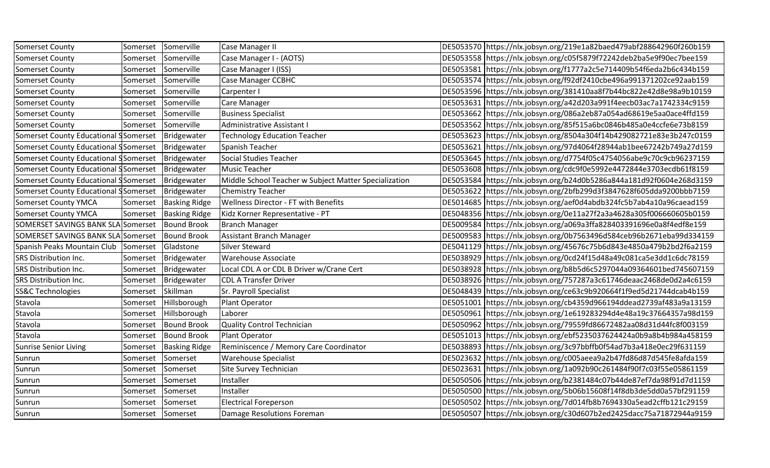| | | | | | |
|---|---|---|---|---|---|
| Somerset County | Somerset | Somerville | Case Manager II | DE5053570 | https://nlx.jobsyn.org/219e1a82baed479abf288642960f260b159 |
| Somerset County | Somerset | Somerville | Case Manager I - (AOTS) | DE5053558 | https://nlx.jobsyn.org/c05f5879f72242deb2ba5e9f90ec7bee159 |
| Somerset County | Somerset | Somerville | Case Manager I (ISS) | DE5053581 | https://nlx.jobsyn.org/f1777a2c5e714409b54f6eda2b6c434b159 |
| Somerset County | Somerset | Somerville | Case Manager CCBHC | DE5053574 | https://nlx.jobsyn.org/f92df2410cbe496a991371202ce92aab159 |
| Somerset County | Somerset | Somerville | Carpenter I | DE5053596 | https://nlx.jobsyn.org/381410aa8f7b44bc822e42d8e98a9b10159 |
| Somerset County | Somerset | Somerville | Care Manager | DE5053631 | https://nlx.jobsyn.org/a42d203a991f4eecb03ac7a1742334c9159 |
| Somerset County | Somerset | Somerville | Business Specialist | DE5053662 | https://nlx.jobsyn.org/086a2eb87a054ad68619e5aa0ace4ffd159 |
| Somerset County | Somerset | Somerville | Administrative Assistant I | DE5053562 | https://nlx.jobsyn.org/85f515a6bc0846b485a0e4ccfe6e73b8159 |
| Somerset County Educational S | Somerset | Bridgewater | Technology Education Teacher | DE5053623 | https://nlx.jobsyn.org/8504a304f14b429082721e83e3b247c0159 |
| Somerset County Educational S | Somerset | Bridgewater | Spanish Teacher | DE5053621 | https://nlx.jobsyn.org/97d4064f28944ab1bee67242b749a27d159 |
| Somerset County Educational S | Somerset | Bridgewater | Social Studies Teacher | DE5053645 | https://nlx.jobsyn.org/d7754f05c4754056abe9c70c9cb96237159 |
| Somerset County Educational S | Somerset | Bridgewater | Music Teacher | DE5053608 | https://nlx.jobsyn.org/cdc9f0e5992e4472844e3703ecdb61f8159 |
| Somerset County Educational S | Somerset | Bridgewater | Middle School Teacher w Subject Matter Specialization | DE5053584 | https://nlx.jobsyn.org/b24d0b5286a844a181d92f0604e268d3159 |
| Somerset County Educational S | Somerset | Bridgewater | Chemistry Teacher | DE5053622 | https://nlx.jobsyn.org/2bfb299d3f3847628f605dda9200bbb7159 |
| Somerset County YMCA | Somerset | Basking Ridge | Wellness Director - FT with Benefits | DE5014685 | https://nlx.jobsyn.org/aef0d4abdb324fc5b7ab4a10a96caead159 |
| Somerset County YMCA | Somerset | Basking Ridge | Kidz Korner Representative - PT | DE5048356 | https://nlx.jobsyn.org/0e11a27f2a3a4628a305f006660605b0159 |
| SOMERSET SAVINGS BANK SLA | Somerset | Bound Brook | Branch Manager | DE5009584 | https://nlx.jobsyn.org/a069a3ffa828403391696e0a8f4edf8e159 |
| SOMERSET SAVINGS BANK SLA | Somerset | Bound Brook | Assistant Branch Manager | DE5009583 | https://nlx.jobsyn.org/0b7563496d584ceb96b2671eba99d334159 |
| Spanish Peaks Mountain Club | Somerset | Gladstone | Silver Steward | DE5041129 | https://nlx.jobsyn.org/45676c75b6d843e4850a479b2bd2f6a2159 |
| SRS Distribution Inc. | Somerset | Bridgewater | Warehouse Associate | DE5038929 | https://nlx.jobsyn.org/0cd24f15d48a49c081ca5e3dd1c6dc78159 |
| SRS Distribution Inc. | Somerset | Bridgewater | Local CDL A or CDL B Driver w/Crane Cert | DE5038928 | https://nlx.jobsyn.org/b8b5d6c5297044a09364601bed745607159 |
| SRS Distribution Inc. | Somerset | Bridgewater | CDL A Transfer Driver | DE5038926 | https://nlx.jobsyn.org/757287a3c61746deaac2468de0d2a4c6159 |
| SS&C Technologies | Somerset | Skillman | Sr. Payroll Specialist | DE5048439 | https://nlx.jobsyn.org/ce63c9b920664f1f9ed5d21744dcab4b159 |
| Stavola | Somerset | Hillsborough | Plant Operator | DE5051001 | https://nlx.jobsyn.org/cb4359d966194ddead2739af483a9a13159 |
| Stavola | Somerset | Hillsborough | Laborer | DE5050961 | https://nlx.jobsyn.org/1e619283294d4e48a19c37664357a98d159 |
| Stavola | Somerset | Bound Brook | Quality Control Technician | DE5050962 | https://nlx.jobsyn.org/79559fd86672482aa08d31d44fc8f003159 |
| Stavola | Somerset | Bound Brook | Plant Operator | DE5051013 | https://nlx.jobsyn.org/ebf5235037624424a0b9a8b4b984a458159 |
| Sunrise Senior Living | Somerset | Basking Ridge | Reminiscence / Memory Care Coordinator | DE5038893 | https://nlx.jobsyn.org/3c97bbffb0f54ad7b3a418e0ec29f631159 |
| Sunrun | Somerset | Somerset | Warehouse Specialist | DE5023632 | https://nlx.jobsyn.org/c005aeea9a2b47fd86d87d545fe8afda159 |
| Sunrun | Somerset | Somerset | Site Survey Technician | DE5023631 | https://nlx.jobsyn.org/1a092b90c261484f90f7c03f55e05861159 |
| Sunrun | Somerset | Somerset | Installer | DE5050506 | https://nlx.jobsyn.org/b2381484c07b44de87ef7da98f91d7d1159 |
| Sunrun | Somerset | Somerset | Installer | DE5050500 | https://nlx.jobsyn.org/5b06b15608f14f8db3de5dd0a57bf291159 |
| Sunrun | Somerset | Somerset | Electrical Foreperson | DE5050502 | https://nlx.jobsyn.org/7d014fb8b7694330a5ead2cffb121c29159 |
| Sunrun | Somerset | Somerset | Damage Resolutions Foreman | DE5050507 | https://nlx.jobsyn.org/c30d607b2ed2425dacc75a71872944a9159 |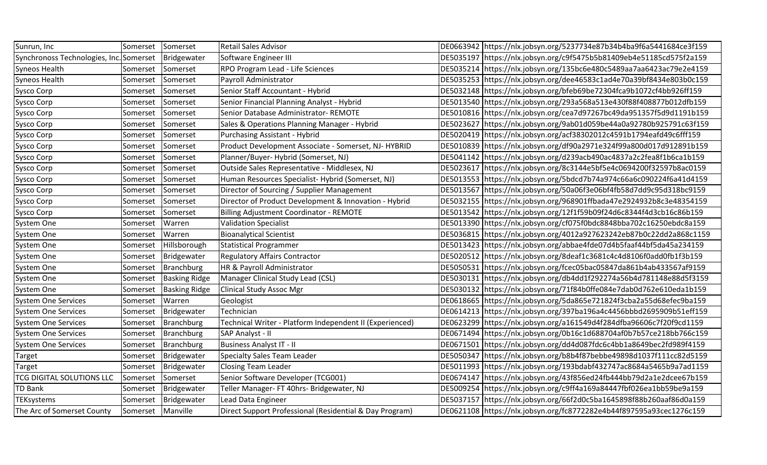| Sunrun, Inc | Somerset | Somerset | Retail Sales Advisor | DE0663942 | https://nlx.jobsyn.org/5237734e87b34b4ba9f6a5441684ce3f159 |
|---|---|---|---|---|---|
| Synchronoss Technologies, Inc. | Somerset | Bridgewater | Software Engineer III | DE5035197 | https://nlx.jobsyn.org/c9f5475b5b81409eb4e51185cd575f2a159 |
| Syneos Health | Somerset | Somerset | RPO Program Lead - Life Sciences | DE5035214 | https://nlx.jobsyn.org/135bc6e480c5489aa7aa6423ac79e2e4159 |
| Syneos Health | Somerset | Somerset | Payroll Administrator | DE5035253 | https://nlx.jobsyn.org/dee46583c1ad4e70a39bf8434e803b0c159 |
| Sysco Corp | Somerset | Somerset | Senior Staff Accountant - Hybrid | DE5032148 | https://nlx.jobsyn.org/bfeb69be72304fca9b1072cf4bb926ff159 |
| Sysco Corp | Somerset | Somerset | Senior Financial Planning Analyst - Hybrid | DE5013540 | https://nlx.jobsyn.org/293a568a513e430f88f408877b012dfb159 |
| Sysco Corp | Somerset | Somerset | Senior Database Administrator- REMOTE | DE5010816 | https://nlx.jobsyn.org/cea7d97267bc49da951357f5d9d1191b159 |
| Sysco Corp | Somerset | Somerset | Sales & Operations Planning Manager - Hybrid | DE5023627 | https://nlx.jobsyn.org/9ab01d059be44a0a92780b925791c63f159 |
| Sysco Corp | Somerset | Somerset | Purchasing Assistant - Hybrid | DE5020419 | https://nlx.jobsyn.org/acf38302012c4591b1794eafd49c6fff159 |
| Sysco Corp | Somerset | Somerset | Product Development Associate - Somerset, NJ- HYBRID | DE5010839 | https://nlx.jobsyn.org/df90a2971e324f99a800d017d912891b159 |
| Sysco Corp | Somerset | Somerset | Planner/Buyer- Hybrid (Somerset, NJ) | DE5041142 | https://nlx.jobsyn.org/d239acb490ac4837a2c2fea8f1b6ca1b159 |
| Sysco Corp | Somerset | Somerset | Outside Sales Representative - Middlesex, NJ | DE5023617 | https://nlx.jobsyn.org/8c3144e5bf5e4c0694200f32597b8ac0159 |
| Sysco Corp | Somerset | Somerset | Human Resources Specialist- Hybrid (Somerset, NJ) | DE5013553 | https://nlx.jobsyn.org/5bdcd7b74a974c66a6c090224f6a41d4159 |
| Sysco Corp | Somerset | Somerset | Director of Sourcing / Supplier Management | DE5013567 | https://nlx.jobsyn.org/50a06f3e06bf4fb58d7dd9c95d318bc9159 |
| Sysco Corp | Somerset | Somerset | Director of Product Development & Innovation - Hybrid | DE5032155 | https://nlx.jobsyn.org/968901ffbada47e2924932b8c3e48354159 |
| Sysco Corp | Somerset | Somerset | Billing Adjustment Coordinator - REMOTE | DE5013542 | https://nlx.jobsyn.org/12f1f59b09f24d6c8344f4d3cb16c86b159 |
| System One | Somerset | Warren | Validation Specialist | DE5013390 | https://nlx.jobsyn.org/cf075f0bdc8848bba702c16250ebdc8a159 |
| System One | Somerset | Warren | Bioanalytical Scientist | DE5036815 | https://nlx.jobsyn.org/4012a927623242eb87b0c22dd2a868c1159 |
| System One | Somerset | Hillsborough | Statistical Programmer | DE5013423 | https://nlx.jobsyn.org/abbae4fde07d4b5faaf44bf5da45a234159 |
| System One | Somerset | Bridgewater | Regulatory Affairs Contractor | DE5020512 | https://nlx.jobsyn.org/8deaf1c3681c4c4d8106f0add0fb1f3b159 |
| System One | Somerset | Branchburg | HR & Payroll Administrator | DE5050531 | https://nlx.jobsyn.org/fcec05bac05847da861b4ab433567af9159 |
| System One | Somerset | Basking Ridge | Manager Clinical Study Lead (CSL) | DE5030131 | https://nlx.jobsyn.org/db4dd1f292274a56b4d781148e88d5f3159 |
| System One | Somerset | Basking Ridge | Clinical Study Assoc Mgr | DE5030132 | https://nlx.jobsyn.org/71f84b0ffe084e7dab0d762e610eda1b159 |
| System One Services | Somerset | Warren | Geologist | DE0618665 | https://nlx.jobsyn.org/5da865e721824f3cba2a55d68efec9ba159 |
| System One Services | Somerset | Bridgewater | Technician | DE0614213 | https://nlx.jobsyn.org/397ba196a4c4456bbbd2695909b51eff159 |
| System One Services | Somerset | Branchburg | Technical Writer - Platform Independent II (Experienced) | DE0623299 | https://nlx.jobsyn.org/a161549d4f284dfba96606c7f20f9cd1159 |
| System One Services | Somerset | Branchburg | SAP Analyst - II | DE0671494 | https://nlx.jobsyn.org/0b16c1d688704af0b7b57ce218bb766c159 |
| System One Services | Somerset | Branchburg | Business Analyst IT - II | DE0671501 | https://nlx.jobsyn.org/dd4d087fdc6c4bb1a8649bec2fd989f4159 |
| Target | Somerset | Bridgewater | Specialty Sales Team Leader | DE5050347 | https://nlx.jobsyn.org/b8b4f87bebbe49898d1037f111cc82d5159 |
| Target | Somerset | Bridgewater | Closing Team Leader | DE5011993 | https://nlx.jobsyn.org/193bdabf432747ac8684a5465b9a7ad1159 |
| TCG DIGITAL SOLUTIONS LLC | Somerset | Somerset | Senior Software Developer (TCG001) | DE0674147 | https://nlx.jobsyn.org/43f856ed24fb444bb79d2a1e2dcee67b159 |
| TD Bank | Somerset | Bridgewater | Teller Manager- FT 40hrs- Bridgewater, NJ | DE5009254 | https://nlx.jobsyn.org/c9ff4a169a84447fbf026ea1bb59be9a159 |
| TEKsystems | Somerset | Bridgewater | Lead Data Engineer | DE5037157 | https://nlx.jobsyn.org/66f2d0c5ba1645898f88b260aaf86d0a159 |
| The Arc of Somerset County | Somerset | Manville | Direct Support Professional (Residential & Day Program) | DE0621108 | https://nlx.jobsyn.org/fc8772282e4b44f897595a93cec1276c159 |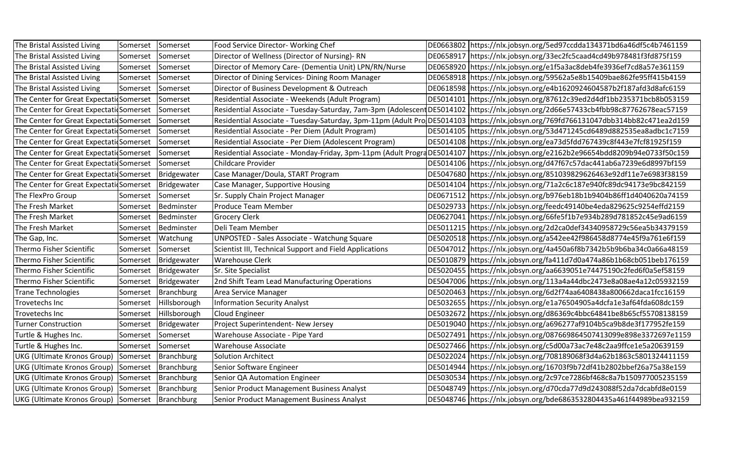| | | | | | |
|---|---|---|---|---|---|
| The Bristal Assisted Living | Somerset | Somerset | Food Service Director- Working Chef | DE0663802 | https://nlx.jobsyn.org/5ed97ccdda134371bd6a46df5c4b7461159 |
| The Bristal Assisted Living | Somerset | Somerset | Director of Wellness (Director of Nursing)- RN | DE0658917 | https://nlx.jobsyn.org/33ec2fc5caad4cd49b978481f3fd875f159 |
| The Bristal Assisted Living | Somerset | Somerset | Director of Memory Care- (Dementia Unit) LPN/RN/Nurse | DE0658920 | https://nlx.jobsyn.org/e1f5a3ac8deb4fe3936ef7cd8a57e361159 |
| The Bristal Assisted Living | Somerset | Somerset | Director of Dining Services- Dining Room Manager | DE0658918 | https://nlx.jobsyn.org/59562a5e8b15409bae862fe95ff415b4159 |
| The Bristal Assisted Living | Somerset | Somerset | Director of Business Development & Outreach | DE0618598 | https://nlx.jobsyn.org/e4b1620924604587b2f187afd3d8afc6159 |
| The Center for Great Expectati | Somerset | Somerset | Residential Associate - Weekends (Adult Program) | DE5014101 | https://nlx.jobsyn.org/87612c39ed2d4df1bb235371bcb8b053159 |
| The Center for Great Expectati | Somerset | Somerset | Residential Associate - Tuesday-Saturday, 7am-3pm (Adolescent | DE5014102 | https://nlx.jobsyn.org/2d66e57433cb4fbb98c87762678eac57159 |
| The Center for Great Expectati | Somerset | Somerset | Residential Associate - Tuesday-Saturday, 3pm-11pm (Adult Pro | DE5014103 | https://nlx.jobsyn.org/769fd766131047dbb314bb82c471ea2d159 |
| The Center for Great Expectati | Somerset | Somerset | Residential Associate - Per Diem (Adult Program) | DE5014105 | https://nlx.jobsyn.org/53d471245cd6489d882535ea8adbc1c7159 |
| The Center for Great Expectati | Somerset | Somerset | Residential Associate - Per Diem (Adolescent Program) | DE5014108 | https://nlx.jobsyn.org/ea73d5fdd767439c8f443e7fcf81925f159 |
| The Center for Great Expectati | Somerset | Somerset | Residential Associate - Monday-Friday, 3pm-11pm (Adult Progra | DE5014107 | https://nlx.jobsyn.org/e2162b2e96654bdd8209b94e0733f50c159 |
| The Center for Great Expectati | Somerset | Somerset | Childcare Provider | DE5014106 | https://nlx.jobsyn.org/d47f67c57dac441ab6a7239e6d8997bf159 |
| The Center for Great Expectati | Somerset | Bridgewater | Case Manager/Doula, START Program | DE5047680 | https://nlx.jobsyn.org/851039829626463e92df11e7e6983f38159 |
| The Center for Great Expectati | Somerset | Bridgewater | Case Manager, Supportive Housing | DE5014104 | https://nlx.jobsyn.org/71a2c6c187e940fc89dc94173e9bc842159 |
| The FlexPro Group | Somerset | Somerset | Sr. Supply Chain Project Manager | DE0671512 | https://nlx.jobsyn.org/b976eb18b1b9404b86ff1d4040620a74159 |
| The Fresh Market | Somerset | Bedminster | Produce Team Member | DE5029733 | https://nlx.jobsyn.org/feedc49140be4eda829625c9254effd2159 |
| The Fresh Market | Somerset | Bedminster | Grocery Clerk | DE0627041 | https://nlx.jobsyn.org/66fe5f1b7e934b289d781852c45e9ad6159 |
| The Fresh Market | Somerset | Bedminster | Deli Team Member | DE5011215 | https://nlx.jobsyn.org/2d2ca0def34340958729c56ea5b34379159 |
| The Gap, Inc. | Somerset | Watchung | UNPOSTED - Sales Associate - Watchung Square | DE5020518 | https://nlx.jobsyn.org/a542ee42f986458d8774e45f9a761e6f159 |
| Thermo Fisher Scientific | Somerset | Somerset | Scientist III, Technical Support and Field Applications | DE5047012 | https://nlx.jobsyn.org/4a450a6f8b7342b5b9b6ba34c0a66a48159 |
| Thermo Fisher Scientific | Somerset | Bridgewater | Warehouse Clerk | DE5010879 | https://nlx.jobsyn.org/fa411d7d0a474a86b1b68cb051beb176159 |
| Thermo Fisher Scientific | Somerset | Bridgewater | Sr. Site Specialist | DE5020455 | https://nlx.jobsyn.org/aa6639051e74475190c2fed6f0a5ef58159 |
| Thermo Fisher Scientific | Somerset | Bridgewater | 2nd Shift Team Lead Manufacturing Operations | DE5047006 | https://nlx.jobsyn.org/113a4a44dbc2473e8a08ae4a12c05932159 |
| Trane Technologies | Somerset | Branchburg | Area Service Manager | DE5020463 | https://nlx.jobsyn.org/6d2f74aa6408438a800662daca1fcc16159 |
| Trovetechs Inc | Somerset | Hillsborough | Information Security Analyst | DE5032655 | https://nlx.jobsyn.org/e1a76504905a4dcfa1e3af64fda608dc159 |
| Trovetechs Inc | Somerset | Hillsborough | Cloud Engineer | DE5032672 | https://nlx.jobsyn.org/d86369c4bbc64841be8b65cf55708138159 |
| Turner Construction | Somerset | Bridgewater | Project Superintendent- New Jersey | DE5019040 | https://nlx.jobsyn.org/a696277af9104b5ca9b8de3f177952fe159 |
| Turtle & Hughes Inc. | Somerset | Somerset | Warehouse Associate - Pipe Yard | DE5027491 | https://nlx.jobsyn.org/087669864507413099e898e3372697e1159 |
| Turtle & Hughes Inc. | Somerset | Somerset | Warehouse Associate | DE5027466 | https://nlx.jobsyn.org/c5d00a73ac7e48c2aa9ffce1e5a20639159 |
| UKG (Ultimate Kronos Group) | Somerset | Branchburg | Solution Architect | DE5022024 | https://nlx.jobsyn.org/708189068f3d4a62b1863c5801324411159 |
| UKG (Ultimate Kronos Group) | Somerset | Branchburg | Senior Software Engineer | DE5014944 | https://nlx.jobsyn.org/16703f9b72df41b2802bbef26a75a38e159 |
| UKG (Ultimate Kronos Group) | Somerset | Branchburg | Senior QA Automation Engineer | DE5030534 | https://nlx.jobsyn.org/2c97ce7286bf468c8a7b150977005235159 |
| UKG (Ultimate Kronos Group) | Somerset | Branchburg | Senior Product Management Business Analyst | DE5048749 | https://nlx.jobsyn.org/d70cda77d9d243088f52da7dcabfd8e0159 |
| UKG (Ultimate Kronos Group) | Somerset | Branchburg | Senior Product Management Business Analyst | DE5048746 | https://nlx.jobsyn.org/bde6863532804435a461f44989bea932159 |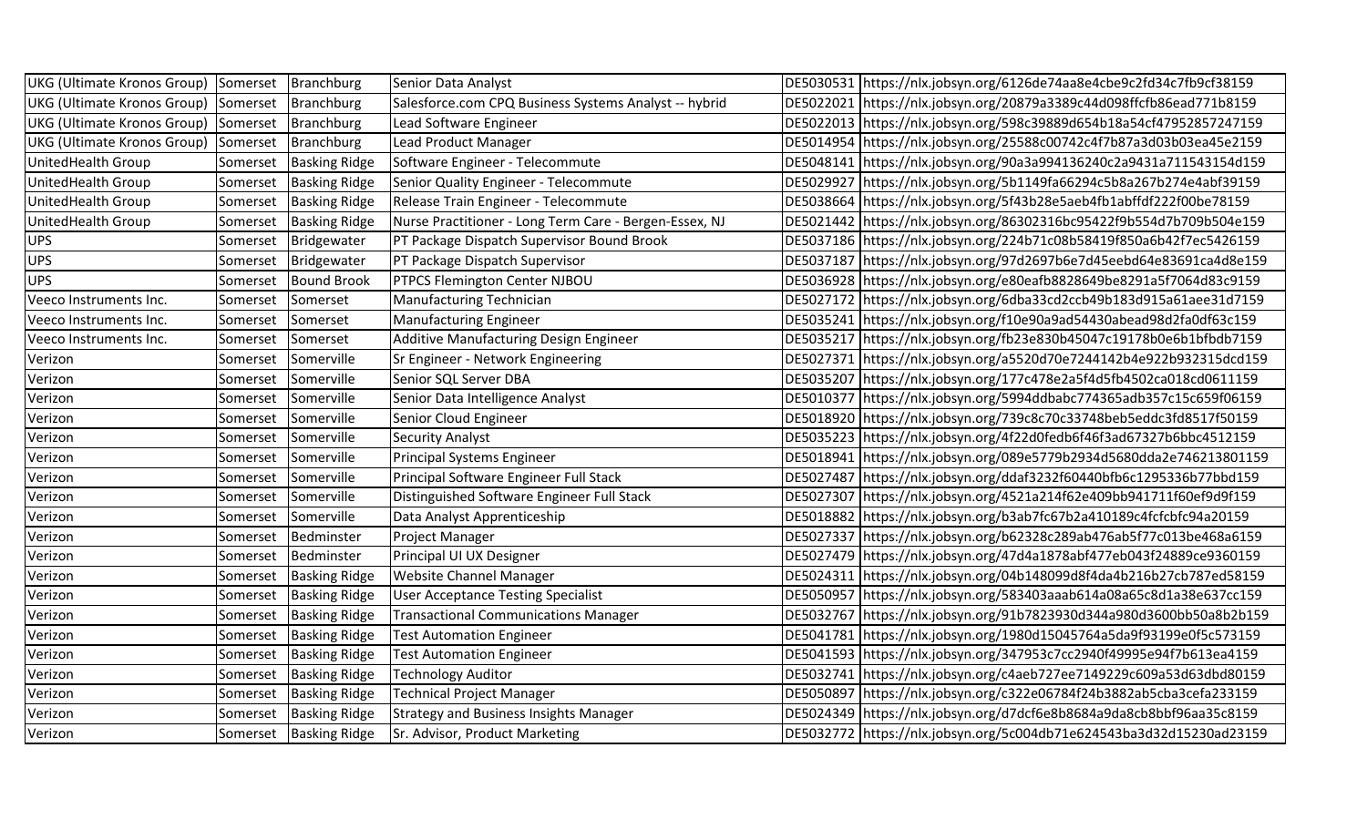| | | | | | |
|---|---|---|---|---|---|
| UKG (Ultimate Kronos Group) | Somerset | Branchburg | Senior Data Analyst | DE5030531 | https://nlx.jobsyn.org/6126de74aa8e4cbe9c2fd34c7fb9cf38159 |
| UKG (Ultimate Kronos Group) | Somerset | Branchburg | Salesforce.com CPQ Business Systems Analyst -- hybrid | DE5022021 | https://nlx.jobsyn.org/20879a3389c44d098ffcfb86ead771b8159 |
| UKG (Ultimate Kronos Group) | Somerset | Branchburg | Lead Software Engineer | DE5022013 | https://nlx.jobsyn.org/598c39889d654b18a54cf47952857247159 |
| UKG (Ultimate Kronos Group) | Somerset | Branchburg | Lead Product Manager | DE5014954 | https://nlx.jobsyn.org/25588c00742c4f7b87a3d03b03ea45e2159 |
| UnitedHealth Group | Somerset | Basking Ridge | Software Engineer - Telecommute | DE5048141 | https://nlx.jobsyn.org/90a3a994136240c2a9431a711543154d159 |
| UnitedHealth Group | Somerset | Basking Ridge | Senior Quality Engineer - Telecommute | DE5029927 | https://nlx.jobsyn.org/5b1149fa66294c5b8a267b274e4abf39159 |
| UnitedHealth Group | Somerset | Basking Ridge | Release Train Engineer - Telecommute | DE5038664 | https://nlx.jobsyn.org/5f43b28e5aeb4fb1abffdf222f00be78159 |
| UnitedHealth Group | Somerset | Basking Ridge | Nurse Practitioner - Long Term Care - Bergen-Essex, NJ | DE5021442 | https://nlx.jobsyn.org/86302316bc95422f9b554d7b709b504e159 |
| UPS | Somerset | Bridgewater | PT Package Dispatch Supervisor Bound Brook | DE5037186 | https://nlx.jobsyn.org/224b71c08b58419f850a6b42f7ec5426159 |
| UPS | Somerset | Bridgewater | PT Package Dispatch Supervisor | DE5037187 | https://nlx.jobsyn.org/97d2697b6e7d45eebd64e83691ca4d8e159 |
| UPS | Somerset | Bound Brook | PTPCS Flemington Center NJBOU | DE5036928 | https://nlx.jobsyn.org/e80eafb8828649be8291a5f7064d83c9159 |
| Veeco Instruments Inc. | Somerset | Somerset | Manufacturing Technician | DE5027172 | https://nlx.jobsyn.org/6dba33cd2ccb49b183d915a61aee31d7159 |
| Veeco Instruments Inc. | Somerset | Somerset | Manufacturing Engineer | DE5035241 | https://nlx.jobsyn.org/f10e90a9ad54430abead98d2fa0df63c159 |
| Veeco Instruments Inc. | Somerset | Somerset | Additive Manufacturing Design Engineer | DE5035217 | https://nlx.jobsyn.org/fb23e830b45047c19178b0e6b1bfbdb7159 |
| Verizon | Somerset | Somerville | Sr Engineer - Network Engineering | DE5027371 | https://nlx.jobsyn.org/a5520d70e7244142b4e922b932315dcd159 |
| Verizon | Somerset | Somerville | Senior SQL Server DBA | DE5035207 | https://nlx.jobsyn.org/177c478e2a5f4d5fb4502ca018cd0611159 |
| Verizon | Somerset | Somerville | Senior Data Intelligence Analyst | DE5010377 | https://nlx.jobsyn.org/5994ddbabc774365adb357c15c659f06159 |
| Verizon | Somerset | Somerville | Senior Cloud Engineer | DE5018920 | https://nlx.jobsyn.org/739c8c70c33748beb5eddc3fd8517f50159 |
| Verizon | Somerset | Somerville | Security Analyst | DE5035223 | https://nlx.jobsyn.org/4f22d0fedb6f46f3ad67327b6bbc4512159 |
| Verizon | Somerset | Somerville | Principal Systems Engineer | DE5018941 | https://nlx.jobsyn.org/089e5779b2934d5680dda2e746213801159 |
| Verizon | Somerset | Somerville | Principal Software Engineer Full Stack | DE5027487 | https://nlx.jobsyn.org/ddaf3232f60440bfb6c1295336b77bbd159 |
| Verizon | Somerset | Somerville | Distinguished Software Engineer Full Stack | DE5027307 | https://nlx.jobsyn.org/4521a214f62e409bb941711f60ef9d9f159 |
| Verizon | Somerset | Somerville | Data Analyst Apprenticeship | DE5018882 | https://nlx.jobsyn.org/b3ab7fc67b2a410189c4fcfcbfc94a20159 |
| Verizon | Somerset | Bedminster | Project Manager | DE5027337 | https://nlx.jobsyn.org/b62328c289ab476ab5f77c013be468a6159 |
| Verizon | Somerset | Bedminster | Principal UI UX Designer | DE5027479 | https://nlx.jobsyn.org/47d4a1878abf477eb043f24889ce9360159 |
| Verizon | Somerset | Basking Ridge | Website Channel Manager | DE5024311 | https://nlx.jobsyn.org/04b148099d8f4da4b216b27cb787ed58159 |
| Verizon | Somerset | Basking Ridge | User Acceptance Testing Specialist | DE5050957 | https://nlx.jobsyn.org/583403aaab614a08a65c8d1a38e637cc159 |
| Verizon | Somerset | Basking Ridge | Transactional Communications Manager | DE5032767 | https://nlx.jobsyn.org/91b7823930d344a980d3600bb50a8b2b159 |
| Verizon | Somerset | Basking Ridge | Test Automation Engineer | DE5041781 | https://nlx.jobsyn.org/1980d15045764a5da9f93199e0f5c573159 |
| Verizon | Somerset | Basking Ridge | Test Automation Engineer | DE5041593 | https://nlx.jobsyn.org/347953c7cc2940f49995e94f7b613ea4159 |
| Verizon | Somerset | Basking Ridge | Technology Auditor | DE5032741 | https://nlx.jobsyn.org/c4aeb727ee7149229c609a53d63dbd80159 |
| Verizon | Somerset | Basking Ridge | Technical Project Manager | DE5050897 | https://nlx.jobsyn.org/c322e06784f24b3882ab5cba3cefa233159 |
| Verizon | Somerset | Basking Ridge | Strategy and Business Insights Manager | DE5024349 | https://nlx.jobsyn.org/d7dcf6e8b8684a9da8cb8bbf96aa35c8159 |
| Verizon | Somerset | Basking Ridge | Sr. Advisor, Product Marketing | DE5032772 | https://nlx.jobsyn.org/5c004db71e624543ba3d32d15230ad23159 |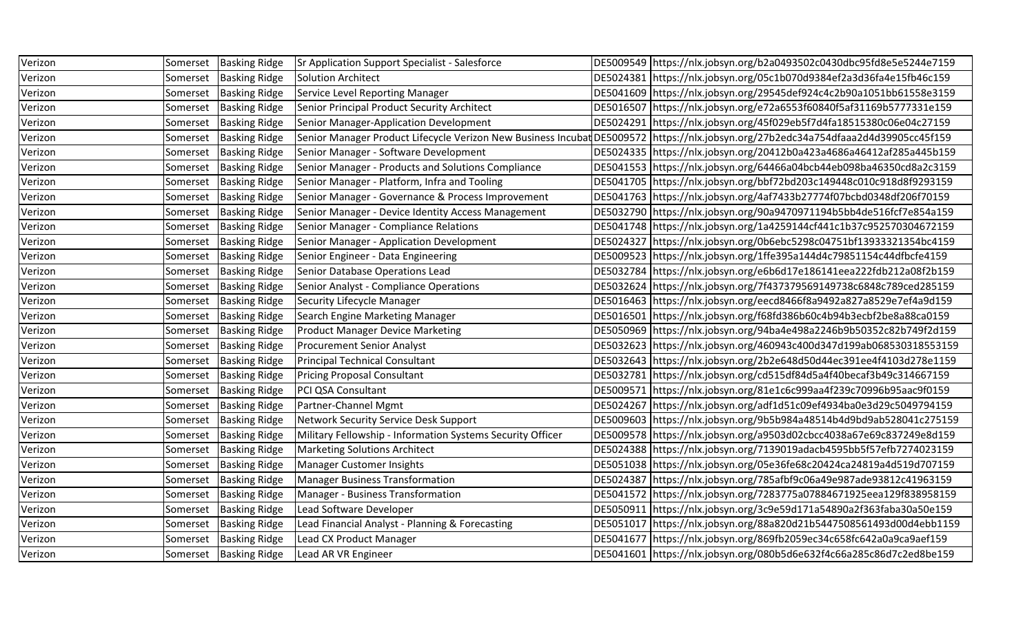| Verizon | Somerset | Basking Ridge | Sr Application Support Specialist - Salesforce | DE5009549 | https://nlx.jobsyn.org/b2a0493502c0430dbc95fd8e5e5244e7159 |
|---|---|---|---|---|---|
| Verizon | Somerset | Basking Ridge | Solution Architect | DE5024381 | https://nlx.jobsyn.org/05c1b070d9384ef2a3d36fa4e15fb46c159 |
| Verizon | Somerset | Basking Ridge | Service Level Reporting Manager | DE5041609 | https://nlx.jobsyn.org/29545def924c4c2b90a1051bb61558e3159 |
| Verizon | Somerset | Basking Ridge | Senior Principal Product Security Architect | DE5016507 | https://nlx.jobsyn.org/e72a6553f60840f5af31169b5777331e159 |
| Verizon | Somerset | Basking Ridge | Senior Manager-Application Development | DE5024291 | https://nlx.jobsyn.org/45f029eb5f7d4fa18515380c06e04c27159 |
| Verizon | Somerset | Basking Ridge | Senior Manager Product Lifecycle Verizon New Business Incubat | DE5009572 | https://nlx.jobsyn.org/27b2edc34a754dfaaa2d4d39905cc45f159 |
| Verizon | Somerset | Basking Ridge | Senior Manager - Software Development | DE5024335 | https://nlx.jobsyn.org/20412b0a423a4686a46412af285a445b159 |
| Verizon | Somerset | Basking Ridge | Senior Manager - Products and Solutions Compliance | DE5041553 | https://nlx.jobsyn.org/64466a04bcb44eb098ba46350cd8a2c3159 |
| Verizon | Somerset | Basking Ridge | Senior Manager - Platform, Infra and Tooling | DE5041705 | https://nlx.jobsyn.org/bbf72bd203c149448c010c918d8f9293159 |
| Verizon | Somerset | Basking Ridge | Senior Manager - Governance & Process Improvement | DE5041763 | https://nlx.jobsyn.org/4af7433b27774f07bcbd0348df206f70159 |
| Verizon | Somerset | Basking Ridge | Senior Manager - Device Identity Access Management | DE5032790 | https://nlx.jobsyn.org/90a9470971194b5bb4de516fcf7e854a159 |
| Verizon | Somerset | Basking Ridge | Senior Manager - Compliance Relations | DE5041748 | https://nlx.jobsyn.org/1a4259144cf441c1b37c952570304672159 |
| Verizon | Somerset | Basking Ridge | Senior Manager - Application Development | DE5024327 | https://nlx.jobsyn.org/0b6ebc5298c04751bf13933321354bc4159 |
| Verizon | Somerset | Basking Ridge | Senior Engineer - Data Engineering | DE5009523 | https://nlx.jobsyn.org/1ffe395a144d4c79851154c44dfbcfe4159 |
| Verizon | Somerset | Basking Ridge | Senior Database Operations Lead | DE5032784 | https://nlx.jobsyn.org/e6b6d17e186141eea222fdb212a08f2b159 |
| Verizon | Somerset | Basking Ridge | Senior Analyst - Compliance Operations | DE5032624 | https://nlx.jobsyn.org/7f437379569149738c6848c789ced285159 |
| Verizon | Somerset | Basking Ridge | Security Lifecycle Manager | DE5016463 | https://nlx.jobsyn.org/eecd8466f8a9492a827a8529e7ef4a9d159 |
| Verizon | Somerset | Basking Ridge | Search Engine Marketing Manager | DE5016501 | https://nlx.jobsyn.org/f68fd386b60c4b94b3ecbf2be8a88ca0159 |
| Verizon | Somerset | Basking Ridge | Product Manager Device Marketing | DE5050969 | https://nlx.jobsyn.org/94ba4e498a2246b9b50352c82b749f2d159 |
| Verizon | Somerset | Basking Ridge | Procurement Senior Analyst | DE5032623 | https://nlx.jobsyn.org/460943c400d347d199ab068530318553159 |
| Verizon | Somerset | Basking Ridge | Principal Technical Consultant | DE5032643 | https://nlx.jobsyn.org/2b2e648d50d44ec391ee4f4103d278e1159 |
| Verizon | Somerset | Basking Ridge | Pricing Proposal Consultant | DE5032781 | https://nlx.jobsyn.org/cd515df84d5a4f40becaf3b49c314667159 |
| Verizon | Somerset | Basking Ridge | PCI QSA Consultant | DE5009571 | https://nlx.jobsyn.org/81e1c6c999aa4f239c70996b95aac9f0159 |
| Verizon | Somerset | Basking Ridge | Partner-Channel Mgmt | DE5024267 | https://nlx.jobsyn.org/adf1d51c09ef4934ba0e3d29c5049794159 |
| Verizon | Somerset | Basking Ridge | Network Security Service Desk Support | DE5009603 | https://nlx.jobsyn.org/9b5b984a48514b4d9bd9ab528041c275159 |
| Verizon | Somerset | Basking Ridge | Military Fellowship - Information Systems Security Officer | DE5009578 | https://nlx.jobsyn.org/a9503d02cbcc4038a67e69c837249e8d159 |
| Verizon | Somerset | Basking Ridge | Marketing Solutions Architect | DE5024388 | https://nlx.jobsyn.org/7139019adacb4595bb5f57efb7274023159 |
| Verizon | Somerset | Basking Ridge | Manager Customer Insights | DE5051038 | https://nlx.jobsyn.org/05e36fe68c20424ca24819a4d519d707159 |
| Verizon | Somerset | Basking Ridge | Manager Business Transformation | DE5024387 | https://nlx.jobsyn.org/785afbf9c06a49e987ade93812c41963159 |
| Verizon | Somerset | Basking Ridge | Manager - Business Transformation | DE5041572 | https://nlx.jobsyn.org/7283775a07884671925eea129f838958159 |
| Verizon | Somerset | Basking Ridge | Lead Software Developer | DE5050911 | https://nlx.jobsyn.org/3c9e59d171a54890a2f363faba30a50e159 |
| Verizon | Somerset | Basking Ridge | Lead Financial Analyst - Planning & Forecasting | DE5051017 | https://nlx.jobsyn.org/88a820d21b5447508561493d00d4ebb1159 |
| Verizon | Somerset | Basking Ridge | Lead CX Product Manager | DE5041677 | https://nlx.jobsyn.org/869fb2059ec34c658fc642a0a9ca9aef159 |
| Verizon | Somerset | Basking Ridge | Lead AR VR Engineer | DE5041601 | https://nlx.jobsyn.org/080b5d6e632f4c66a285c86d7c2ed8be159 |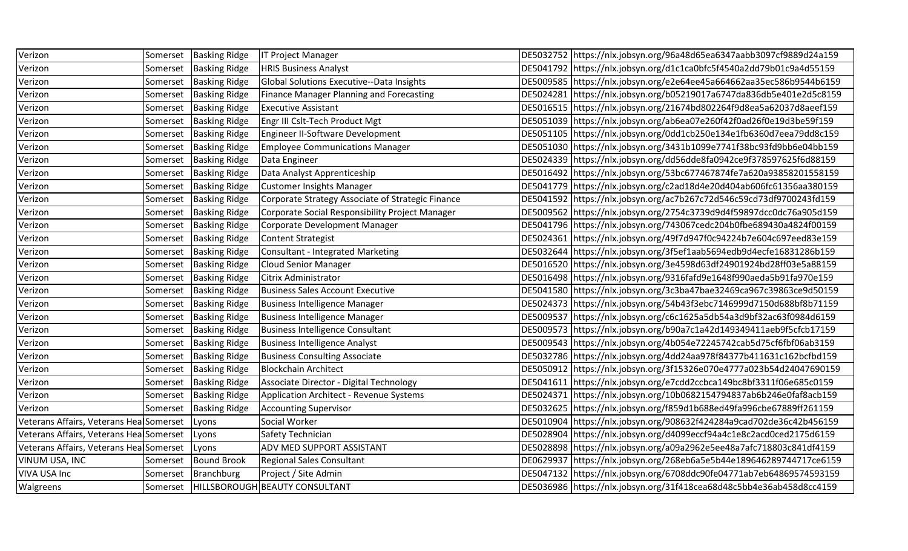| Verizon | Somerset | Basking Ridge | IT Project Manager | DE5032752 | https://nlx.jobsyn.org/96a48d65ea6347aabb3097cf9889d24a159 |
|---|---|---|---|---|---|
| Verizon | Somerset | Basking Ridge | HRIS Business Analyst | DE5041792 | https://nlx.jobsyn.org/d1c1ca0bfc5f4540a2dd79b01c9a4d55159 |
| Verizon | Somerset | Basking Ridge | Global Solutions Executive--Data Insights | DE5009585 | https://nlx.jobsyn.org/e2e64ee45a664662aa35ec586b9544b6159 |
| Verizon | Somerset | Basking Ridge | Finance Manager Planning and Forecasting | DE5024281 | https://nlx.jobsyn.org/b05219017a6747da836db5e401e2d5c8159 |
| Verizon | Somerset | Basking Ridge | Executive Assistant | DE5016515 | https://nlx.jobsyn.org/21674bd802264f9d8ea5a62037d8aeef159 |
| Verizon | Somerset | Basking Ridge | Engr III Cslt-Tech Product Mgt | DE5051039 | https://nlx.jobsyn.org/ab6ea07e260f42f0ad26f0e19d3be59f159 |
| Verizon | Somerset | Basking Ridge | Engineer II-Software Development | DE5051105 | https://nlx.jobsyn.org/0dd1cb250e134e1fb6360d7eea79dd8c159 |
| Verizon | Somerset | Basking Ridge | Employee Communications Manager | DE5051030 | https://nlx.jobsyn.org/3431b1099e7741f38bc93fd9bb6e04bb159 |
| Verizon | Somerset | Basking Ridge | Data Engineer | DE5024339 | https://nlx.jobsyn.org/dd56dde8fa0942ce9f378597625f6d88159 |
| Verizon | Somerset | Basking Ridge | Data Analyst Apprenticeship | DE5016492 | https://nlx.jobsyn.org/53bc677467874fe7a620a93858201558159 |
| Verizon | Somerset | Basking Ridge | Customer Insights Manager | DE5041779 | https://nlx.jobsyn.org/c2ad18d4e20d404ab606fc61356aa380159 |
| Verizon | Somerset | Basking Ridge | Corporate Strategy Associate of Strategic Finance | DE5041592 | https://nlx.jobsyn.org/ac7b267c72d546c59cd73df9700243fd159 |
| Verizon | Somerset | Basking Ridge | Corporate Social Responsibility Project Manager | DE5009562 | https://nlx.jobsyn.org/2754c3739d9d4f59897dcc0dc76a905d159 |
| Verizon | Somerset | Basking Ridge | Corporate Development Manager | DE5041796 | https://nlx.jobsyn.org/743067cedc204b0fbe689430a4824f00159 |
| Verizon | Somerset | Basking Ridge | Content Strategist | DE5024361 | https://nlx.jobsyn.org/49f7d947f0c94224b7e604c697eed83e159 |
| Verizon | Somerset | Basking Ridge | Consultant - Integrated Marketing | DE5032644 | https://nlx.jobsyn.org/3f5ef1aab5694edb9d4ecfe16831286b159 |
| Verizon | Somerset | Basking Ridge | Cloud Senior Manager | DE5016520 | https://nlx.jobsyn.org/3e4598d63df24901924bd28ff03e5a88159 |
| Verizon | Somerset | Basking Ridge | Citrix Administrator | DE5016498 | https://nlx.jobsyn.org/9316fafd9e1648f990aeda5b91fa970e159 |
| Verizon | Somerset | Basking Ridge | Business Sales Account Executive | DE5041580 | https://nlx.jobsyn.org/3c3ba47bae32469ca967c39863ce9d50159 |
| Verizon | Somerset | Basking Ridge | Business Intelligence Manager | DE5024373 | https://nlx.jobsyn.org/54b43f3ebc7146999d7150d688bf8b71159 |
| Verizon | Somerset | Basking Ridge | Business Intelligence Manager | DE5009537 | https://nlx.jobsyn.org/c6c1625a5db54a3d9bf32ac63f0984d6159 |
| Verizon | Somerset | Basking Ridge | Business Intelligence Consultant | DE5009573 | https://nlx.jobsyn.org/b90a7c1a42d149349411aeb9f5cfcb17159 |
| Verizon | Somerset | Basking Ridge | Business Intelligence Analyst | DE5009543 | https://nlx.jobsyn.org/4b054e72245742cab5d75cf6fbf06ab3159 |
| Verizon | Somerset | Basking Ridge | Business Consulting Associate | DE5032786 | https://nlx.jobsyn.org/4dd24aa978f84377b411631c162bcfbd159 |
| Verizon | Somerset | Basking Ridge | Blockchain Architect | DE5050912 | https://nlx.jobsyn.org/3f15326e070e4777a023b54d24047690159 |
| Verizon | Somerset | Basking Ridge | Associate Director - Digital Technology | DE5041611 | https://nlx.jobsyn.org/e7cdd2ccbca149bc8bf3311f06e685c0159 |
| Verizon | Somerset | Basking Ridge | Application Architect - Revenue Systems | DE5024371 | https://nlx.jobsyn.org/10b0682154794837ab6b246e0faf8acb159 |
| Verizon | Somerset | Basking Ridge | Accounting Supervisor | DE5032625 | https://nlx.jobsyn.org/f859d1b688ed49fa996cbe67889ff261159 |
| Veterans Affairs, Veterans Hea | Somerset | Lyons | Social Worker | DE5010904 | https://nlx.jobsyn.org/908632f424284a9cad702de36c42b456159 |
| Veterans Affairs, Veterans Hea | Somerset | Lyons | Safety Technician | DE5028904 | https://nlx.jobsyn.org/d4099eccf94a4c1e8c2acd0ced2175d6159 |
| Veterans Affairs, Veterans Hea | Somerset | Lyons | ADV MED SUPPORT ASSISTANT | DE5028898 | https://nlx.jobsyn.org/a09a2962e5ee48a7afc718803c841df4159 |
| VINUM USA, INC | Somerset | Bound Brook | Regional Sales Consultant | DE0629937 | https://nlx.jobsyn.org/268eb6a5e5b44e189646289744717ce6159 |
| VIVA USA Inc | Somerset | Branchburg | Project / Site Admin | DE5047132 | https://nlx.jobsyn.org/6708ddc90fe04771ab7eb64869574593159 |
| Walgreens | Somerset | HILLSBOROUGH | BEAUTY CONSULTANT | DE5036986 | https://nlx.jobsyn.org/31f418cea68d48c5bb4e36ab458d8cc4159 |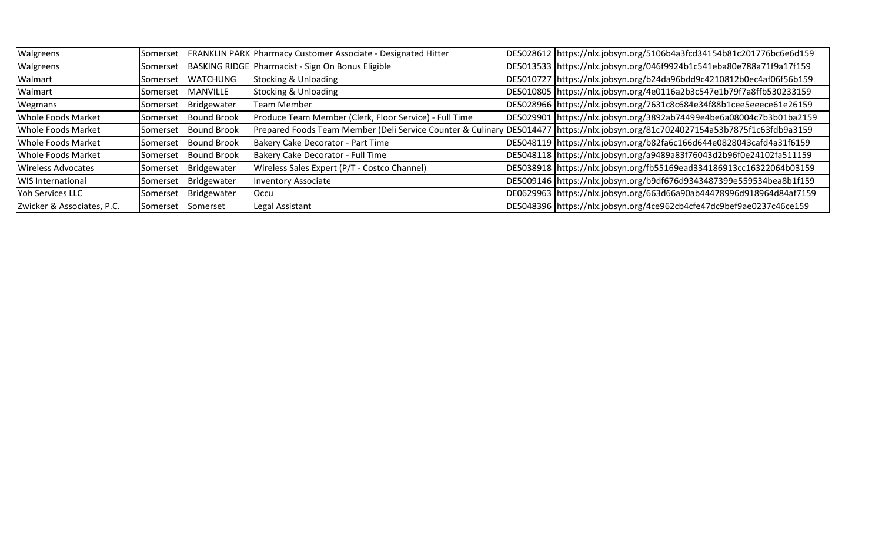| | | | | | |
|---|---|---|---|---|---|
| Walgreens | Somerset | FRANKLIN PARK | Pharmacy Customer Associate - Designated Hitter | DE5028612 | https://nlx.jobsyn.org/5106b4a3fcd34154b81c201776bc6e6d159 |
| Walgreens | Somerset | BASKING RIDGE | Pharmacist - Sign On Bonus Eligible | DE5013533 | https://nlx.jobsyn.org/046f9924b1c541eba80e788a71f9a17f159 |
| Walmart | Somerset | WATCHUNG | Stocking & Unloading | DE5010727 | https://nlx.jobsyn.org/b24da96bdd9c4210812b0ec4af06f56b159 |
| Walmart | Somerset | MANVILLE | Stocking & Unloading | DE5010805 | https://nlx.jobsyn.org/4e0116a2b3c547e1b79f7a8ffb530233159 |
| Wegmans | Somerset | Bridgewater | Team Member | DE5028966 | https://nlx.jobsyn.org/7631c8c684e34f88b1cee5eeece61e26159 |
| Whole Foods Market | Somerset | Bound Brook | Produce Team Member (Clerk, Floor Service) - Full Time | DE5029901 | https://nlx.jobsyn.org/3892ab74499e4be6a08004c7b3b01ba2159 |
| Whole Foods Market | Somerset | Bound Brook | Prepared Foods Team Member (Deli Service Counter & Culinary | DE5014477 | https://nlx.jobsyn.org/81c7024027154a53b7875f1c63fdb9a3159 |
| Whole Foods Market | Somerset | Bound Brook | Bakery Cake Decorator - Part Time | DE5048119 | https://nlx.jobsyn.org/b82fa6c166d644e0828043cafd4a31f6159 |
| Whole Foods Market | Somerset | Bound Brook | Bakery Cake Decorator - Full Time | DE5048118 | https://nlx.jobsyn.org/a9489a83f76043d2b96f0e24102fa511159 |
| Wireless Advocates | Somerset | Bridgewater | Wireless Sales Expert (P/T - Costco Channel) | DE5038918 | https://nlx.jobsyn.org/fb55169ead334186913cc16322064b03159 |
| WIS International | Somerset | Bridgewater | Inventory Associate | DE5009146 | https://nlx.jobsyn.org/b9df676d9343487399e559534bea8b1f159 |
| Yoh Services LLC | Somerset | Bridgewater | Occu | DE0629963 | https://nlx.jobsyn.org/663d66a90ab44478996d918964d84af7159 |
| Zwicker & Associates, P.C. | Somerset | Somerset | Legal Assistant | DE5048396 | https://nlx.jobsyn.org/4ce962cb4cfe47dc9bef9ae0237c46ce159 |